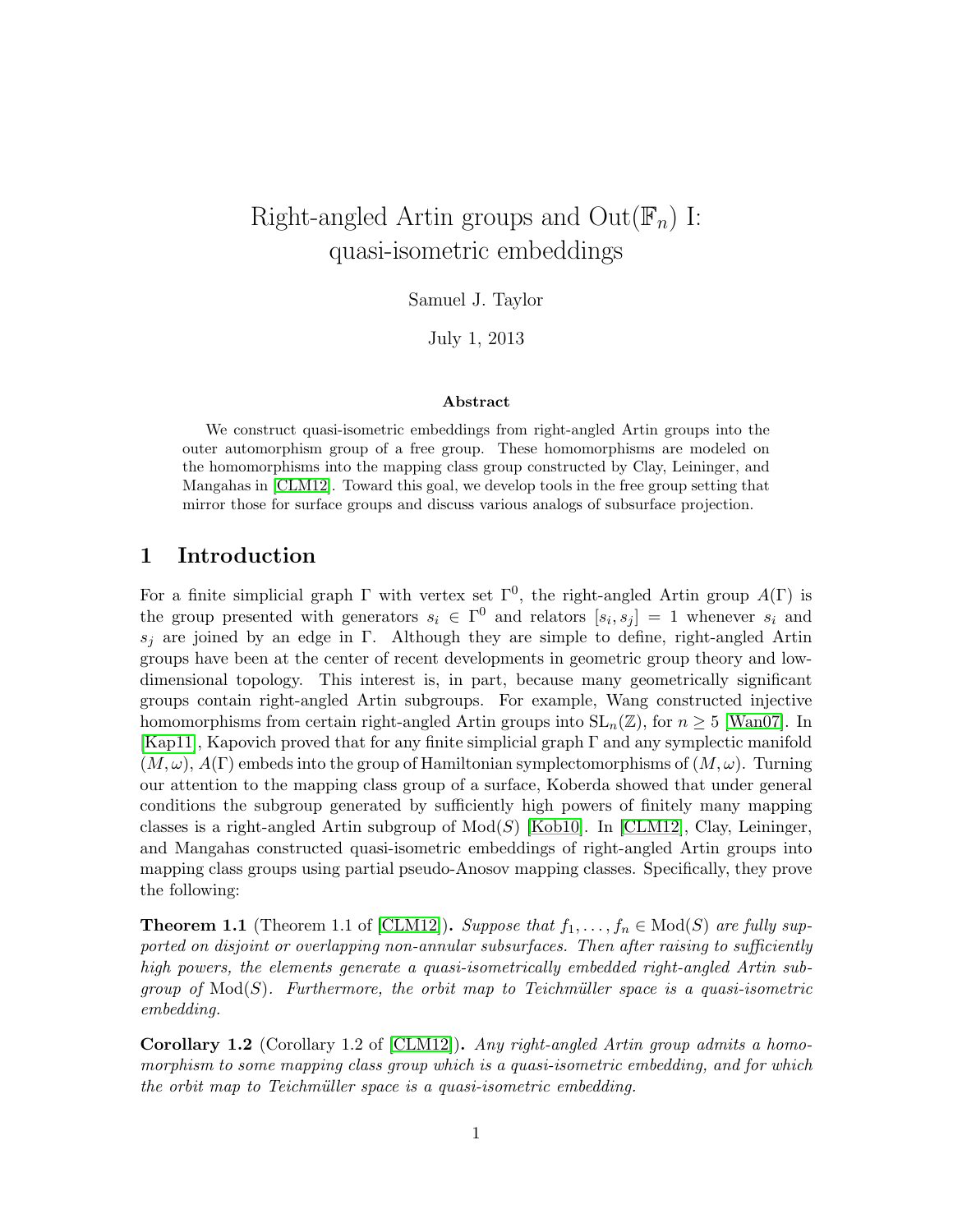# Right-angled Artin groups and $\mathrm{Out}(\mathbb{F}_n)$ I: quasi-isometric embeddings

Samuel J. Taylor

July 1, 2013

### Abstract

We construct quasi-isometric embeddings from right-angled Artin groups into the outer automorphism group of a free group. These homomorphisms are modeled on the homomorphisms into the mapping class group constructed by Clay, Leininger, and Mangahas in [CLM12]. Toward this goal, we develop tools in the free group setting that mirror those for surface groups and discuss various analogs of subsurface projection.

## 1 Introduction

For a finite simplicial graph $\Gamma$ with vertex set $\Gamma^0$, the right-angled Artin group $A(\Gamma)$ is the group presented with generators $s_i \in \Gamma^0$ and relators $[s_i, s_j] = 1$ whenever $s_i$ and $s_j$ are joined by an edge in $\Gamma$. Although they are simple to define, right-angled Artin groups have been at the center of recent developments in geometric group theory and low-dimensional topology. This interest is, in part, because many geometrically significant groups contain right-angled Artin subgroups. For example, Wang constructed injective homomorphisms from certain right-angled Artin groups into $\mathrm{SL}_n(\mathbb{Z})$, for $n \geq 5$ [Wan07]. In [Kap11], Kapovich proved that for any finite simplicial graph $\Gamma$ and any symplectic manifold $(M, \omega)$, $A(\Gamma)$ embeds into the group of Hamiltonian symplectomorphisms of $(M, \omega)$. Turning our attention to the mapping class group of a surface, Koberda showed that under general conditions the subgroup generated by sufficiently high powers of finitely many mapping classes is a right-angled Artin subgroup of $\mathrm{Mod}(S)$ [Kob10]. In [CLM12], Clay, Leininger, and Mangahas constructed quasi-isometric embeddings of right-angled Artin groups into mapping class groups using partial pseudo-Anosov mapping classes. Specifically, they prove the following:

**Theorem 1.1** (Theorem 1.1 of [CLM12]). *Suppose that $f_1, \ldots, f_n \in \mathrm{Mod}(S)$ are fully supported on disjoint or overlapping non-annular subsurfaces. Then after raising to sufficiently high powers, the elements generate a quasi-isometrically embedded right-angled Artin subgroup of $\mathrm{Mod}(S)$. Furthermore, the orbit map to Teichmüller space is a quasi-isometric embedding.*

**Corollary 1.2** (Corollary 1.2 of [CLM12]). *Any right-angled Artin group admits a homomorphism to some mapping class group which is a quasi-isometric embedding, and for which the orbit map to Teichmüller space is a quasi-isometric embedding.*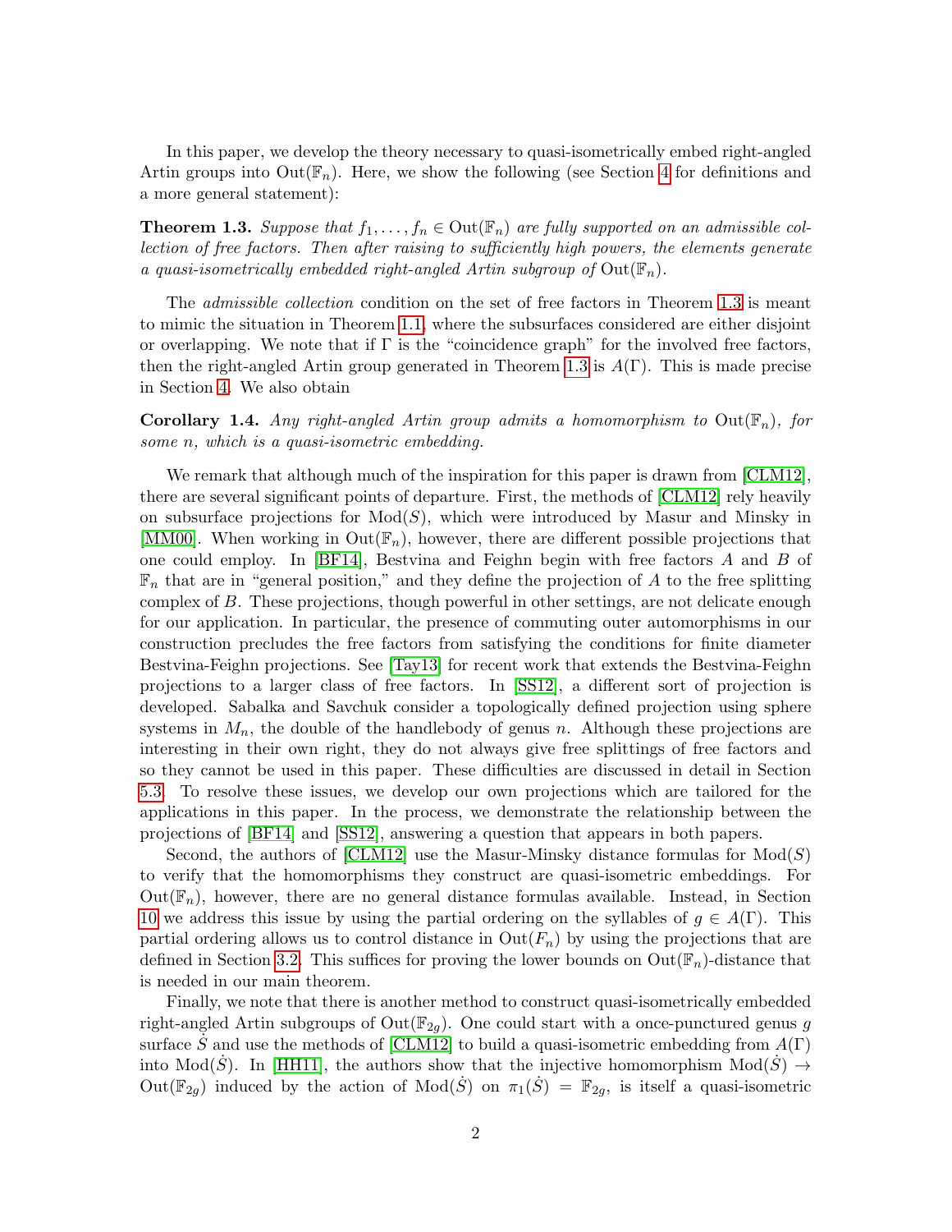In this paper, we develop the theory necessary to quasi-isometrically embed right-angled Artin groups into $\mathrm{Out}(\mathbb{F}_n)$. Here, we show the following (see Section 4 for definitions and a more general statement):

**Theorem 1.3.** *Suppose that $f_1, \ldots, f_n \in \mathrm{Out}(\mathbb{F}_n)$ are fully supported on an admissible collection of free factors. Then after raising to sufficiently high powers, the elements generate a quasi-isometrically embedded right-angled Artin subgroup of $\mathrm{Out}(\mathbb{F}_n)$.*

The *admissible collection* condition on the set of free factors in Theorem 1.3 is meant to mimic the situation in Theorem 1.1, where the subsurfaces considered are either disjoint or overlapping. We note that if $\Gamma$ is the "coincidence graph" for the involved free factors, then the right-angled Artin group generated in Theorem 1.3 is $A(\Gamma)$. This is made precise in Section 4. We also obtain

**Corollary 1.4.** *Any right-angled Artin group admits a homomorphism to $\mathrm{Out}(\mathbb{F}_n)$, for some $n$, which is a quasi-isometric embedding.*

We remark that although much of the inspiration for this paper is drawn from [CLM12], there are several significant points of departure. First, the methods of [CLM12] rely heavily on subsurface projections for $\mathrm{Mod}(S)$, which were introduced by Masur and Minsky in [MM00]. When working in $\mathrm{Out}(\mathbb{F}_n)$, however, there are different possible projections that one could employ. In [BF14], Bestvina and Feighn begin with free factors $A$ and $B$ of $\mathbb{F}_n$ that are in "general position," and they define the projection of $A$ to the free splitting complex of $B$. These projections, though powerful in other settings, are not delicate enough for our application. In particular, the presence of commuting outer automorphisms in our construction precludes the free factors from satisfying the conditions for finite diameter Bestvina-Feighn projections. See [Tay13] for recent work that extends the Bestvina-Feighn projections to a larger class of free factors. In [SS12], a different sort of projection is developed. Sabalka and Savchuk consider a topologically defined projection using sphere systems in $M_n$, the double of the handlebody of genus $n$. Although these projections are interesting in their own right, they do not always give free splittings of free factors and so they cannot be used in this paper. These difficulties are discussed in detail in Section 5.3. To resolve these issues, we develop our own projections which are tailored for the applications in this paper. In the process, we demonstrate the relationship between the projections of [BF14] and [SS12], answering a question that appears in both papers.

Second, the authors of [CLM12] use the Masur-Minsky distance formulas for $\mathrm{Mod}(S)$ to verify that the homomorphisms they construct are quasi-isometric embeddings. For $\mathrm{Out}(\mathbb{F}_n)$, however, there are no general distance formulas available. Instead, in Section 10 we address this issue by using the partial ordering on the syllables of $g \in A(\Gamma)$. This partial ordering allows us to control distance in $\mathrm{Out}(F_n)$ by using the projections that are defined in Section 3.2. This suffices for proving the lower bounds on $\mathrm{Out}(\mathbb{F}_n)$-distance that is needed in our main theorem.

Finally, we note that there is another method to construct quasi-isometrically embedded right-angled Artin subgroups of $\mathrm{Out}(\mathbb{F}_{2g})$. One could start with a once-punctured genus $g$ surface $\dot{S}$ and use the methods of [CLM12] to build a quasi-isometric embedding from $A(\Gamma)$ into $\mathrm{Mod}(\dot{S})$. In [HH11], the authors show that the injective homomorphism $\mathrm{Mod}(\dot{S}) \to \mathrm{Out}(\mathbb{F}_{2g})$ induced by the action of $\mathrm{Mod}(\dot{S})$ on $\pi_1(\dot{S}) = \mathbb{F}_{2g}$, is itself a quasi-isometric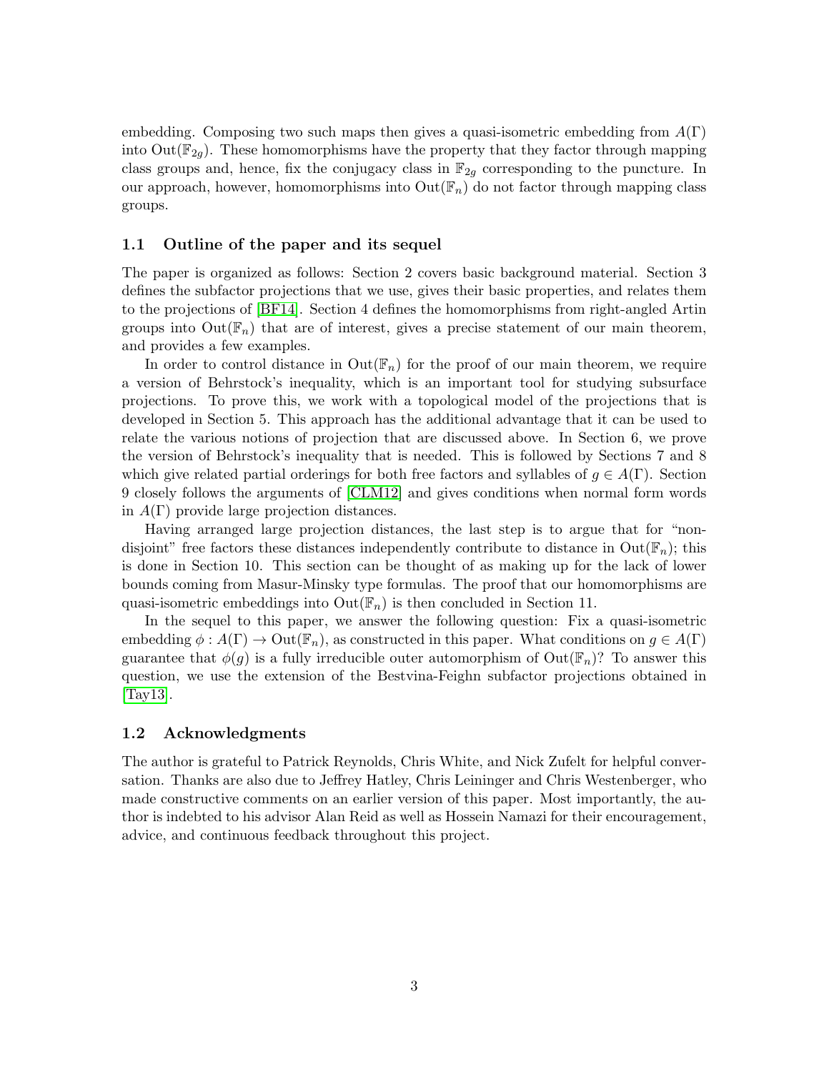embedding. Composing two such maps then gives a quasi-isometric embedding from $A(\Gamma)$ into $\mathrm{Out}(\mathbb{F}_{2g})$. These homomorphisms have the property that they factor through mapping class groups and, hence, fix the conjugacy class in $\mathbb{F}_{2g}$ corresponding to the puncture. In our approach, however, homomorphisms into $\mathrm{Out}(\mathbb{F}_n)$ do not factor through mapping class groups.

### 1.1 Outline of the paper and its sequel

The paper is organized as follows: Section 2 covers basic background material. Section 3 defines the subfactor projections that we use, gives their basic properties, and relates them to the projections of [BF14]. Section 4 defines the homomorphisms from right-angled Artin groups into $\mathrm{Out}(\mathbb{F}_n)$ that are of interest, gives a precise statement of our main theorem, and provides a few examples.

In order to control distance in $\mathrm{Out}(\mathbb{F}_n)$ for the proof of our main theorem, we require a version of Behrstock's inequality, which is an important tool for studying subsurface projections. To prove this, we work with a topological model of the projections that is developed in Section 5. This approach has the additional advantage that it can be used to relate the various notions of projection that are discussed above. In Section 6, we prove the version of Behrstock's inequality that is needed. This is followed by Sections 7 and 8 which give related partial orderings for both free factors and syllables of $g \in A(\Gamma)$. Section 9 closely follows the arguments of [CLM12] and gives conditions when normal form words in $A(\Gamma)$ provide large projection distances.

Having arranged large projection distances, the last step is to argue that for "non-disjoint" free factors these distances independently contribute to distance in $\mathrm{Out}(\mathbb{F}_n)$; this is done in Section 10. This section can be thought of as making up for the lack of lower bounds coming from Masur-Minsky type formulas. The proof that our homomorphisms are quasi-isometric embeddings into $\mathrm{Out}(\mathbb{F}_n)$ is then concluded in Section 11.

In the sequel to this paper, we answer the following question: Fix a quasi-isometric embedding $\phi : A(\Gamma) \to \mathrm{Out}(\mathbb{F}_n)$, as constructed in this paper. What conditions on $g \in A(\Gamma)$ guarantee that $\phi(g)$ is a fully irreducible outer automorphism of $\mathrm{Out}(\mathbb{F}_n)$? To answer this question, we use the extension of the Bestvina-Feighn subfactor projections obtained in [Tay13].

### 1.2 Acknowledgments

The author is grateful to Patrick Reynolds, Chris White, and Nick Zufelt for helpful conversation. Thanks are also due to Jeffrey Hatley, Chris Leininger and Chris Westenberger, who made constructive comments on an earlier version of this paper. Most importantly, the author is indebted to his advisor Alan Reid as well as Hossein Namazi for their encouragement, advice, and continuous feedback throughout this project.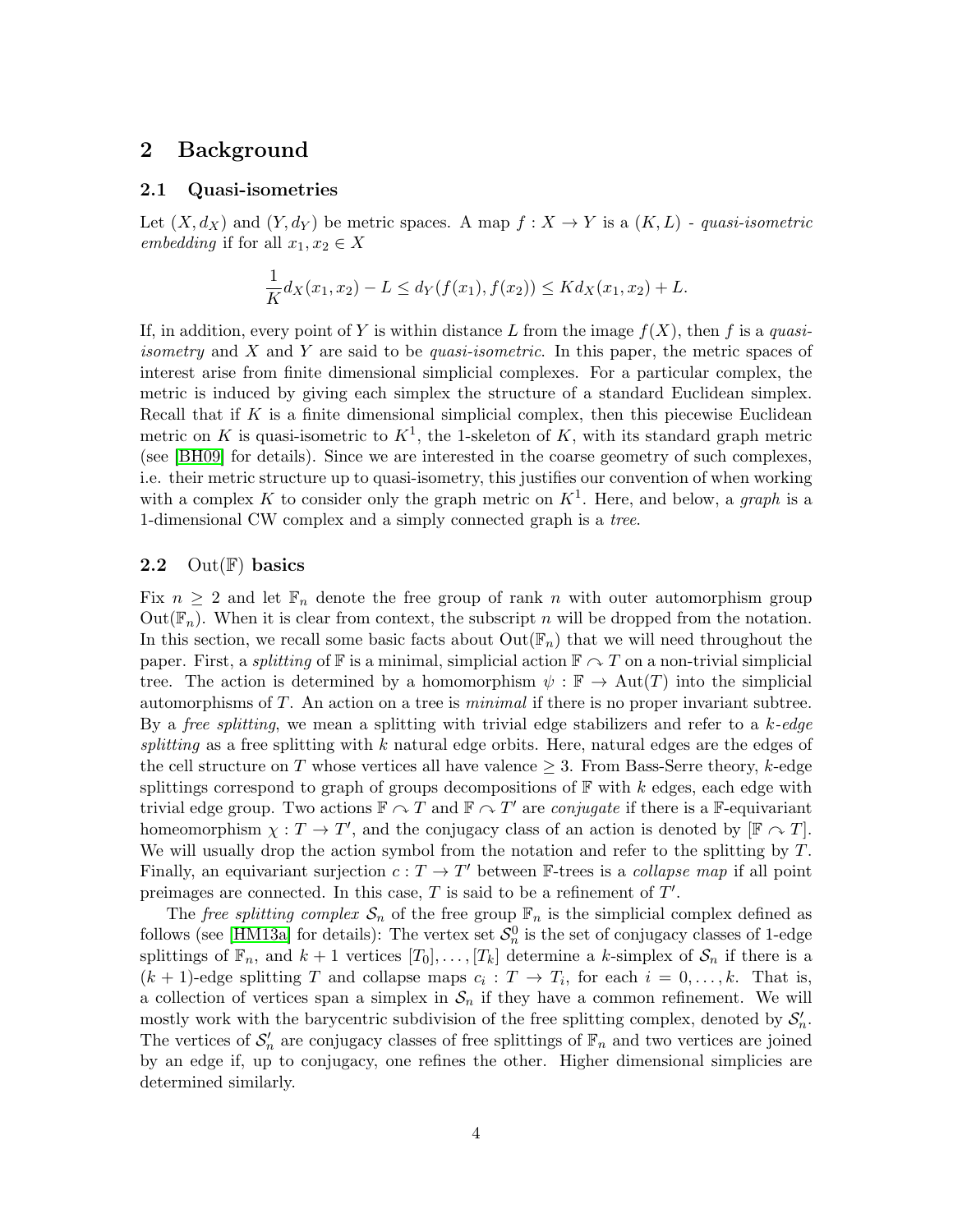## 2 Background

### 2.1 Quasi-isometries

Let $(X, d_X)$ and $(Y, d_Y)$ be metric spaces. A map $f : X \to Y$ is a $(K, L)$ - *quasi-isometric embedding* if for all $x_1, x_2 \in X$

$$\frac{1}{K} d_X(x_1, x_2) - L \leq d_Y(f(x_1), f(x_2)) \leq K d_X(x_1, x_2) + L.$$

If, in addition, every point of $Y$ is within distance $L$ from the image $f(X)$, then $f$ is a *quasi-isometry* and $X$ and $Y$ are said to be *quasi-isometric*. In this paper, the metric spaces of interest arise from finite dimensional simplicial complexes. For a particular complex, the metric is induced by giving each simplex the structure of a standard Euclidean simplex. Recall that if $K$ is a finite dimensional simplicial complex, then this piecewise Euclidean metric on $K$ is quasi-isometric to $K^1$, the 1-skeleton of $K$, with its standard graph metric (see [BH09] for details). Since we are interested in the coarse geometry of such complexes, i.e. their metric structure up to quasi-isometry, this justifies our convention of when working with a complex $K$ to consider only the graph metric on $K^1$. Here, and below, a *graph* is a 1-dimensional CW complex and a simply connected graph is a *tree*.

### 2.2 $\mathrm{Out}(\mathbb{F})$ basics

Fix $n \geq 2$ and let $\mathbb{F}_n$ denote the free group of rank $n$ with outer automorphism group $\mathrm{Out}(\mathbb{F}_n)$. When it is clear from context, the subscript $n$ will be dropped from the notation. In this section, we recall some basic facts about $\mathrm{Out}(\mathbb{F}_n)$ that we will need throughout the paper. First, a *splitting* of $\mathbb{F}$ is a minimal, simplicial action $\mathbb{F} \curvearrowright T$ on a non-trivial simplicial tree. The action is determined by a homomorphism $\psi : \mathbb{F} \to \mathrm{Aut}(T)$ into the simplicial automorphisms of $T$. An action on a tree is *minimal* if there is no proper invariant subtree. By a *free splitting*, we mean a splitting with trivial edge stabilizers and refer to a *$k$-edge splitting* as a free splitting with $k$ natural edge orbits. Here, natural edges are the edges of the cell structure on $T$ whose vertices all have valence $\geq 3$. From Bass-Serre theory, $k$-edge splittings correspond to graph of groups decompositions of $\mathbb{F}$ with $k$ edges, each edge with trivial edge group. Two actions $\mathbb{F} \curvearrowright T$ and $\mathbb{F} \curvearrowright T'$ are *conjugate* if there is a $\mathbb{F}$-equivariant homeomorphism $\chi : T \to T'$, and the conjugacy class of an action is denoted by $[\mathbb{F} \curvearrowright T]$. We will usually drop the action symbol from the notation and refer to the splitting by $T$. Finally, an equivariant surjection $c : T \to T'$ between $\mathbb{F}$-trees is a *collapse map* if all point preimages are connected. In this case, $T$ is said to be a refinement of $T'$.

The *free splitting complex* $\mathcal{S}_n$ of the free group $\mathbb{F}_n$ is the simplicial complex defined as follows (see [HM13a] for details): The vertex set $\mathcal{S}_n^0$ is the set of conjugacy classes of 1-edge splittings of $\mathbb{F}_n$, and $k+1$ vertices $[T_0], \ldots, [T_k]$ determine a $k$-simplex of $\mathcal{S}_n$ if there is a $(k+1)$-edge splitting $T$ and collapse maps $c_i : T \to T_i$, for each $i = 0, \ldots, k$. That is, a collection of vertices span a simplex in $\mathcal{S}_n$ if they have a common refinement. We will mostly work with the barycentric subdivision of the free splitting complex, denoted by $\mathcal{S}'_n$. The vertices of $\mathcal{S}'_n$ are conjugacy classes of free splittings of $\mathbb{F}_n$ and two vertices are joined by an edge if, up to conjugacy, one refines the other. Higher dimensional simplicies are determined similarly.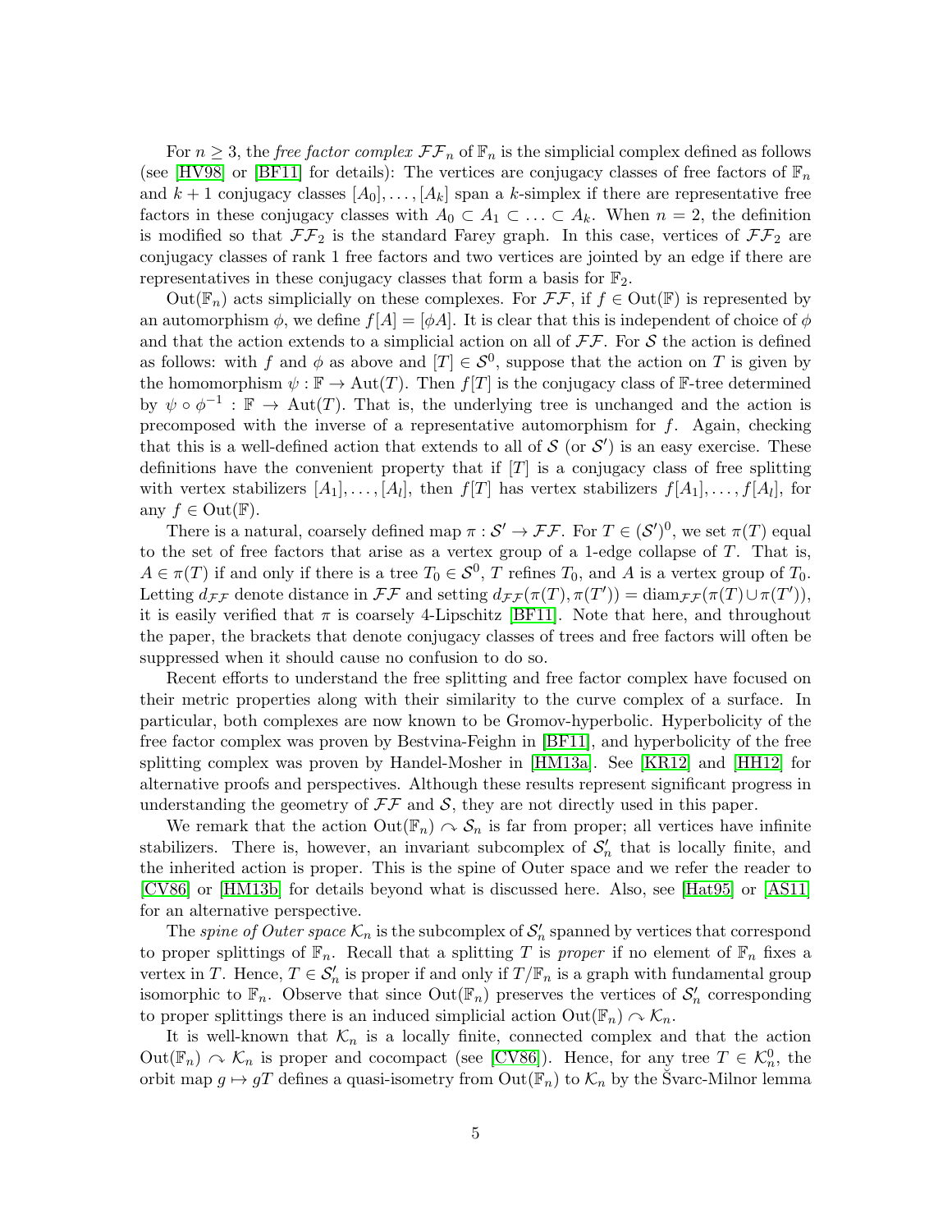For $n \geq 3$, the *free factor complex* $\mathcal{FF}_n$ of $\mathbb{F}_n$ is the simplicial complex defined as follows (see [HV98] or [BF11] for details): The vertices are conjugacy classes of free factors of $\mathbb{F}_n$ and $k+1$ conjugacy classes $[A_0], \ldots, [A_k]$ span a $k$-simplex if there are representative free factors in these conjugacy classes with $A_0 \subset A_1 \subset \ldots \subset A_k$. When $n = 2$, the definition is modified so that $\mathcal{FF}_2$ is the standard Farey graph. In this case, vertices of $\mathcal{FF}_2$ are conjugacy classes of rank 1 free factors and two vertices are jointed by an edge if there are representatives in these conjugacy classes that form a basis for $\mathbb{F}_2$.

$\mathrm{Out}(\mathbb{F}_n)$ acts simplicially on these complexes. For $\mathcal{FF}$, if $f \in \mathrm{Out}(\mathbb{F})$ is represented by an automorphism $\phi$, we define $f[A] = [\phi A]$. It is clear that this is independent of choice of $\phi$ and that the action extends to a simplicial action on all of $\mathcal{FF}$. For $\mathcal{S}$ the action is defined as follows: with $f$ and $\phi$ as above and $[T] \in \mathcal{S}^0$, suppose that the action on $T$ is given by the homomorphism $\psi : \mathbb{F} \to \mathrm{Aut}(T)$. Then $f[T]$ is the conjugacy class of $\mathbb{F}$-tree determined by $\psi \circ \phi^{-1} : \mathbb{F} \to \mathrm{Aut}(T)$. That is, the underlying tree is unchanged and the action is precomposed with the inverse of a representative automorphism for $f$. Again, checking that this is a well-defined action that extends to all of $\mathcal{S}$ (or $\mathcal{S}'$) is an easy exercise. These definitions have the convenient property that if $[T]$ is a conjugacy class of free splitting with vertex stabilizers $[A_1], \ldots, [A_l]$, then $f[T]$ has vertex stabilizers $f[A_1], \ldots, f[A_l]$, for any $f \in \mathrm{Out}(\mathbb{F})$.

There is a natural, coarsely defined map $\pi : \mathcal{S}' \to \mathcal{FF}$. For $T \in (\mathcal{S}')^0$, we set $\pi(T)$ equal to the set of free factors that arise as a vertex group of a 1-edge collapse of $T$. That is, $A \in \pi(T)$ if and only if there is a tree $T_0 \in \mathcal{S}^0$, $T$ refines $T_0$, and $A$ is a vertex group of $T_0$. Letting $d_{\mathcal{FF}}$ denote distance in $\mathcal{FF}$ and setting $d_{\mathcal{FF}}(\pi(T), \pi(T')) = \mathrm{diam}_{\mathcal{FF}}(\pi(T) \cup \pi(T'))$, it is easily verified that $\pi$ is coarsely 4-Lipschitz [BF11]. Note that here, and throughout the paper, the brackets that denote conjugacy classes of trees and free factors will often be suppressed when it should cause no confusion to do so.

Recent efforts to understand the free splitting and free factor complex have focused on their metric properties along with their similarity to the curve complex of a surface. In particular, both complexes are now known to be Gromov-hyperbolic. Hyperbolicity of the free factor complex was proven by Bestvina-Feighn in [BF11], and hyperbolicity of the free splitting complex was proven by Handel-Mosher in [HM13a]. See [KR12] and [HH12] for alternative proofs and perspectives. Although these results represent significant progress in understanding the geometry of $\mathcal{FF}$ and $\mathcal{S}$, they are not directly used in this paper.

We remark that the action $\mathrm{Out}(\mathbb{F}_n) \curvearrowright \mathcal{S}_n$ is far from proper; all vertices have infinite stabilizers. There is, however, an invariant subcomplex of $\mathcal{S}'_n$ that is locally finite, and the inherited action is proper. This is the spine of Outer space and we refer the reader to [CV86] or [HM13b] for details beyond what is discussed here. Also, see [Hat95] or [AS11] for an alternative perspective.

The *spine of Outer space* $\mathcal{K}_n$ is the subcomplex of $\mathcal{S}'_n$ spanned by vertices that correspond to proper splittings of $\mathbb{F}_n$. Recall that a splitting $T$ is *proper* if no element of $\mathbb{F}_n$ fixes a vertex in $T$. Hence, $T \in \mathcal{S}'_n$ is proper if and only if $T/\mathbb{F}_n$ is a graph with fundamental group isomorphic to $\mathbb{F}_n$. Observe that since $\mathrm{Out}(\mathbb{F}_n)$ preserves the vertices of $\mathcal{S}'_n$ corresponding to proper splittings there is an induced simplicial action $\mathrm{Out}(\mathbb{F}_n) \curvearrowright \mathcal{K}_n$.

It is well-known that $\mathcal{K}_n$ is a locally finite, connected complex and that the action $\mathrm{Out}(\mathbb{F}_n) \curvearrowright \mathcal{K}_n$ is proper and cocompact (see [CV86]). Hence, for any tree $T \in \mathcal{K}^0_n$, the orbit map $g \mapsto gT$ defines a quasi-isometry from $\mathrm{Out}(\mathbb{F}_n)$ to $\mathcal{K}_n$ by the Švarc-Milnor lemma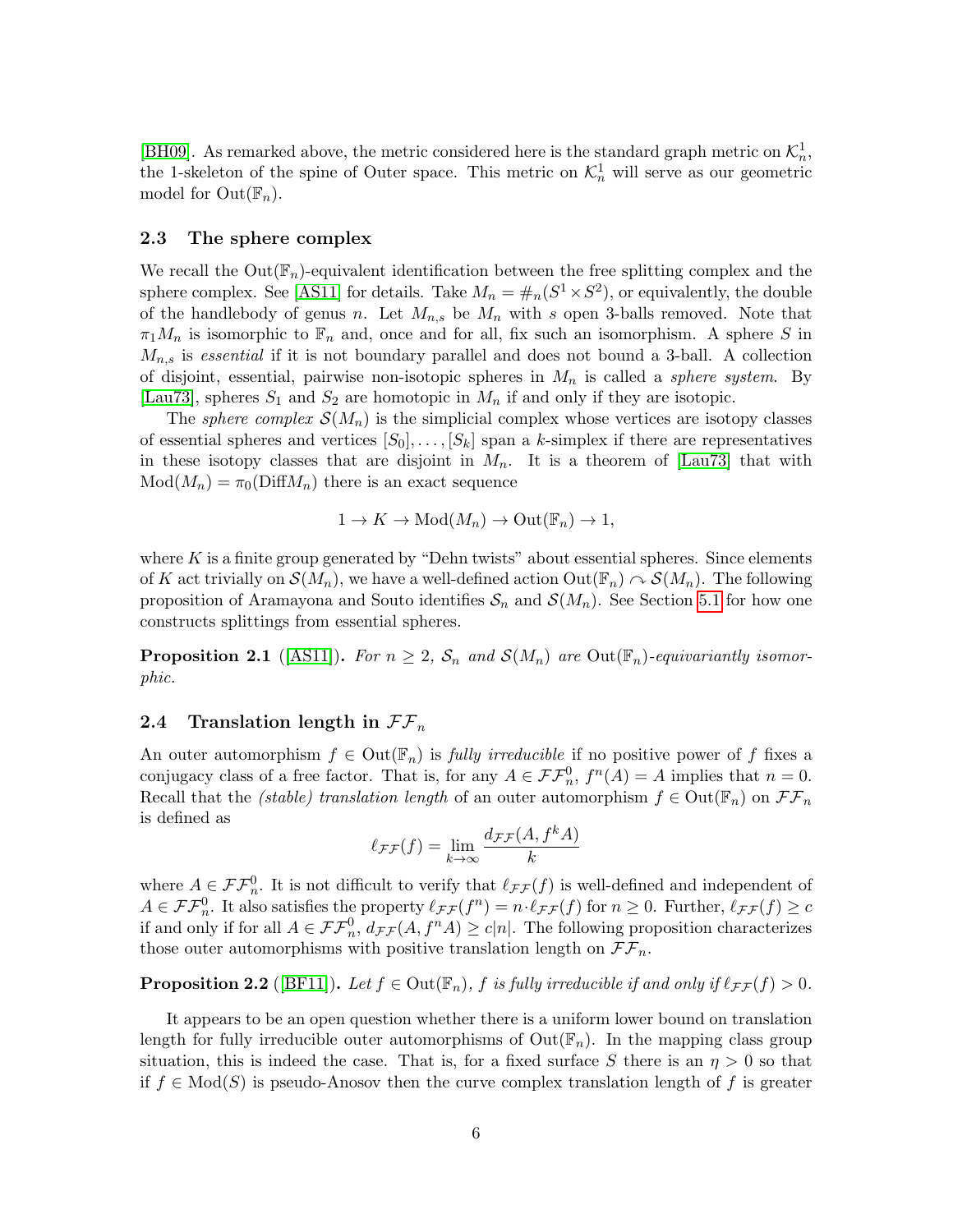[BH09]. As remarked above, the metric considered here is the standard graph metric on $\mathcal{K}_n^1$, the 1-skeleton of the spine of Outer space. This metric on $\mathcal{K}_n^1$ will serve as our geometric model for $\mathrm{Out}(\mathbb{F}_n)$.

### 2.3 The sphere complex

We recall the $\mathrm{Out}(\mathbb{F}_n)$-equivalent identification between the free splitting complex and the sphere complex. See [AS11] for details. Take $M_n = \#_n(S^1 \times S^2)$, or equivalently, the double of the handlebody of genus $n$. Let $M_{n,s}$ be $M_n$ with $s$ open 3-balls removed. Note that $\pi_1 M_n$ is isomorphic to $\mathbb{F}_n$ and, once and for all, fix such an isomorphism. A sphere $S$ in $M_{n,s}$ is *essential* if it is not boundary parallel and does not bound a 3-ball. A collection of disjoint, essential, pairwise non-isotopic spheres in $M_n$ is called a *sphere system*. By [Lau73], spheres $S_1$ and $S_2$ are homotopic in $M_n$ if and only if they are isotopic.

The *sphere complex* $\mathcal{S}(M_n)$ is the simplicial complex whose vertices are isotopy classes of essential spheres and vertices $[S_0], \ldots, [S_k]$ span a $k$-simplex if there are representatives in these isotopy classes that are disjoint in $M_n$. It is a theorem of [Lau73] that with $\mathrm{Mod}(M_n) = \pi_0(\mathrm{Diff} M_n)$ there is an exact sequence

$$1 \to K \to \mathrm{Mod}(M_n) \to \mathrm{Out}(\mathbb{F}_n) \to 1,$$

where $K$ is a finite group generated by "Dehn twists" about essential spheres. Since elements of $K$ act trivially on $\mathcal{S}(M_n)$, we have a well-defined action $\mathrm{Out}(\mathbb{F}_n) \curvearrowright \mathcal{S}(M_n)$. The following proposition of Aramayona and Souto identifies $\mathcal{S}_n$ and $\mathcal{S}(M_n)$. See Section 5.1 for how one constructs splittings from essential spheres.

**Proposition 2.1** ([AS11])**.** *For $n \geq 2$, $\mathcal{S}_n$ and $\mathcal{S}(M_n)$ are $\mathrm{Out}(\mathbb{F}_n)$-equivariantly isomorphic.*

### 2.4 Translation length in $\mathcal{FF}_n$

An outer automorphism $f \in \mathrm{Out}(\mathbb{F}_n)$ is *fully irreducible* if no positive power of $f$ fixes a conjugacy class of a free factor. That is, for any $A \in \mathcal{FF}_n^0$, $f^n(A) = A$ implies that $n = 0$. Recall that the *(stable) translation length* of an outer automorphism $f \in \mathrm{Out}(\mathbb{F}_n)$ on $\mathcal{FF}_n$ is defined as

$$\ell_{\mathcal{FF}}(f) = \lim_{k \to \infty} \frac{d_{\mathcal{FF}}(A, f^k A)}{k}$$

where $A \in \mathcal{FF}_n^0$. It is not difficult to verify that $\ell_{\mathcal{FF}}(f)$ is well-defined and independent of $A \in \mathcal{FF}_n^0$. It also satisfies the property $\ell_{\mathcal{FF}}(f^n) = n \cdot \ell_{\mathcal{FF}}(f)$ for $n \geq 0$. Further, $\ell_{\mathcal{FF}}(f) \geq c$ if and only if for all $A \in \mathcal{FF}_n^0$, $d_{\mathcal{FF}}(A, f^n A) \geq c|n|$. The following proposition characterizes those outer automorphisms with positive translation length on $\mathcal{FF}_n$.

**Proposition 2.2** ([BF11])**.** *Let $f \in \mathrm{Out}(\mathbb{F}_n)$, $f$ is fully irreducible if and only if $\ell_{\mathcal{FF}}(f) > 0$.*

It appears to be an open question whether there is a uniform lower bound on translation length for fully irreducible outer automorphisms of $\mathrm{Out}(\mathbb{F}_n)$. In the mapping class group situation, this is indeed the case. That is, for a fixed surface $S$ there is an $\eta > 0$ so that if $f \in \mathrm{Mod}(S)$ is pseudo-Anosov then the curve complex translation length of $f$ is greater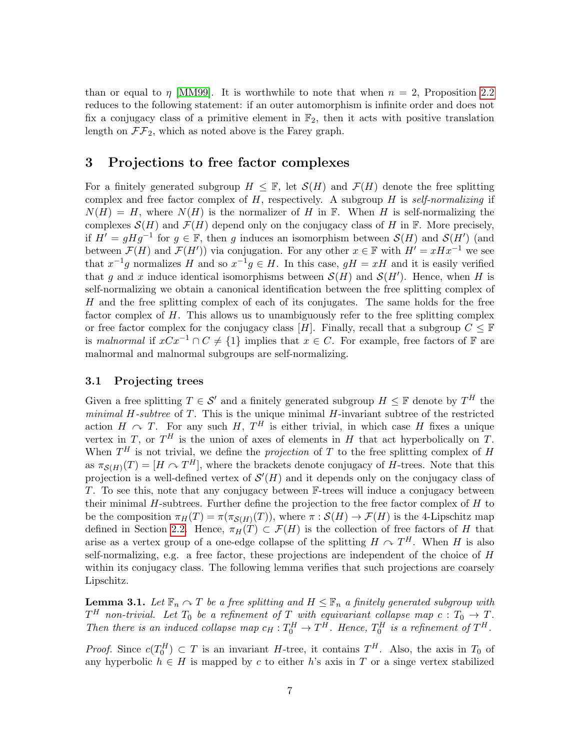than or equal to $\eta$ [MM99]. It is worthwhile to note that when $n = 2$, Proposition 2.2 reduces to the following statement: if an outer automorphism is infinite order and does not fix a conjugacy class of a primitive element in $\mathbb{F}_2$, then it acts with positive translation length on $\mathcal{FF}_2$, which as noted above is the Farey graph.

# 3 Projections to free factor complexes

For a finitely generated subgroup $H \leq \mathbb{F}$, let $\mathcal{S}(H)$ and $\mathcal{F}(H)$ denote the free splitting complex and free factor complex of $H$, respectively. A subgroup $H$ is *self-normalizing* if $N(H) = H$, where $N(H)$ is the normalizer of $H$ in $\mathbb{F}$. When $H$ is self-normalizing the complexes $\mathcal{S}(H)$ and $\mathcal{F}(H)$ depend only on the conjugacy class of $H$ in $\mathbb{F}$. More precisely, if $H' = gHg^{-1}$ for $g \in \mathbb{F}$, then $g$ induces an isomorphism between $\mathcal{S}(H)$ and $\mathcal{S}(H')$ (and between $\mathcal{F}(H)$ and $\mathcal{F}(H')$) via conjugation. For any other $x \in \mathbb{F}$ with $H' = xHx^{-1}$ we see that $x^{-1}g$ normalizes $H$ and so $x^{-1}g \in H$. In this case, $gH = xH$ and it is easily verified that $g$ and $x$ induce identical isomorphisms between $\mathcal{S}(H)$ and $\mathcal{S}(H')$. Hence, when $H$ is self-normalizing we obtain a canonical identification between the free splitting complex of $H$ and the free splitting complex of each of its conjugates. The same holds for the free factor complex of $H$. This allows us to unambiguously refer to the free splitting complex or free factor complex for the conjugacy class $[H]$. Finally, recall that a subgroup $C \leq \mathbb{F}$ is *malnormal* if $xCx^{-1} \cap C \neq \{1\}$ implies that $x \in C$. For example, free factors of $\mathbb{F}$ are malnormal and malnormal subgroups are self-normalizing.

## 3.1 Projecting trees

Given a free splitting $T \in \mathcal{S}'$ and a finitely generated subgroup $H \leq \mathbb{F}$ denote by $T^H$ the *minimal $H$-subtree* of $T$. This is the unique minimal $H$-invariant subtree of the restricted action $H \curvearrowright T$. For any such $H$, $T^H$ is either trivial, in which case $H$ fixes a unique vertex in $T$, or $T^H$ is the union of axes of elements in $H$ that act hyperbolically on $T$. When $T^H$ is not trivial, we define the *projection* of $T$ to the free splitting complex of $H$ as $\pi_{\mathcal{S}(H)}(T) = [H \curvearrowright T^H]$, where the brackets denote conjugacy of $H$-trees. Note that this projection is a well-defined vertex of $\mathcal{S}'(H)$ and it depends only on the conjugacy class of $T$. To see this, note that any conjugacy between $\mathbb{F}$-trees will induce a conjugacy between their minimal $H$-subtrees. Further define the projection to the free factor complex of $H$ to be the composition $\pi_H(T) = \pi(\pi_{\mathcal{S}(H)}(T))$, where $\pi : \mathcal{S}(H) \to \mathcal{F}(H)$ is the 4-Lipschitz map defined in Section 2.2. Hence, $\pi_H(T) \subset \mathcal{F}(H)$ is the collection of free factors of $H$ that arise as a vertex group of a one-edge collapse of the splitting $H \curvearrowright T^H$. When $H$ is also self-normalizing, e.g. a free factor, these projections are independent of the choice of $H$ within its conjugacy class. The following lemma verifies that such projections are coarsely Lipschitz.

**Lemma 3.1.** *Let $\mathbb{F}_n \curvearrowright T$ be a free splitting and $H \leq \mathbb{F}_n$ a finitely generated subgroup with $T^H$ non-trivial. Let $T_0$ be a refinement of $T$ with equivariant collapse map $c : T_0 \to T$. Then there is an induced collapse map $c_H : T_0^H \to T^H$. Hence, $T_0^H$ is a refinement of $T^H$.*

*Proof.* Since $c(T_0^H) \subset T$ is an invariant $H$-tree, it contains $T^H$. Also, the axis in $T_0$ of any hyperbolic $h \in H$ is mapped by $c$ to either $h$'s axis in $T$ or a singe vertex stabilized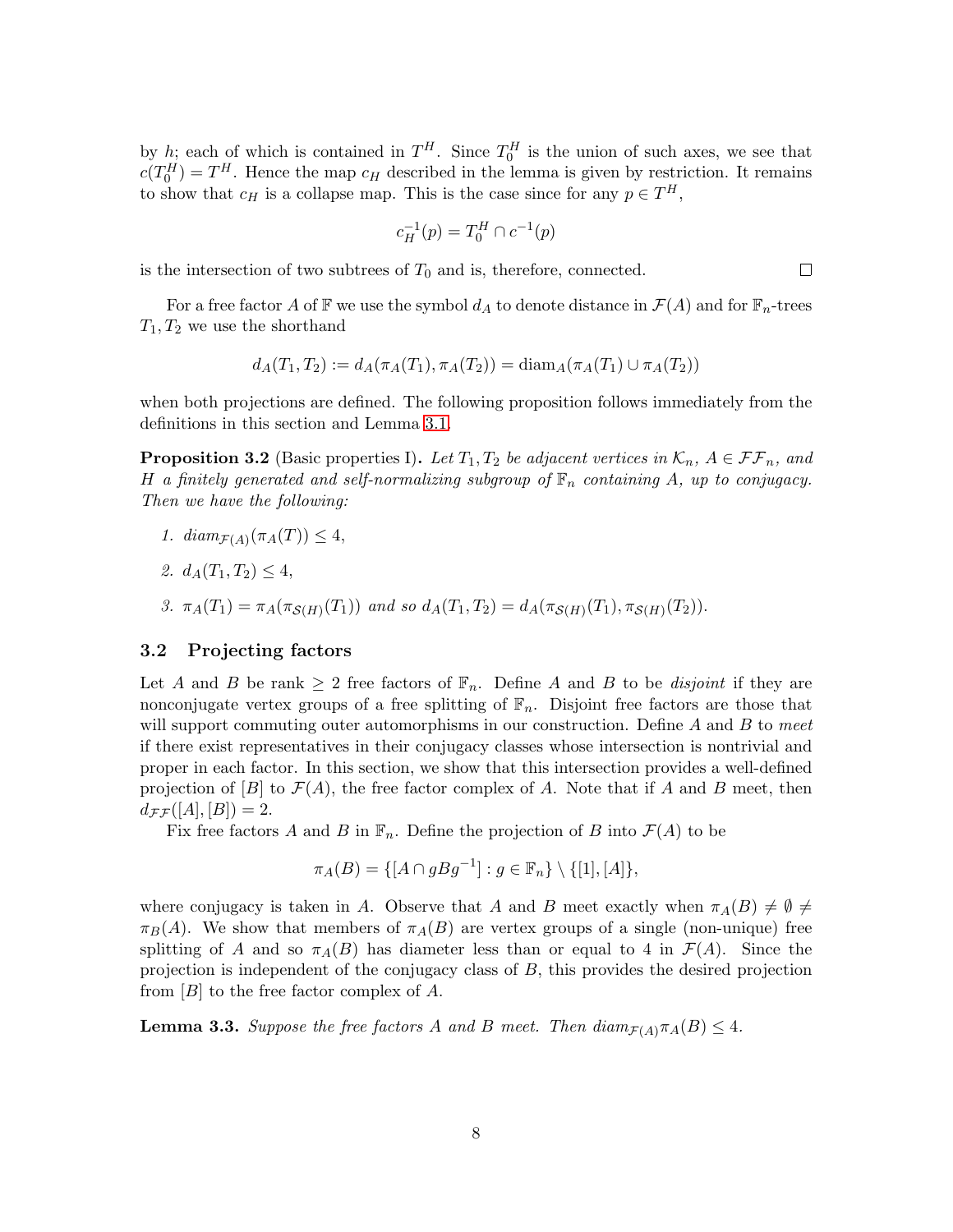by $h$; each of which is contained in $T^H$. Since $T_0^H$ is the union of such axes, we see that $c(T_0^H) = T^H$. Hence the map $c_H$ described in the lemma is given by restriction. It remains to show that $c_H$ is a collapse map. This is the case since for any $p \in T^H$,

$$c_H^{-1}(p) = T_0^H \cap c^{-1}(p)$$

is the intersection of two subtrees of $T_0$ and is, therefore, connected. $\square$

For a free factor $A$ of $\mathbb{F}$ we use the symbol $d_A$ to denote distance in $\mathcal{F}(A)$ and for $\mathbb{F}_n$-trees $T_1, T_2$ we use the shorthand

$$d_A(T_1, T_2) := d_A(\pi_A(T_1), \pi_A(T_2)) = \mathrm{diam}_A(\pi_A(T_1) \cup \pi_A(T_2))$$

when both projections are defined. The following proposition follows immediately from the definitions in this section and Lemma 3.1.

**Proposition 3.2** (Basic properties I)**.** *Let $T_1, T_2$ be adjacent vertices in $\mathcal{K}_n$, $A \in \mathcal{FF}_n$, and $H$ a finitely generated and self-normalizing subgroup of $\mathbb{F}_n$ containing $A$, up to conjugacy. Then we have the following:*

1. *$diam_{\mathcal{F}(A)}(\pi_A(T)) \leq 4$,*
2. *$d_A(T_1, T_2) \leq 4$,*
3. *$\pi_A(T_1) = \pi_A(\pi_{\mathcal{S}(H)}(T_1))$ and so $d_A(T_1, T_2) = d_A(\pi_{\mathcal{S}(H)}(T_1), \pi_{\mathcal{S}(H)}(T_2))$.*

### 3.2 Projecting factors

Let $A$ and $B$ be rank $\geq 2$ free factors of $\mathbb{F}_n$. Define $A$ and $B$ to be *disjoint* if they are nonconjugate vertex groups of a free splitting of $\mathbb{F}_n$. Disjoint free factors are those that will support commuting outer automorphisms in our construction. Define $A$ and $B$ to *meet* if there exist representatives in their conjugacy classes whose intersection is nontrivial and proper in each factor. In this section, we show that this intersection provides a well-defined projection of $[B]$ to $\mathcal{F}(A)$, the free factor complex of $A$. Note that if $A$ and $B$ meet, then $d_{\mathcal{FF}}([A], [B]) = 2$.

Fix free factors $A$ and $B$ in $\mathbb{F}_n$. Define the projection of $B$ into $\mathcal{F}(A)$ to be

$$\pi_A(B) = \{[A \cap gBg^{-1}] : g \in \mathbb{F}_n\} \setminus \{[1], [A]\},$$

where conjugacy is taken in $A$. Observe that $A$ and $B$ meet exactly when $\pi_A(B) \neq \emptyset \neq \pi_B(A)$. We show that members of $\pi_A(B)$ are vertex groups of a single (non-unique) free splitting of $A$ and so $\pi_A(B)$ has diameter less than or equal to 4 in $\mathcal{F}(A)$. Since the projection is independent of the conjugacy class of $B$, this provides the desired projection from $[B]$ to the free factor complex of $A$.

**Lemma 3.3.** *Suppose the free factors $A$ and $B$ meet. Then $diam_{\mathcal{F}(A)}\pi_A(B) \leq 4$.*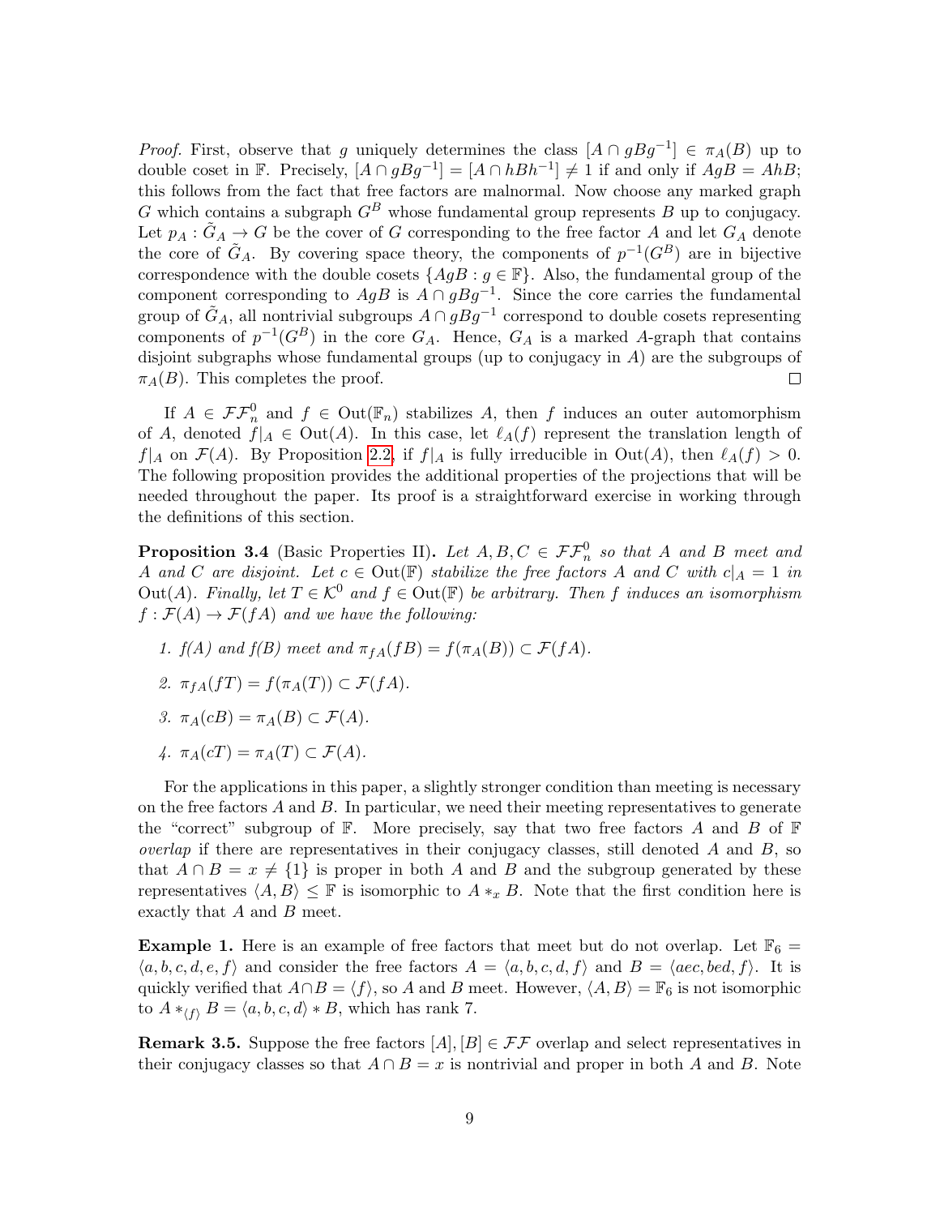*Proof.* First, observe that $g$ uniquely determines the class $[A \cap gBg^{-1}] \in \pi_A(B)$ up to double coset in $\mathbb{F}$. Precisely, $[A \cap gBg^{-1}] = [A \cap hBh^{-1}] \neq 1$ if and only if $AgB = AhB$; this follows from the fact that free factors are malnormal. Now choose any marked graph $G$ which contains a subgraph $G^B$ whose fundamental group represents $B$ up to conjugacy. Let $p_A : \tilde{G}_A \to G$ be the cover of $G$ corresponding to the free factor $A$ and let $G_A$ denote the core of $\tilde{G}_A$. By covering space theory, the components of $p^{-1}(G^B)$ are in bijective correspondence with the double cosets $\{AgB : g \in \mathbb{F}\}$. Also, the fundamental group of the component corresponding to $AgB$ is $A \cap gBg^{-1}$. Since the core carries the fundamental group of $\tilde{G}_A$, all nontrivial subgroups $A \cap gBg^{-1}$ correspond to double cosets representing components of $p^{-1}(G^B)$ in the core $G_A$. Hence, $G_A$ is a marked $A$-graph that contains disjoint subgraphs whose fundamental groups (up to conjugacy in $A$) are the subgroups of $\pi_A(B)$. This completes the proof. $\square$

If $A \in \mathcal{FF}_n^0$ and $f \in \mathrm{Out}(\mathbb{F}_n)$ stabilizes $A$, then $f$ induces an outer automorphism of $A$, denoted $f|_A \in \mathrm{Out}(A)$. In this case, let $\ell_A(f)$ represent the translation length of $f|_A$ on $\mathcal{F}(A)$. By Proposition 2.2, if $f|_A$ is fully irreducible in $\mathrm{Out}(A)$, then $\ell_A(f) > 0$. The following proposition provides the additional properties of the projections that will be needed throughout the paper. Its proof is a straightforward exercise in working through the definitions of this section.

**Proposition 3.4** (Basic Properties II). *Let $A, B, C \in \mathcal{FF}_n^0$ so that $A$ and $B$ meet and $A$ and $C$ are disjoint. Let $c \in \mathrm{Out}(\mathbb{F})$ stabilize the free factors $A$ and $C$ with $c|_A = 1$ in $\mathrm{Out}(A)$. Finally, let $T \in \mathcal{K}^0$ and $f \in \mathrm{Out}(\mathbb{F})$ be arbitrary. Then $f$ induces an isomorphism $f : \mathcal{F}(A) \to \mathcal{F}(fA)$ and we have the following:*

1. *$f(A)$ and $f(B)$ meet and $\pi_{fA}(fB) = f(\pi_A(B)) \subset \mathcal{F}(fA)$.*
2. *$\pi_{fA}(fT) = f(\pi_A(T)) \subset \mathcal{F}(fA)$.*
3. *$\pi_A(cB) = \pi_A(B) \subset \mathcal{F}(A)$.*
4. *$\pi_A(cT) = \pi_A(T) \subset \mathcal{F}(A)$.*

For the applications in this paper, a slightly stronger condition than meeting is necessary on the free factors $A$ and $B$. In particular, we need their meeting representatives to generate the "correct" subgroup of $\mathbb{F}$. More precisely, say that two free factors $A$ and $B$ of $\mathbb{F}$ *overlap* if there are representatives in their conjugacy classes, still denoted $A$ and $B$, so that $A \cap B = x \neq \{1\}$ is proper in both $A$ and $B$ and the subgroup generated by these representatives $\langle A, B \rangle \leq \mathbb{F}$ is isomorphic to $A *_x B$. Note that the first condition here is exactly that $A$ and $B$ meet.

**Example 1.** Here is an example of free factors that meet but do not overlap. Let $\mathbb{F}_6 = \langle a, b, c, d, e, f \rangle$ and consider the free factors $A = \langle a, b, c, d, f \rangle$ and $B = \langle aec, bed, f \rangle$. It is quickly verified that $A \cap B = \langle f \rangle$, so $A$ and $B$ meet. However, $\langle A, B \rangle = \mathbb{F}_6$ is not isomorphic to $A *_{\langle f \rangle} B = \langle a, b, c, d \rangle * B$, which has rank 7.

**Remark 3.5.** Suppose the free factors $[A], [B] \in \mathcal{FF}$ overlap and select representatives in their conjugacy classes so that $A \cap B = x$ is nontrivial and proper in both $A$ and $B$. Note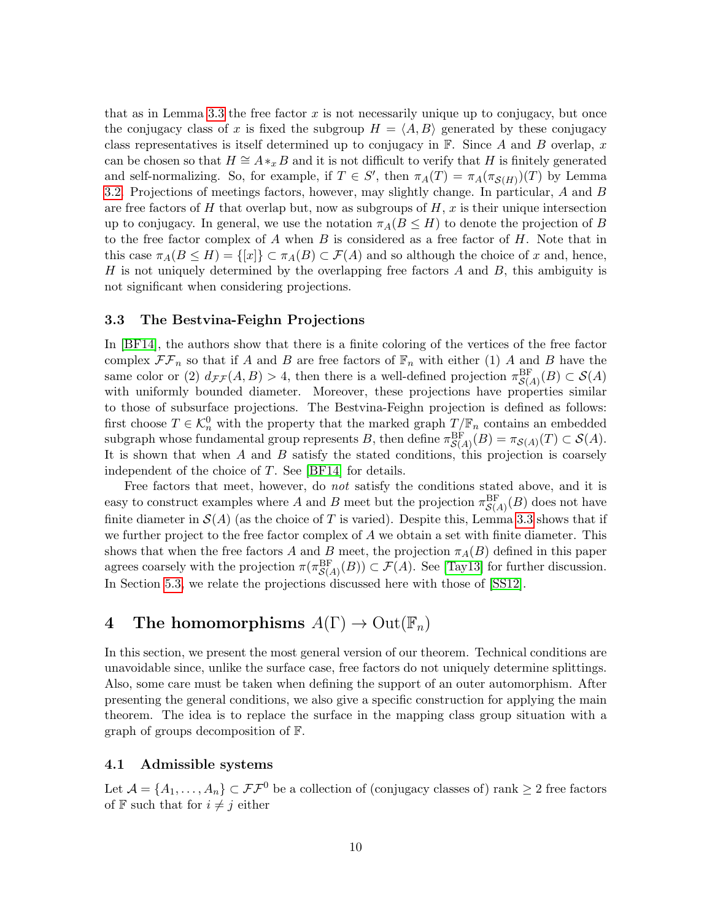that as in Lemma 3.3 the free factor $x$ is not necessarily unique up to conjugacy, but once the conjugacy class of $x$ is fixed the subgroup $H = \langle A, B \rangle$ generated by these conjugacy class representatives is itself determined up to conjugacy in $\mathbb{F}$. Since $A$ and $B$ overlap, $x$ can be chosen so that $H \cong A *_x B$ and it is not difficult to verify that $H$ is finitely generated and self-normalizing. So, for example, if $T \in S'$, then $\pi_A(T) = \pi_A(\pi_{\mathcal{S}(H)})(T)$ by Lemma 3.2. Projections of meetings factors, however, may slightly change. In particular, $A$ and $B$ are free factors of $H$ that overlap but, now as subgroups of $H$, $x$ is their unique intersection up to conjugacy. In general, we use the notation $\pi_A(B \leq H)$ to denote the projection of $B$ to the free factor complex of $A$ when $B$ is considered as a free factor of $H$. Note that in this case $\pi_A(B \leq H) = \{[x]\} \subset \pi_A(B) \subset \mathcal{F}(A)$ and so although the choice of $x$ and, hence, $H$ is not uniquely determined by the overlapping free factors $A$ and $B$, this ambiguity is not significant when considering projections.

### 3.3 The Bestvina-Feighn Projections

In [BF14], the authors show that there is a finite coloring of the vertices of the free factor complex $\mathcal{FF}_n$ so that if $A$ and $B$ are free factors of $\mathbb{F}_n$ with either (1) $A$ and $B$ have the same color or (2) $d_{\mathcal{FF}}(A, B) > 4$, then there is a well-defined projection $\pi^{\mathrm{BF}}_{\mathcal{S}(A)}(B) \subset \mathcal{S}(A)$ with uniformly bounded diameter. Moreover, these projections have properties similar to those of subsurface projections. The Bestvina-Feighn projection is defined as follows: first choose $T \in \mathcal{K}^0_n$ with the property that the marked graph $T/\mathbb{F}_n$ contains an embedded subgraph whose fundamental group represents $B$, then define $\pi^{\mathrm{BF}}_{\mathcal{S}(A)}(B) = \pi_{\mathcal{S}(A)}(T) \subset \mathcal{S}(A)$. It is shown that when $A$ and $B$ satisfy the stated conditions, this projection is coarsely independent of the choice of $T$. See [BF14] for details.

Free factors that meet, however, do *not* satisfy the conditions stated above, and it is easy to construct examples where $A$ and $B$ meet but the projection $\pi^{\mathrm{BF}}_{\mathcal{S}(A)}(B)$ does not have finite diameter in $\mathcal{S}(A)$ (as the choice of $T$ is varied). Despite this, Lemma 3.3 shows that if we further project to the free factor complex of $A$ we obtain a set with finite diameter. This shows that when the free factors $A$ and $B$ meet, the projection $\pi_A(B)$ defined in this paper agrees coarsely with the projection $\pi(\pi^{\mathrm{BF}}_{\mathcal{S}(A)}(B)) \subset \mathcal{F}(A)$. See [Tay13] for further discussion. In Section 5.3, we relate the projections discussed here with those of [SS12].

## 4 The homomorphisms $A(\Gamma) \to \mathrm{Out}(\mathbb{F}_n)$

In this section, we present the most general version of our theorem. Technical conditions are unavoidable since, unlike the surface case, free factors do not uniquely determine splittings. Also, some care must be taken when defining the support of an outer automorphism. After presenting the general conditions, we also give a specific construction for applying the main theorem. The idea is to replace the surface in the mapping class group situation with a graph of groups decomposition of $\mathbb{F}$.

### 4.1 Admissible systems

Let $\mathcal{A} = \{A_1, \ldots, A_n\} \subset \mathcal{FF}^0$ be a collection of (conjugacy classes of) rank $\geq 2$ free factors of $\mathbb{F}$ such that for $i \neq j$ either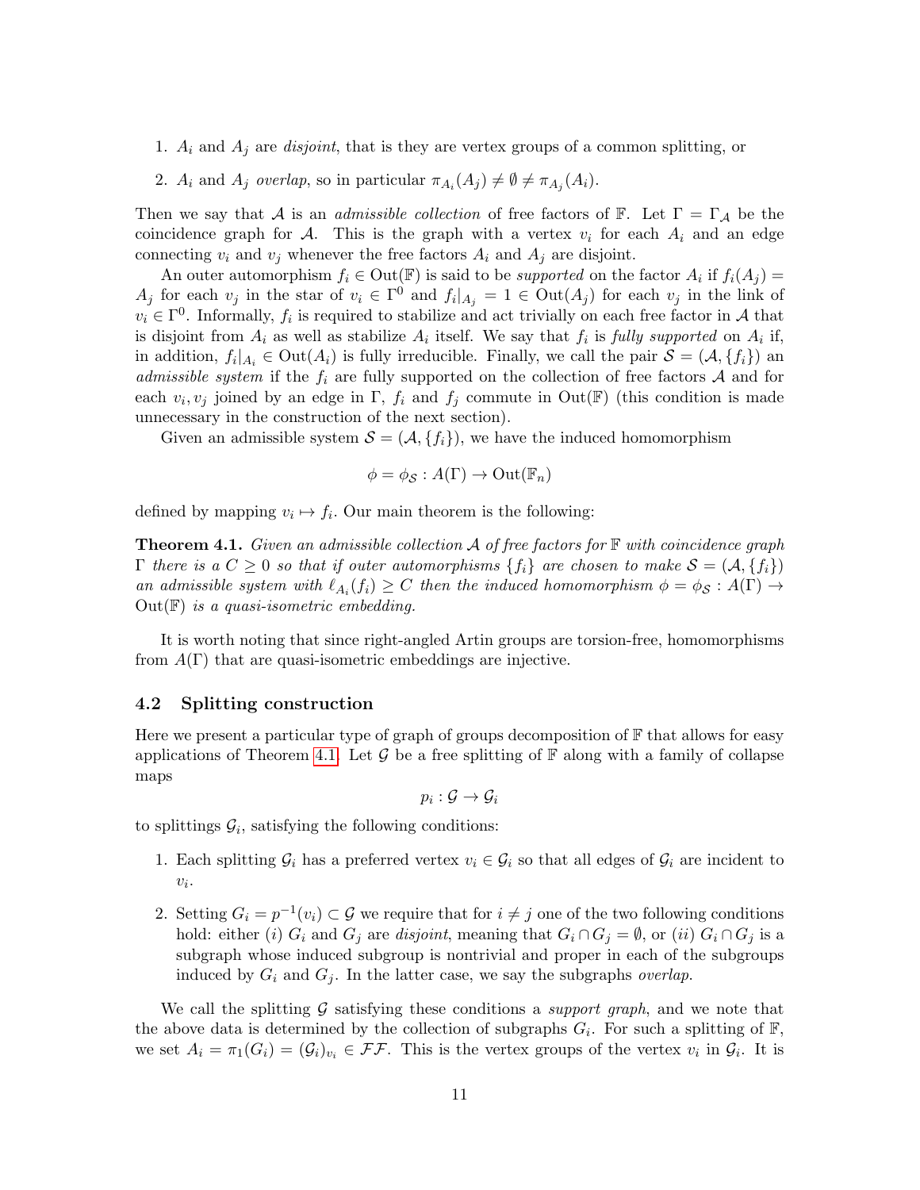1. $A_i$ and $A_j$ are *disjoint*, that is they are vertex groups of a common splitting, or
2. $A_i$ and $A_j$ *overlap*, so in particular $\pi_{A_i}(A_j) \neq \emptyset \neq \pi_{A_j}(A_i)$.

Then we say that $\mathcal{A}$ is an *admissible collection* of free factors of $\mathbb{F}$. Let $\Gamma = \Gamma_{\mathcal{A}}$ be the coincidence graph for $\mathcal{A}$. This is the graph with a vertex $v_i$ for each $A_i$ and an edge connecting $v_i$ and $v_j$ whenever the free factors $A_i$ and $A_j$ are disjoint.

An outer automorphism $f_i \in \mathrm{Out}(\mathbb{F})$ is said to be *supported* on the factor $A_i$ if $f_i(A_j) = A_j$ for each $v_j$ in the star of $v_i \in \Gamma^0$ and $f_i|_{A_j} = 1 \in \mathrm{Out}(A_j)$ for each $v_j$ in the link of $v_i \in \Gamma^0$. Informally, $f_i$ is required to stabilize and act trivially on each free factor in $\mathcal{A}$ that is disjoint from $A_i$ as well as stabilize $A_i$ itself. We say that $f_i$ is *fully supported* on $A_i$ if, in addition, $f_i|_{A_i} \in \mathrm{Out}(A_i)$ is fully irreducible. Finally, we call the pair $\mathcal{S} = (\mathcal{A}, \{f_i\})$ an *admissible system* if the $f_i$ are fully supported on the collection of free factors $\mathcal{A}$ and for each $v_i, v_j$ joined by an edge in $\Gamma$, $f_i$ and $f_j$ commute in $\mathrm{Out}(\mathbb{F})$ (this condition is made unnecessary in the construction of the next section).

Given an admissible system $\mathcal{S} = (\mathcal{A}, \{f_i\})$, we have the induced homomorphism

$$\phi = \phi_{\mathcal{S}} : A(\Gamma) \to \mathrm{Out}(\mathbb{F}_n)$$

defined by mapping $v_i \mapsto f_i$. Our main theorem is the following:

**Theorem 4.1.** *Given an admissible collection $\mathcal{A}$ of free factors for $\mathbb{F}$ with coincidence graph $\Gamma$ there is a $C \geq 0$ so that if outer automorphisms $\{f_i\}$ are chosen to make $\mathcal{S} = (\mathcal{A}, \{f_i\})$ an admissible system with $\ell_{A_i}(f_i) \geq C$ then the induced homomorphism $\phi = \phi_{\mathcal{S}} : A(\Gamma) \to \mathrm{Out}(\mathbb{F})$ is a quasi-isometric embedding.*

It is worth noting that since right-angled Artin groups are torsion-free, homomorphisms from $A(\Gamma)$ that are quasi-isometric embeddings are injective.

### 4.2 Splitting construction

Here we present a particular type of graph of groups decomposition of $\mathbb{F}$ that allows for easy applications of Theorem 4.1. Let $\mathcal{G}$ be a free splitting of $\mathbb{F}$ along with a family of collapse maps

$$p_i : \mathcal{G} \to \mathcal{G}_i$$

to splittings $\mathcal{G}_i$, satisfying the following conditions:

1. Each splitting $\mathcal{G}_i$ has a preferred vertex $v_i \in \mathcal{G}_i$ so that all edges of $\mathcal{G}_i$ are incident to $v_i$.
2. Setting $G_i = p^{-1}(v_i) \subset \mathcal{G}$ we require that for $i \neq j$ one of the two following conditions hold: either $(i)$ $G_i$ and $G_j$ are *disjoint*, meaning that $G_i \cap G_j = \emptyset$, or $(ii)$ $G_i \cap G_j$ is a subgraph whose induced subgroup is nontrivial and proper in each of the subgroups induced by $G_i$ and $G_j$. In the latter case, we say the subgraphs *overlap*.

We call the splitting $\mathcal{G}$ satisfying these conditions a *support graph*, and we note that the above data is determined by the collection of subgraphs $G_i$. For such a splitting of $\mathbb{F}$, we set $A_i = \pi_1(G_i) = (\mathcal{G}_i)_{v_i} \in \mathcal{FF}$. This is the vertex groups of the vertex $v_i$ in $\mathcal{G}_i$. It is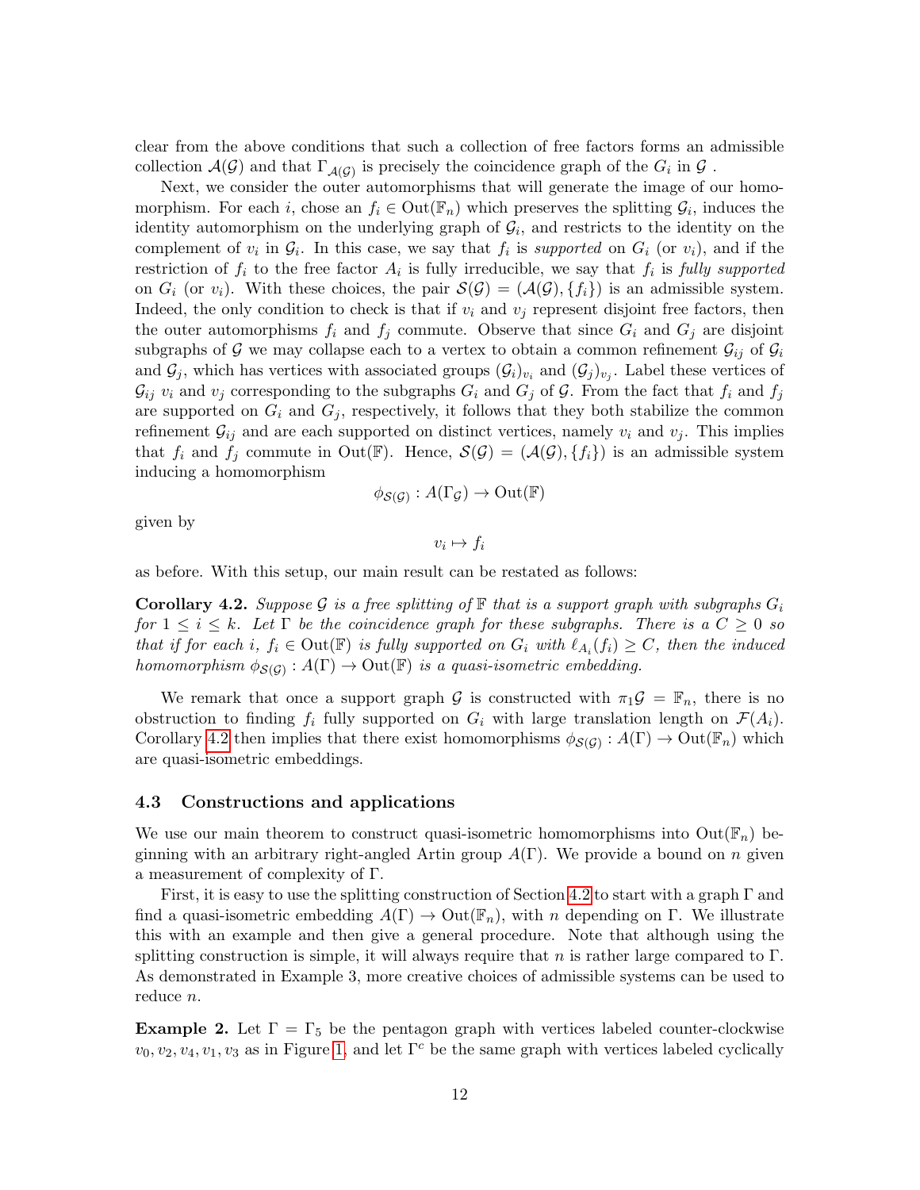clear from the above conditions that such a collection of free factors forms an admissible collection $\mathcal{A}(\mathcal{G})$ and that $\Gamma_{\mathcal{A}(\mathcal{G})}$ is precisely the coincidence graph of the $G_i$ in $\mathcal{G}$ .

Next, we consider the outer automorphisms that will generate the image of our homomorphism. For each $i$, chose an $f_i \in \mathrm{Out}(\mathbb{F}_n)$ which preserves the splitting $\mathcal{G}_i$, induces the identity automorphism on the underlying graph of $\mathcal{G}_i$, and restricts to the identity on the complement of $v_i$ in $\mathcal{G}_i$. In this case, we say that $f_i$ is *supported* on $G_i$ (or $v_i$), and if the restriction of $f_i$ to the free factor $A_i$ is fully irreducible, we say that $f_i$ is *fully supported* on $G_i$ (or $v_i$). With these choices, the pair $\mathcal{S}(\mathcal{G}) = (\mathcal{A}(\mathcal{G}), \{f_i\})$ is an admissible system. Indeed, the only condition to check is that if $v_i$ and $v_j$ represent disjoint free factors, then the outer automorphisms $f_i$ and $f_j$ commute. Observe that since $G_i$ and $G_j$ are disjoint subgraphs of $\mathcal{G}$ we may collapse each to a vertex to obtain a common refinement $\mathcal{G}_{ij}$ of $\mathcal{G}_i$ and $\mathcal{G}_j$, which has vertices with associated groups $(\mathcal{G}_i)_{v_i}$ and $(\mathcal{G}_j)_{v_j}$. Label these vertices of $\mathcal{G}_{ij}$ $v_i$ and $v_j$ corresponding to the subgraphs $G_i$ and $G_j$ of $\mathcal{G}$. From the fact that $f_i$ and $f_j$ are supported on $G_i$ and $G_j$, respectively, it follows that they both stabilize the common refinement $\mathcal{G}_{ij}$ and are each supported on distinct vertices, namely $v_i$ and $v_j$. This implies that $f_i$ and $f_j$ commute in $\mathrm{Out}(\mathbb{F})$. Hence, $\mathcal{S}(\mathcal{G}) = (\mathcal{A}(\mathcal{G}), \{f_i\})$ is an admissible system inducing a homomorphism

$$\phi_{\mathcal{S}(\mathcal{G})} : A(\Gamma_{\mathcal{G}}) \to \mathrm{Out}(\mathbb{F})$$

given by

$$v_i \mapsto f_i$$

as before. With this setup, our main result can be restated as follows:

**Corollary 4.2.** *Suppose $\mathcal{G}$ is a free splitting of $\mathbb{F}$ that is a support graph with subgraphs $G_i$ for $1 \le i \le k$. Let $\Gamma$ be the coincidence graph for these subgraphs. There is a $C \ge 0$ so that if for each $i$, $f_i \in \mathrm{Out}(\mathbb{F})$ is fully supported on $G_i$ with $\ell_{A_i}(f_i) \ge C$, then the induced homomorphism $\phi_{\mathcal{S}(\mathcal{G})} : A(\Gamma) \to \mathrm{Out}(\mathbb{F})$ is a quasi-isometric embedding.*

We remark that once a support graph $\mathcal{G}$ is constructed with $\pi_1\mathcal{G} = \mathbb{F}_n$, there is no obstruction to finding $f_i$ fully supported on $G_i$ with large translation length on $\mathcal{F}(A_i)$. Corollary 4.2 then implies that there exist homomorphisms $\phi_{\mathcal{S}(\mathcal{G})} : A(\Gamma) \to \mathrm{Out}(\mathbb{F}_n)$ which are quasi-isometric embeddings.

### 4.3 Constructions and applications

We use our main theorem to construct quasi-isometric homomorphisms into $\mathrm{Out}(\mathbb{F}_n)$ beginning with an arbitrary right-angled Artin group $A(\Gamma)$. We provide a bound on $n$ given a measurement of complexity of $\Gamma$.

First, it is easy to use the splitting construction of Section 4.2 to start with a graph $\Gamma$ and find a quasi-isometric embedding $A(\Gamma) \to \mathrm{Out}(\mathbb{F}_n)$, with $n$ depending on $\Gamma$. We illustrate this with an example and then give a general procedure. Note that although using the splitting construction is simple, it will always require that $n$ is rather large compared to $\Gamma$. As demonstrated in Example 3, more creative choices of admissible systems can be used to reduce $n$.

**Example 2.** Let $\Gamma = \Gamma_5$ be the pentagon graph with vertices labeled counter-clockwise $v_0, v_2, v_4, v_1, v_3$ as in Figure 1, and let $\Gamma^c$ be the same graph with vertices labeled cyclically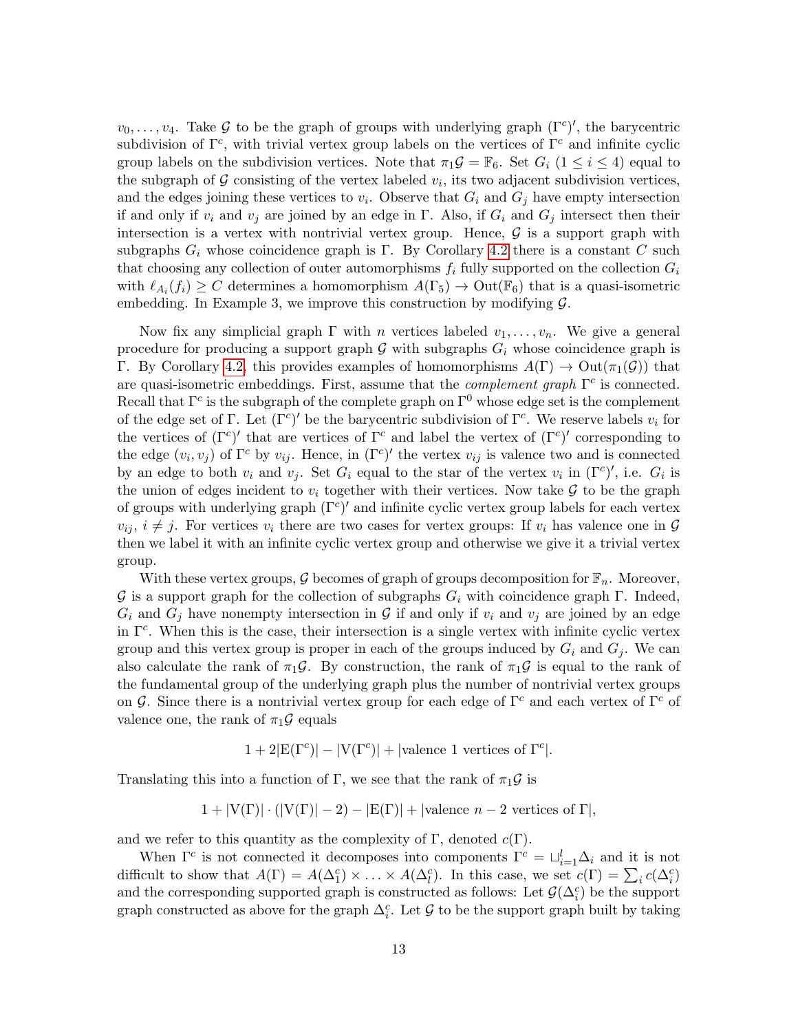$v_0, \ldots, v_4$. Take $\mathcal{G}$ to be the graph of groups with underlying graph $(\Gamma^c)'$, the barycentric subdivision of $\Gamma^c$, with trivial vertex group labels on the vertices of $\Gamma^c$ and infinite cyclic group labels on the subdivision vertices. Note that $\pi_1 \mathcal{G} = \mathbb{F}_6$. Set $G_i$ ($1 \leq i \leq 4$) equal to the subgraph of $\mathcal{G}$ consisting of the vertex labeled $v_i$, its two adjacent subdivision vertices, and the edges joining these vertices to $v_i$. Observe that $G_i$ and $G_j$ have empty intersection if and only if $v_i$ and $v_j$ are joined by an edge in $\Gamma$. Also, if $G_i$ and $G_j$ intersect then their intersection is a vertex with nontrivial vertex group. Hence, $\mathcal{G}$ is a support graph with subgraphs $G_i$ whose coincidence graph is $\Gamma$. By Corollary 4.2 there is a constant $C$ such that choosing any collection of outer automorphisms $f_i$ fully supported on the collection $G_i$ with $\ell_{A_i}(f_i) \geq C$ determines a homomorphism $A(\Gamma_5) \to \mathrm{Out}(\mathbb{F}_6)$ that is a quasi-isometric embedding. In Example 3, we improve this construction by modifying $\mathcal{G}$.

Now fix any simplicial graph $\Gamma$ with $n$ vertices labeled $v_1, \ldots, v_n$. We give a general procedure for producing a support graph $\mathcal{G}$ with subgraphs $G_i$ whose coincidence graph is $\Gamma$. By Corollary 4.2, this provides examples of homomorphisms $A(\Gamma) \to \mathrm{Out}(\pi_1(\mathcal{G}))$ that are quasi-isometric embeddings. First, assume that the *complement graph* $\Gamma^c$ is connected. Recall that $\Gamma^c$ is the subgraph of the complete graph on $\Gamma^0$ whose edge set is the complement of the edge set of $\Gamma$. Let $(\Gamma^c)'$ be the barycentric subdivision of $\Gamma^c$. We reserve labels $v_i$ for the vertices of $(\Gamma^c)'$ that are vertices of $\Gamma^c$ and label the vertex of $(\Gamma^c)'$ corresponding to the edge $(v_i, v_j)$ of $\Gamma^c$ by $v_{ij}$. Hence, in $(\Gamma^c)'$ the vertex $v_{ij}$ is valence two and is connected by an edge to both $v_i$ and $v_j$. Set $G_i$ equal to the star of the vertex $v_i$ in $(\Gamma^c)'$, i.e. $G_i$ is the union of edges incident to $v_i$ together with their vertices. Now take $\mathcal{G}$ to be the graph of groups with underlying graph $(\Gamma^c)'$ and infinite cyclic vertex group labels for each vertex $v_{ij}$, $i \neq j$. For vertices $v_i$ there are two cases for vertex groups: If $v_i$ has valence one in $\mathcal{G}$ then we label it with an infinite cyclic vertex group and otherwise we give it a trivial vertex group.

With these vertex groups, $\mathcal{G}$ becomes of graph of groups decomposition for $\mathbb{F}_n$. Moreover, $\mathcal{G}$ is a support graph for the collection of subgraphs $G_i$ with coincidence graph $\Gamma$. Indeed, $G_i$ and $G_j$ have nonempty intersection in $\mathcal{G}$ if and only if $v_i$ and $v_j$ are joined by an edge in $\Gamma^c$. When this is the case, their intersection is a single vertex with infinite cyclic vertex group and this vertex group is proper in each of the groups induced by $G_i$ and $G_j$. We can also calculate the rank of $\pi_1 \mathcal{G}$. By construction, the rank of $\pi_1 \mathcal{G}$ is equal to the rank of the fundamental group of the underlying graph plus the number of nontrivial vertex groups on $\mathcal{G}$. Since there is a nontrivial vertex group for each edge of $\Gamma^c$ and each vertex of $\Gamma^c$ of valence one, the rank of $\pi_1 \mathcal{G}$ equals

$$1 + 2|\mathrm{E}(\Gamma^c)| - |\mathrm{V}(\Gamma^c)| + |\text{valence 1 vertices of } \Gamma^c|.$$

Translating this into a function of $\Gamma$, we see that the rank of $\pi_1 \mathcal{G}$ is

$$1 + |\mathrm{V}(\Gamma)| \cdot (|\mathrm{V}(\Gamma)| - 2) - |\mathrm{E}(\Gamma)| + |\text{valence } n-2 \text{ vertices of } \Gamma|,$$

and we refer to this quantity as the complexity of $\Gamma$, denoted $c(\Gamma)$.

When $\Gamma^c$ is not connected it decomposes into components $\Gamma^c = \sqcup_{i=1}^{l} \Delta_i$ and it is not difficult to show that $A(\Gamma) = A(\Delta_1^c) \times \ldots \times A(\Delta_l^c)$. In this case, we set $c(\Gamma) = \sum_i c(\Delta_i^c)$ and the corresponding supported graph is constructed as follows: Let $\mathcal{G}(\Delta_i^c)$ be the support graph constructed as above for the graph $\Delta_i^c$. Let $\mathcal{G}$ to be the support graph built by taking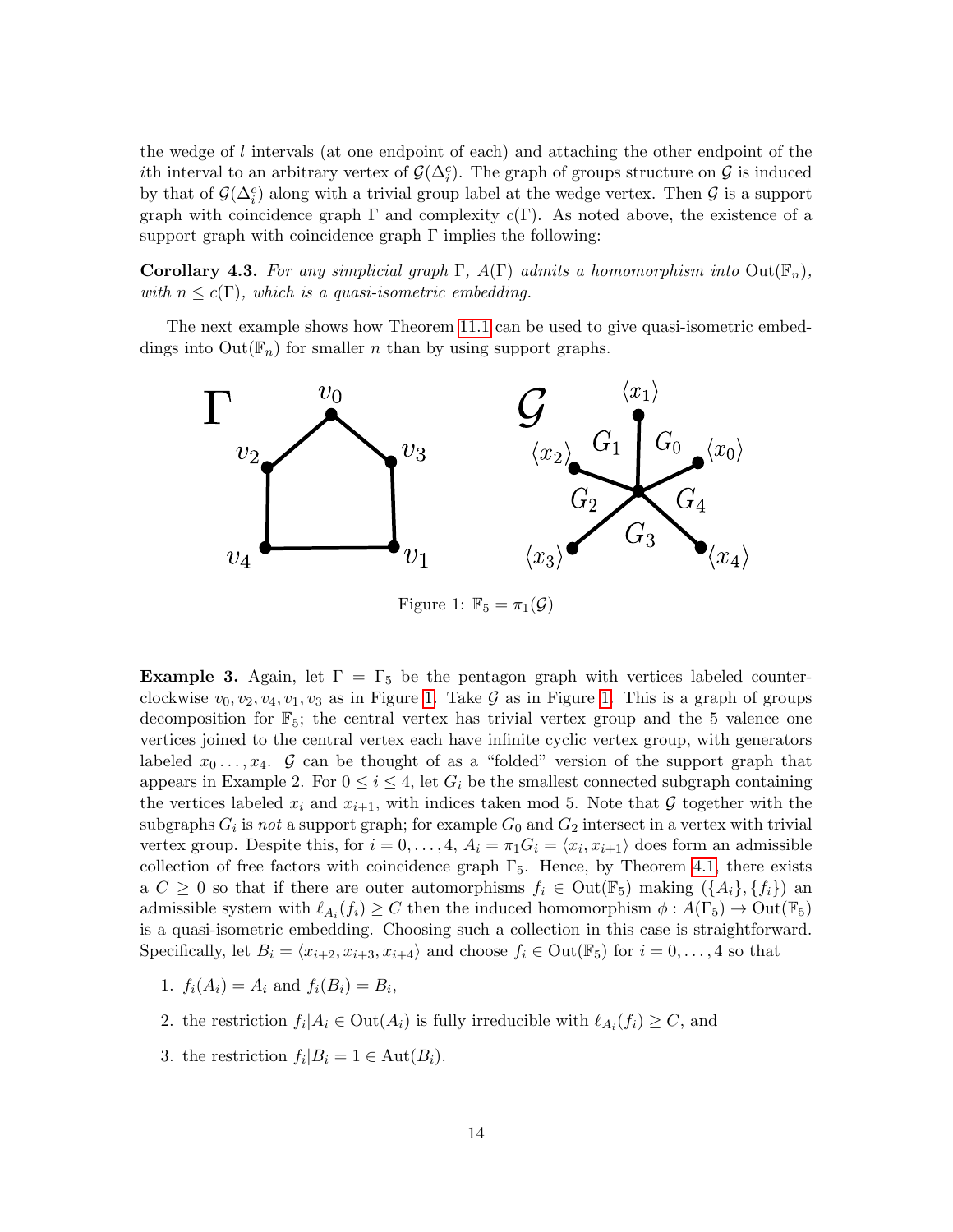the wedge of $l$ intervals (at one endpoint of each) and attaching the other endpoint of the $i$th interval to an arbitrary vertex of $\mathcal{G}(\Delta_i^c)$. The graph of groups structure on $\mathcal{G}$ is induced by that of $\mathcal{G}(\Delta_i^c)$ along with a trivial group label at the wedge vertex. Then $\mathcal{G}$ is a support graph with coincidence graph $\Gamma$ and complexity $c(\Gamma)$. As noted above, the existence of a support graph with coincidence graph $\Gamma$ implies the following:

**Corollary 4.3.** *For any simplicial graph $\Gamma$, $A(\Gamma)$ admits a homomorphism into $\mathrm{Out}(\mathbb{F}_n)$, with $n \leq c(\Gamma)$, which is a quasi-isometric embedding.*

The next example shows how Theorem 11.1 can be used to give quasi-isometric embeddings into $\mathrm{Out}(\mathbb{F}_n)$ for smaller $n$ than by using support graphs.

Figure 1: $\mathbb{F}_5 = \pi_1(\mathcal{G})$

**Example 3.** Again, let $\Gamma = \Gamma_5$ be the pentagon graph with vertices labeled counter-clockwise $v_0, v_2, v_4, v_1, v_3$ as in Figure 1. Take $\mathcal{G}$ as in Figure 1. This is a graph of groups decomposition for $\mathbb{F}_5$; the central vertex has trivial vertex group and the 5 valence one vertices joined to the central vertex each have infinite cyclic vertex group, with generators labeled $x_0 \dots, x_4$. $\mathcal{G}$ can be thought of as a "folded" version of the support graph that appears in Example 2. For $0 \leq i \leq 4$, let $G_i$ be the smallest connected subgraph containing the vertices labeled $x_i$ and $x_{i+1}$, with indices taken mod 5. Note that $\mathcal{G}$ together with the subgraphs $G_i$ is *not* a support graph; for example $G_0$ and $G_2$ intersect in a vertex with trivial vertex group. Despite this, for $i = 0, \dots, 4$, $A_i = \pi_1 G_i = \langle x_i, x_{i+1} \rangle$ does form an admissible collection of free factors with coincidence graph $\Gamma_5$. Hence, by Theorem 4.1, there exists a $C \geq 0$ so that if there are outer automorphisms $f_i \in \mathrm{Out}(\mathbb{F}_5)$ making $(\{A_i\}, \{f_i\})$ an admissible system with $\ell_{A_i}(f_i) \geq C$ then the induced homomorphism $\phi : A(\Gamma_5) \to \mathrm{Out}(\mathbb{F}_5)$ is a quasi-isometric embedding. Choosing such a collection in this case is straightforward. Specifically, let $B_i = \langle x_{i+2}, x_{i+3}, x_{i+4} \rangle$ and choose $f_i \in \mathrm{Out}(\mathbb{F}_5)$ for $i = 0, \dots, 4$ so that

1. $f_i(A_i) = A_i$ and $f_i(B_i) = B_i$,
2. the restriction $f_i|A_i \in \mathrm{Out}(A_i)$ is fully irreducible with $\ell_{A_i}(f_i) \geq C$, and
3. the restriction $f_i|B_i = 1 \in \mathrm{Aut}(B_i)$.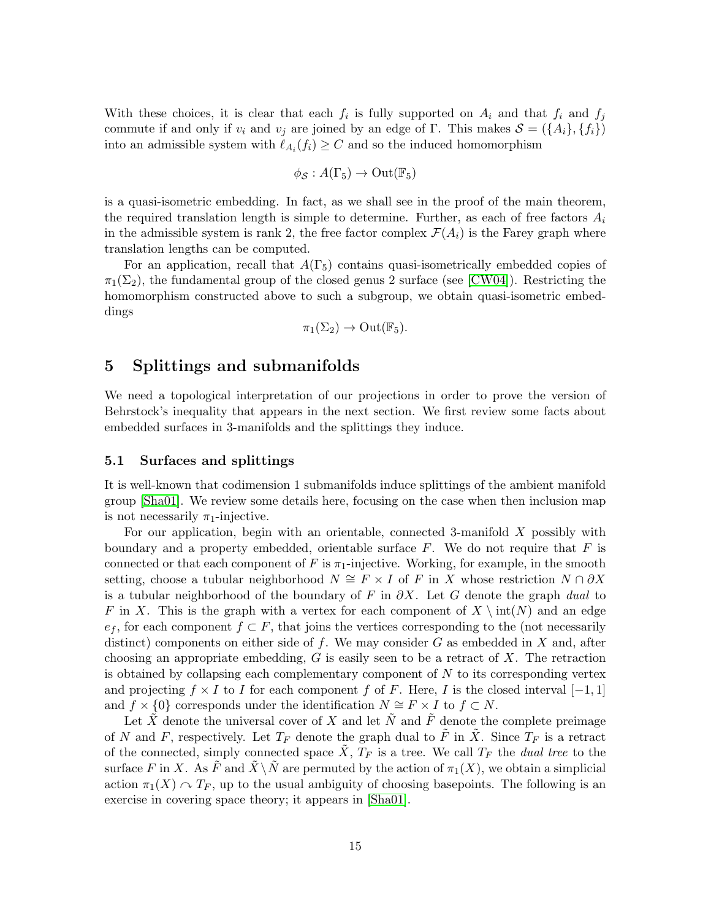With these choices, it is clear that each $f_i$ is fully supported on $A_i$ and that $f_i$ and $f_j$ commute if and only if $v_i$ and $v_j$ are joined by an edge of $\Gamma$. This makes $\mathcal{S} = (\{A_i\}, \{f_i\})$ into an admissible system with $\ell_{A_i}(f_i) \geq C$ and so the induced homomorphism

$$\phi_{\mathcal{S}} : A(\Gamma_5) \to \mathrm{Out}(\mathbb{F}_5)$$

is a quasi-isometric embedding. In fact, as we shall see in the proof of the main theorem, the required translation length is simple to determine. Further, as each of free factors $A_i$ in the admissible system is rank 2, the free factor complex $\mathcal{F}(A_i)$ is the Farey graph where translation lengths can be computed.

For an application, recall that $A(\Gamma_5)$ contains quasi-isometrically embedded copies of $\pi_1(\Sigma_2)$, the fundamental group of the closed genus 2 surface (see [CW04]). Restricting the homomorphism constructed above to such a subgroup, we obtain quasi-isometric embeddings

$$\pi_1(\Sigma_2) \to \mathrm{Out}(\mathbb{F}_5).$$

# 5 Splittings and submanifolds

We need a topological interpretation of our projections in order to prove the version of Behrstock's inequality that appears in the next section. We first review some facts about embedded surfaces in 3-manifolds and the splittings they induce.

## 5.1 Surfaces and splittings

It is well-known that codimension 1 submanifolds induce splittings of the ambient manifold group [Sha01]. We review some details here, focusing on the case when then inclusion map is not necessarily $\pi_1$-injective.

For our application, begin with an orientable, connected 3-manifold $X$ possibly with boundary and a property embedded, orientable surface $F$. We do not require that $F$ is connected or that each component of $F$ is $\pi_1$-injective. Working, for example, in the smooth setting, choose a tubular neighborhood $N \cong F \times I$ of $F$ in $X$ whose restriction $N \cap \partial X$ is a tubular neighborhood of the boundary of $F$ in $\partial X$. Let $G$ denote the graph *dual* to $F$ in $X$. This is the graph with a vertex for each component of $X \setminus \mathrm{int}(N)$ and an edge $e_f$, for each component $f \subset F$, that joins the vertices corresponding to the (not necessarily distinct) components on either side of $f$. We may consider $G$ as embedded in $X$ and, after choosing an appropriate embedding, $G$ is easily seen to be a retract of $X$. The retraction is obtained by collapsing each complementary component of $N$ to its corresponding vertex and projecting $f \times I$ to $I$ for each component $f$ of $F$. Here, $I$ is the closed interval $[-1, 1]$ and $f \times \{0\}$ corresponds under the identification $N \cong F \times I$ to $f \subset N$.

Let $\tilde{X}$ denote the universal cover of $X$ and let $\tilde{N}$ and $\tilde{F}$ denote the complete preimage of $N$ and $F$, respectively. Let $T_F$ denote the graph dual to $\tilde{F}$ in $\tilde{X}$. Since $T_F$ is a retract of the connected, simply connected space $\tilde{X}$, $T_F$ is a tree. We call $T_F$ the *dual tree* to the surface $F$ in $X$. As $\tilde{F}$ and $\tilde{X} \setminus \tilde{N}$ are permuted by the action of $\pi_1(X)$, we obtain a simplicial action $\pi_1(X) \curvearrowright T_F$, up to the usual ambiguity of choosing basepoints. The following is an exercise in covering space theory; it appears in [Sha01].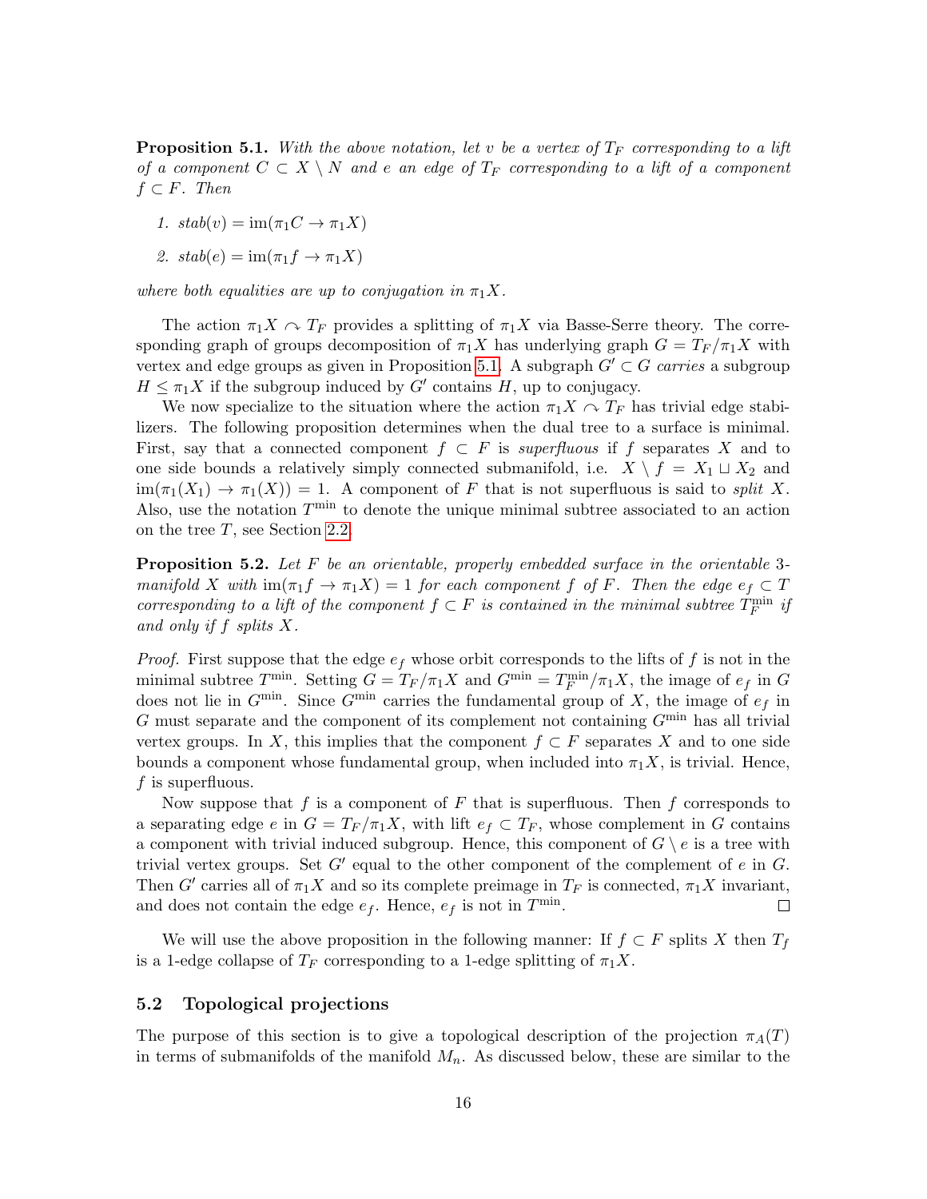**Proposition 5.1.** *With the above notation, let $v$ be a vertex of $T_F$ corresponding to a lift of a component $C \subset X \setminus N$ and $e$ an edge of $T_F$ corresponding to a lift of a component $f \subset F$. Then*

1. *$stab(v) = \operatorname{im}(\pi_1 C \to \pi_1 X)$*
2. *$stab(e) = \operatorname{im}(\pi_1 f \to \pi_1 X)$*

*where both equalities are up to conjugation in $\pi_1 X$.*

The action $\pi_1 X \curvearrowright T_F$ provides a splitting of $\pi_1 X$ via Basse-Serre theory. The corresponding graph of groups decomposition of $\pi_1 X$ has underlying graph $G = T_F/\pi_1 X$ with vertex and edge groups as given in Proposition 5.1. A subgraph $G' \subset G$ *carries* a subgroup $H \leq \pi_1 X$ if the subgroup induced by $G'$ contains $H$, up to conjugacy.

We now specialize to the situation where the action $\pi_1 X \curvearrowright T_F$ has trivial edge stabilizers. The following proposition determines when the dual tree to a surface is minimal. First, say that a connected component $f \subset F$ is *superfluous* if $f$ separates $X$ and to one side bounds a relatively simply connected submanifold, i.e. $X \setminus f = X_1 \sqcup X_2$ and $\operatorname{im}(\pi_1(X_1) \to \pi_1(X)) = 1$. A component of $F$ that is not superfluous is said to *split* $X$. Also, use the notation $T^{\min}$ to denote the unique minimal subtree associated to an action on the tree $T$, see Section 2.2.

**Proposition 5.2.** *Let $F$ be an orientable, properly embedded surface in the orientable 3-manifold $X$ with $\operatorname{im}(\pi_1 f \to \pi_1 X) = 1$ for each component $f$ of $F$. Then the edge $e_f \subset T$ corresponding to a lift of the component $f \subset F$ is contained in the minimal subtree $T_F^{\min}$ if and only if $f$ splits $X$.*

*Proof.* First suppose that the edge $e_f$ whose orbit corresponds to the lifts of $f$ is not in the minimal subtree $T^{\min}$. Setting $G = T_F/\pi_1 X$ and $G^{\min} = T_F^{\min}/\pi_1 X$, the image of $e_f$ in $G$ does not lie in $G^{\min}$. Since $G^{\min}$ carries the fundamental group of $X$, the image of $e_f$ in $G$ must separate and the component of its complement not containing $G^{\min}$ has all trivial vertex groups. In $X$, this implies that the component $f \subset F$ separates $X$ and to one side bounds a component whose fundamental group, when included into $\pi_1 X$, is trivial. Hence, $f$ is superfluous.

Now suppose that $f$ is a component of $F$ that is superfluous. Then $f$ corresponds to a separating edge $e$ in $G = T_F/\pi_1 X$, with lift $e_f \subset T_F$, whose complement in $G$ contains a component with trivial induced subgroup. Hence, this component of $G \setminus e$ is a tree with trivial vertex groups. Set $G'$ equal to the other component of the complement of $e$ in $G$. Then $G'$ carries all of $\pi_1 X$ and so its complete preimage in $T_F$ is connected, $\pi_1 X$ invariant, and does not contain the edge $e_f$. Hence, $e_f$ is not in $T^{\min}$. □

We will use the above proposition in the following manner: If $f \subset F$ splits $X$ then $T_f$ is a 1-edge collapse of $T_F$ corresponding to a 1-edge splitting of $\pi_1 X$.

## 5.2 Topological projections

The purpose of this section is to give a topological description of the projection $\pi_A(T)$ in terms of submanifolds of the manifold $M_n$. As discussed below, these are similar to the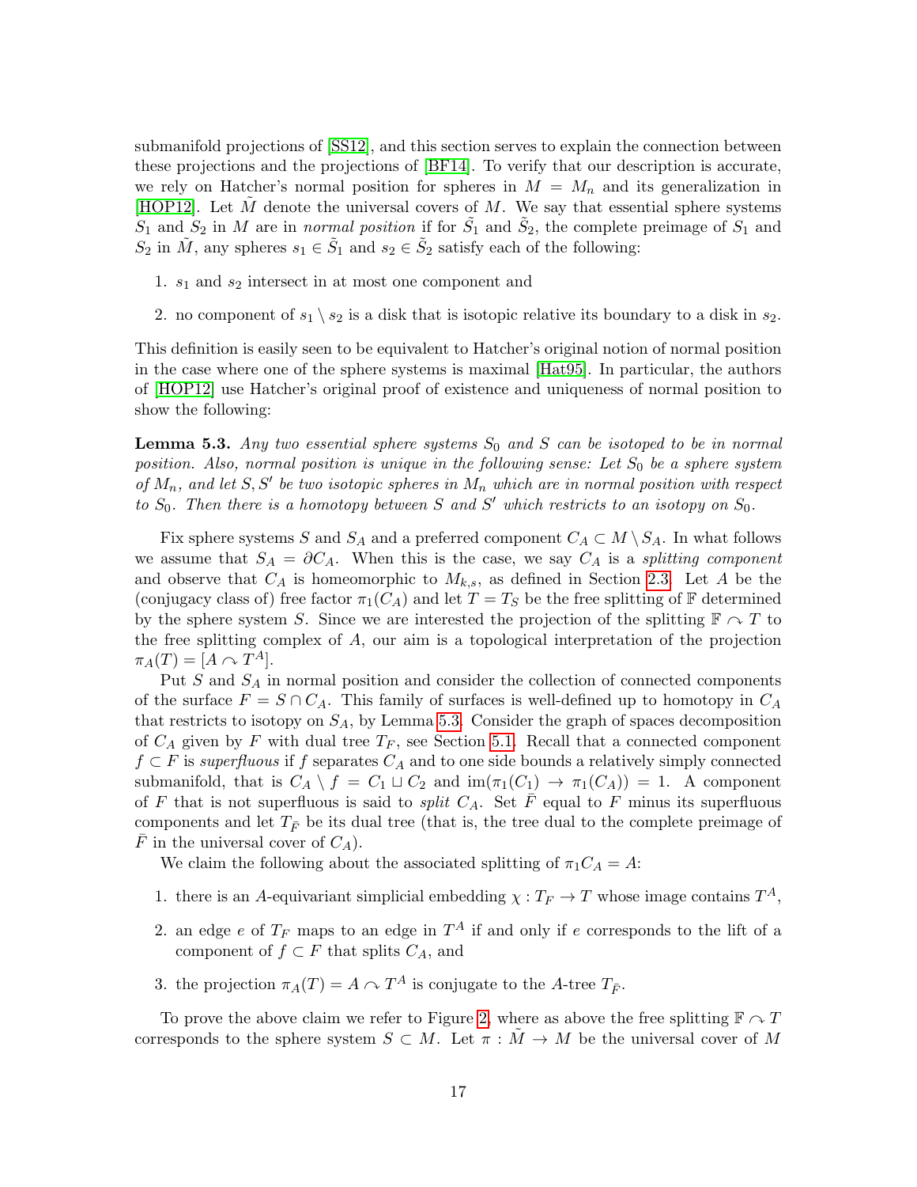submanifold projections of [SS12], and this section serves to explain the connection between these projections and the projections of [BF14]. To verify that our description is accurate, we rely on Hatcher's normal position for spheres in $M = M_n$ and its generalization in [HOP12]. Let $\tilde{M}$ denote the universal covers of $M$. We say that essential sphere systems $S_1$ and $S_2$ in $M$ are in *normal position* if for $\tilde{S}_1$ and $\tilde{S}_2$, the complete preimage of $S_1$ and $S_2$ in $\tilde{M}$, any spheres $s_1 \in \tilde{S}_1$ and $s_2 \in \tilde{S}_2$ satisfy each of the following:

1. $s_1$ and $s_2$ intersect in at most one component and
2. no component of $s_1 \setminus s_2$ is a disk that is isotopic relative its boundary to a disk in $s_2$.

This definition is easily seen to be equivalent to Hatcher's original notion of normal position in the case where one of the sphere systems is maximal [Hat95]. In particular, the authors of [HOP12] use Hatcher's original proof of existence and uniqueness of normal position to show the following:

**Lemma 5.3.** *Any two essential sphere systems $S_0$ and $S$ can be isotoped to be in normal position. Also, normal position is unique in the following sense: Let $S_0$ be a sphere system of $M_n$, and let $S, S'$ be two isotopic spheres in $M_n$ which are in normal position with respect to $S_0$. Then there is a homotopy between $S$ and $S'$ which restricts to an isotopy on $S_0$.*

Fix sphere systems $S$ and $S_A$ and a preferred component $C_A \subset M \setminus S_A$. In what follows we assume that $S_A = \partial C_A$. When this is the case, we say $C_A$ is a *splitting component* and observe that $C_A$ is homeomorphic to $M_{k,s}$, as defined in Section 2.3. Let $A$ be the (conjugacy class of) free factor $\pi_1(C_A)$ and let $T = T_S$ be the free splitting of $\mathbb{F}$ determined by the sphere system $S$. Since we are interested the projection of the splitting $\mathbb{F} \curvearrowright T$ to the free splitting complex of $A$, our aim is a topological interpretation of the projection $\pi_A(T) = [A \curvearrowright T^A]$.

Put $S$ and $S_A$ in normal position and consider the collection of connected components of the surface $F = S \cap C_A$. This family of surfaces is well-defined up to homotopy in $C_A$ that restricts to isotopy on $S_A$, by Lemma 5.3. Consider the graph of spaces decomposition of $C_A$ given by $F$ with dual tree $T_F$, see Section 5.1. Recall that a connected component $f \subset F$ is *superfluous* if $f$ separates $C_A$ and to one side bounds a relatively simply connected submanifold, that is $C_A \setminus f = C_1 \sqcup C_2$ and $\mathrm{im}(\pi_1(C_1) \to \pi_1(C_A)) = 1$. A component of $F$ that is not superfluous is said to *split* $C_A$. Set $\bar{F}$ equal to $F$ minus its superfluous components and let $T_{\bar{F}}$ be its dual tree (that is, the tree dual to the complete preimage of $\bar{F}$ in the universal cover of $C_A$).

We claim the following about the associated splitting of $\pi_1 C_A = A$:

1. there is an $A$-equivariant simplicial embedding $\chi : T_F \to T$ whose image contains $T^A$,
2. an edge $e$ of $T_F$ maps to an edge in $T^A$ if and only if $e$ corresponds to the lift of a component of $f \subset F$ that splits $C_A$, and
3. the projection $\pi_A(T) = A \curvearrowright T^A$ is conjugate to the $A$-tree $T_{\bar{F}}$.

To prove the above claim we refer to Figure 2, where as above the free splitting $\mathbb{F} \curvearrowright T$ corresponds to the sphere system $S \subset M$. Let $\pi : \tilde{M} \to M$ be the universal cover of $M$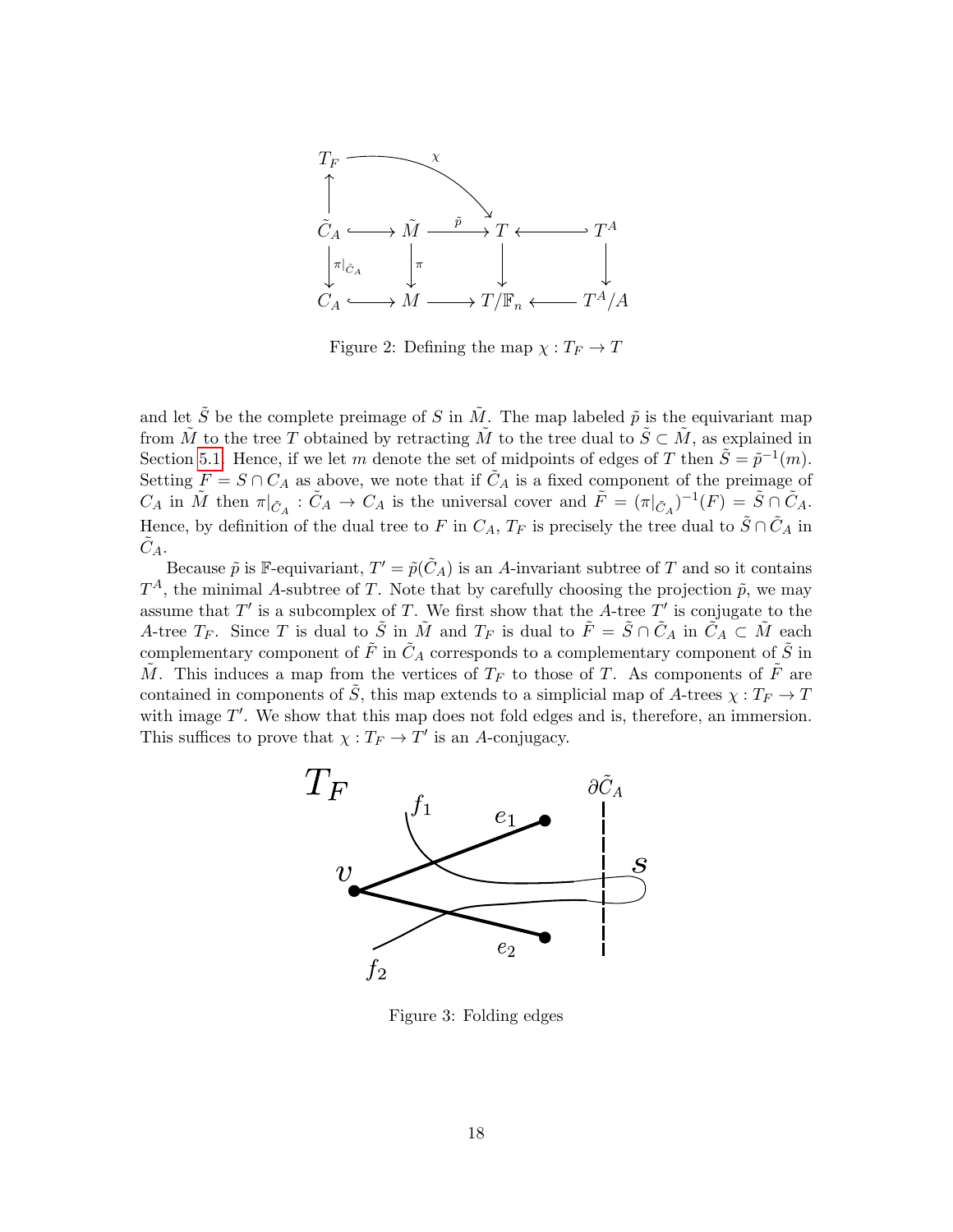Figure 2: Defining the map $\chi : T_F \to T$

and let $\tilde{S}$ be the complete preimage of $S$ in $\tilde{M}$. The map labeled $\tilde{p}$ is the equivariant map from $\tilde{M}$ to the tree $T$ obtained by retracting $\tilde{M}$ to the tree dual to $\tilde{S} \subset \tilde{M}$, as explained in Section 5.1. Hence, if we let $m$ denote the set of midpoints of edges of $T$ then $\tilde{S} = \tilde{p}^{-1}(m)$. Setting $F = S \cap C_A$ as above, we note that if $\tilde{C}_A$ is a fixed component of the preimage of $C_A$ in $\tilde{M}$ then $\pi|_{\tilde{C}_A} : \tilde{C}_A \to C_A$ is the universal cover and $\tilde{F} = (\pi|_{\tilde{C}_A})^{-1}(F) = \tilde{S} \cap \tilde{C}_A$. Hence, by definition of the dual tree to $F$ in $C_A$, $T_F$ is precisely the tree dual to $\tilde{S} \cap \tilde{C}_A$ in $\tilde{C}_A$.

Because $\tilde{p}$ is $\mathbb{F}$-equivariant, $T' = \tilde{p}(\tilde{C}_A)$ is an $A$-invariant subtree of $T$ and so it contains $T^A$, the minimal $A$-subtree of $T$. Note that by carefully choosing the projection $\tilde{p}$, we may assume that $T'$ is a subcomplex of $T$. We first show that the $A$-tree $T'$ is conjugate to the $A$-tree $T_F$. Since $T$ is dual to $\tilde{S}$ in $\tilde{M}$ and $T_F$ is dual to $\tilde{F} = \tilde{S} \cap \tilde{C}_A$ in $\tilde{C}_A \subset \tilde{M}$ each complementary component of $\tilde{F}$ in $\tilde{C}_A$ corresponds to a complementary component of $\tilde{S}$ in $\tilde{M}$. This induces a map from the vertices of $T_F$ to those of $T$. As components of $\tilde{F}$ are contained in components of $\tilde{S}$, this map extends to a simplicial map of $A$-trees $\chi : T_F \to T$ with image $T'$. We show that this map does not fold edges and is, therefore, an immersion. This suffices to prove that $\chi : T_F \to T'$ is an $A$-conjugacy.

Figure 3: Folding edges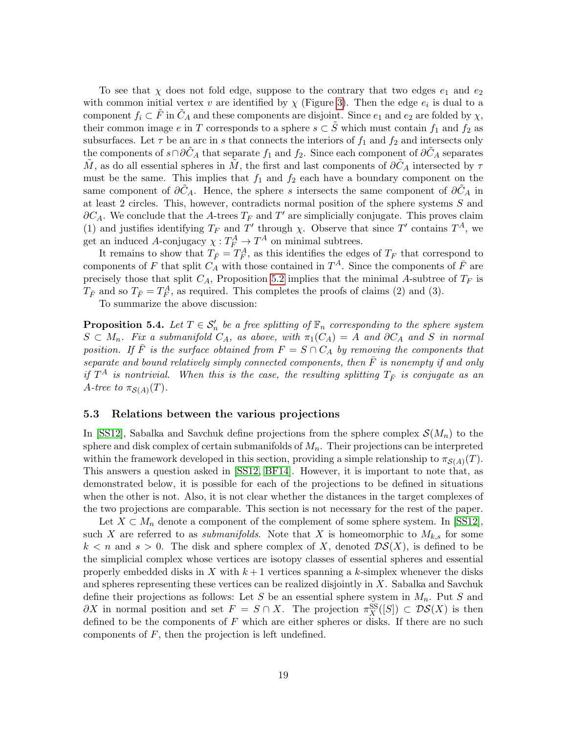To see that $\chi$ does not fold edge, suppose to the contrary that two edges $e_1$ and $e_2$ with common initial vertex $v$ are identified by $\chi$ (Figure 3). Then the edge $e_i$ is dual to a component $f_i \subset \tilde{F}$ in $\tilde{C}_A$ and these components are disjoint. Since $e_1$ and $e_2$ are folded by $\chi$, their common image $e$ in $T$ corresponds to a sphere $s \subset \tilde{S}$ which must contain $f_1$ and $f_2$ as subsurfaces. Let $\tau$ be an arc in $s$ that connects the interiors of $f_1$ and $f_2$ and intersects only the components of $s \cap \partial\tilde{C}_A$ that separate $f_1$ and $f_2$. Since each component of $\partial\tilde{C}_A$ separates $\tilde{M}$, as do all essential spheres in $\tilde{M}$, the first and last components of $\partial\tilde{C}_A$ intersected by $\tau$ must be the same. This implies that $f_1$ and $f_2$ each have a boundary component on the same component of $\partial\tilde{C}_A$. Hence, the sphere $s$ intersects the same component of $\partial\tilde{C}_A$ in at least 2 circles. This, however, contradicts normal position of the sphere systems $S$ and $\partial C_A$. We conclude that the $A$-trees $T_F$ and $T'$ are simplicially conjugate. This proves claim (1) and justifies identifying $T_F$ and $T'$ through $\chi$. Observe that since $T'$ contains $T^A$, we get an induced $A$-conjugacy $\chi : T_F^A \to T^A$ on minimal subtrees.

It remains to show that $T_{\bar{F}} = T_F^A$, as this identifies the edges of $T_F$ that correspond to components of $F$ that split $C_A$ with those contained in $T^A$. Since the components of $\bar{F}$ are precisely those that split $C_A$, Proposition 5.2 implies that the minimal $A$-subtree of $T_F$ is $T_{\bar{F}}$ and so $T_{\bar{F}} = T_F^A$, as required. This completes the proofs of claims (2) and (3).

To summarize the above discussion:

**Proposition 5.4.** *Let $T \in \mathcal{S}_n'$ be a free splitting of $\mathbb{F}_n$ corresponding to the sphere system $S \subset M_n$. Fix a submanifold $C_A$, as above, with $\pi_1(C_A) = A$ and $\partial C_A$ and $S$ in normal position. If $\bar{F}$ is the surface obtained from $F = S \cap C_A$ by removing the components that separate and bound relatively simply connected components, then $\bar{F}$ is nonempty if and only if $T^A$ is nontrivial. When this is the case, the resulting splitting $T_{\bar{F}}$ is conjugate as an $A$-tree to $\pi_{\mathcal{S}(A)}(T)$.*

### 5.3 Relations between the various projections

In [SS12], Sabalka and Savchuk define projections from the sphere complex $\mathcal{S}(M_n)$ to the sphere and disk complex of certain submanifolds of $M_n$. Their projections can be interpreted within the framework developed in this section, providing a simple relationship to $\pi_{\mathcal{S}(A)}(T)$. This answers a question asked in [SS12, BF14]. However, it is important to note that, as demonstrated below, it is possible for each of the projections to be defined in situations when the other is not. Also, it is not clear whether the distances in the target complexes of the two projections are comparable. This section is not necessary for the rest of the paper.

Let $X \subset M_n$ denote a component of the complement of some sphere system. In [SS12], such $X$ are referred to as *submanifolds*. Note that $X$ is homeomorphic to $M_{k,s}$ for some $k < n$ and $s > 0$. The disk and sphere complex of $X$, denoted $\mathcal{DS}(X)$, is defined to be the simplicial complex whose vertices are isotopy classes of essential spheres and essential properly embedded disks in $X$ with $k+1$ vertices spanning a $k$-simplex whenever the disks and spheres representing these vertices can be realized disjointly in $X$. Sabalka and Savchuk define their projections as follows: Let $S$ be an essential sphere system in $M_n$. Put $S$ and $\partial X$ in normal position and set $F = S \cap X$. The projection $\pi_X^{\mathrm{SS}}([S]) \subset \mathcal{DS}(X)$ is then defined to be the components of $F$ which are either spheres or disks. If there are no such components of $F$, then the projection is left undefined.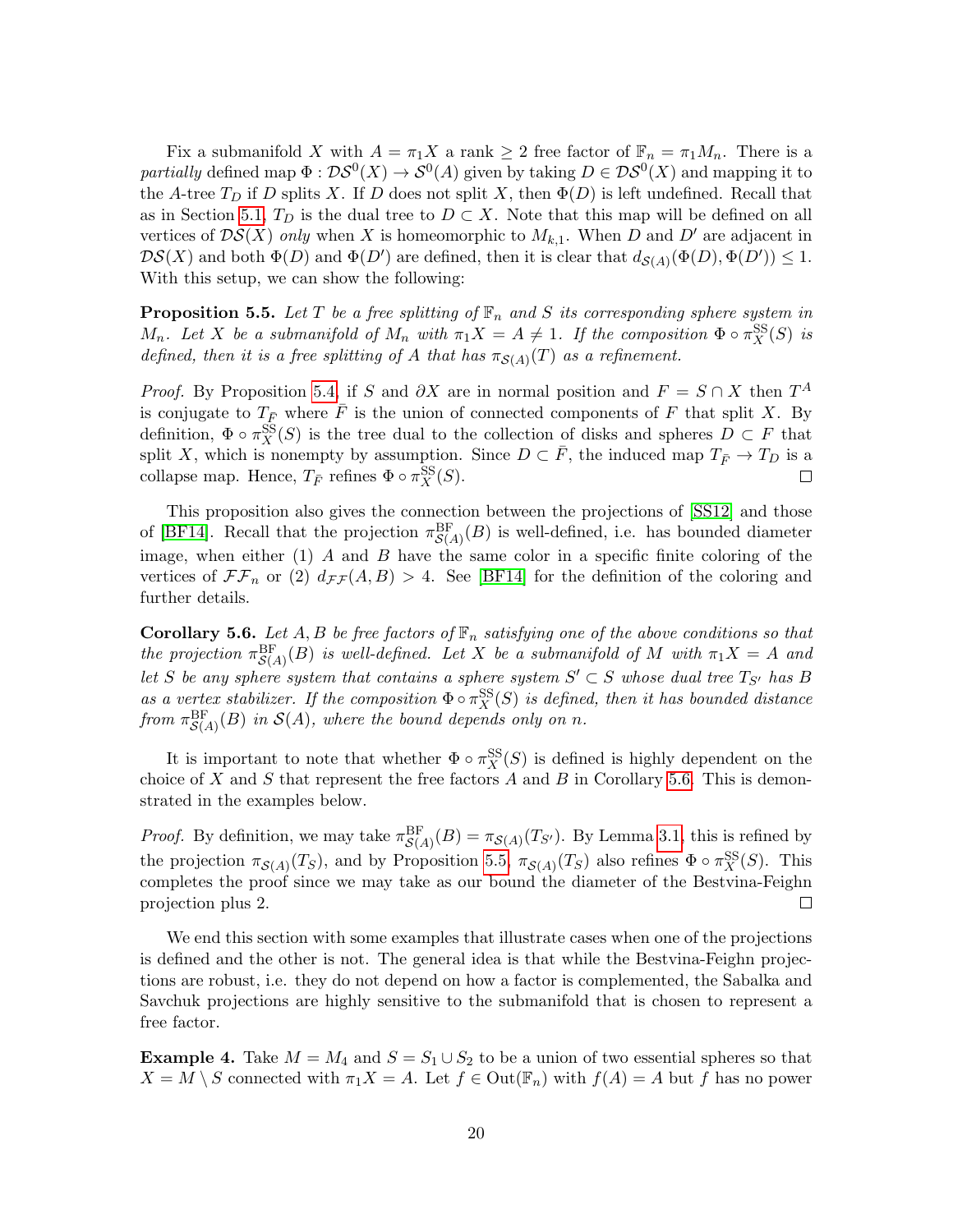Fix a submanifold $X$ with $A = \pi_1 X$ a rank $\geq 2$ free factor of $\mathbb{F}_n = \pi_1 M_n$. There is a *partially* defined map $\Phi : \mathcal{DS}^0(X) \to \mathcal{S}^0(A)$ given by taking $D \in \mathcal{DS}^0(X)$ and mapping it to the $A$-tree $T_D$ if $D$ splits $X$. If $D$ does not split $X$, then $\Phi(D)$ is left undefined. Recall that as in Section 5.1, $T_D$ is the dual tree to $D \subset X$. Note that this map will be defined on all vertices of $\mathcal{DS}(X)$ *only* when $X$ is homeomorphic to $M_{k,1}$. When $D$ and $D'$ are adjacent in $\mathcal{DS}(X)$ and both $\Phi(D)$ and $\Phi(D')$ are defined, then it is clear that $d_{\mathcal{S}(A)}(\Phi(D), \Phi(D')) \leq 1$. With this setup, we can show the following:

**Proposition 5.5.** *Let $T$ be a free splitting of $\mathbb{F}_n$ and $S$ its corresponding sphere system in $M_n$. Let $X$ be a submanifold of $M_n$ with $\pi_1 X = A \neq 1$. If the composition $\Phi \circ \pi_X^{\mathrm{SS}}(S)$ is defined, then it is a free splitting of $A$ that has $\pi_{\mathcal{S}(A)}(T)$ as a refinement.*

*Proof.* By Proposition 5.4, if $S$ and $\partial X$ are in normal position and $F = S \cap X$ then $T^A$ is conjugate to $T_{\bar{F}}$ where $\bar{F}$ is the union of connected components of $F$ that split $X$. By definition, $\Phi \circ \pi_X^{\mathrm{SS}}(S)$ is the tree dual to the collection of disks and spheres $D \subset F$ that split $X$, which is nonempty by assumption. Since $D \subset \bar{F}$, the induced map $T_{\bar{F}} \to T_D$ is a collapse map. Hence, $T_{\bar{F}}$ refines $\Phi \circ \pi_X^{\mathrm{SS}}(S)$. $\square$

This proposition also gives the connection between the projections of [SS12] and those of [BF14]. Recall that the projection $\pi_{\mathcal{S}(A)}^{\mathrm{BF}}(B)$ is well-defined, i.e. has bounded diameter image, when either (1) $A$ and $B$ have the same color in a specific finite coloring of the vertices of $\mathcal{FF}_n$ or (2) $d_{\mathcal{FF}}(A, B) > 4$. See [BF14] for the definition of the coloring and further details.

**Corollary 5.6.** *Let $A, B$ be free factors of $\mathbb{F}_n$ satisfying one of the above conditions so that the projection $\pi_{\mathcal{S}(A)}^{\mathrm{BF}}(B)$ is well-defined. Let $X$ be a submanifold of $M$ with $\pi_1 X = A$ and let $S$ be any sphere system that contains a sphere system $S' \subset S$ whose dual tree $T_{S'}$ has $B$ as a vertex stabilizer. If the composition $\Phi \circ \pi_X^{\mathrm{SS}}(S)$ is defined, then it has bounded distance from $\pi_{\mathcal{S}(A)}^{\mathrm{BF}}(B)$ in $\mathcal{S}(A)$, where the bound depends only on $n$.*

It is important to note that whether $\Phi \circ \pi_X^{\mathrm{SS}}(S)$ is defined is highly dependent on the choice of $X$ and $S$ that represent the free factors $A$ and $B$ in Corollary 5.6. This is demonstrated in the examples below.

*Proof.* By definition, we may take $\pi_{\mathcal{S}(A)}^{\mathrm{BF}}(B) = \pi_{\mathcal{S}(A)}(T_{S'})$. By Lemma 3.1, this is refined by the projection $\pi_{\mathcal{S}(A)}(T_S)$, and by Proposition 5.5, $\pi_{\mathcal{S}(A)}(T_S)$ also refines $\Phi \circ \pi_X^{\mathrm{SS}}(S)$. This completes the proof since we may take as our bound the diameter of the Bestvina-Feighn projection plus 2. $\square$

We end this section with some examples that illustrate cases when one of the projections is defined and the other is not. The general idea is that while the Bestvina-Feighn projections are robust, i.e. they do not depend on how a factor is complemented, the Sabalka and Savchuk projections are highly sensitive to the submanifold that is chosen to represent a free factor.

**Example 4.** Take $M = M_4$ and $S = S_1 \cup S_2$ to be a union of two essential spheres so that $X = M \setminus S$ connected with $\pi_1 X = A$. Let $f \in \mathrm{Out}(\mathbb{F}_n)$ with $f(A) = A$ but $f$ has no power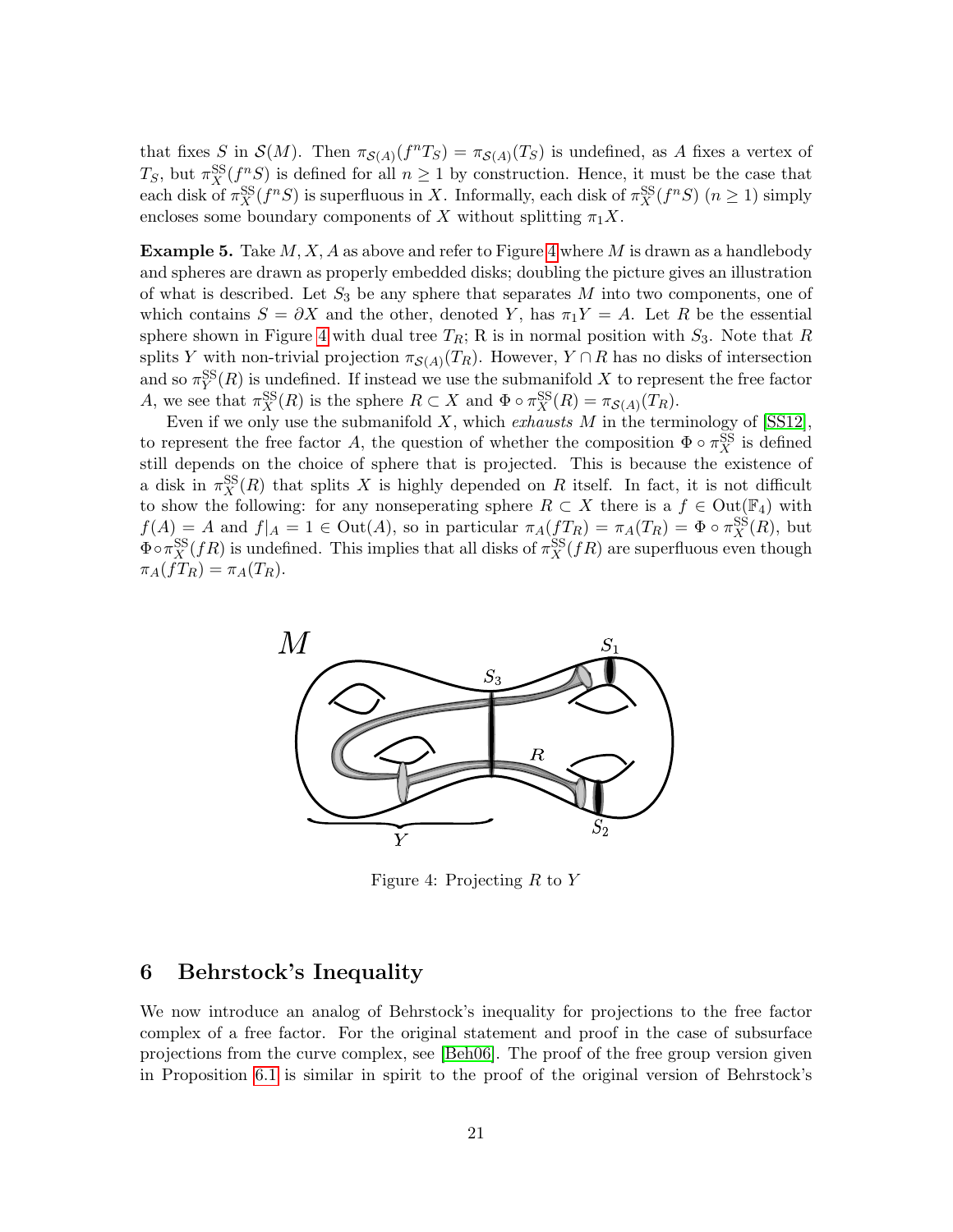that fixes $S$ in $\mathcal{S}(M)$. Then $\pi_{\mathcal{S}(A)}(f^n T_S) = \pi_{\mathcal{S}(A)}(T_S)$ is undefined, as $A$ fixes a vertex of $T_S$, but $\pi_X^{\mathrm{SS}}(f^n S)$ is defined for all $n \geq 1$ by construction. Hence, it must be the case that each disk of $\pi_X^{\mathrm{SS}}(f^n S)$ is superfluous in $X$. Informally, each disk of $\pi_X^{\mathrm{SS}}(f^n S)$ ($n \geq 1$) simply encloses some boundary components of $X$ without splitting $\pi_1 X$.

**Example 5.** Take $M, X, A$ as above and refer to Figure 4 where $M$ is drawn as a handlebody and spheres are drawn as properly embedded disks; doubling the picture gives an illustration of what is described. Let $S_3$ be any sphere that separates $M$ into two components, one of which contains $S = \partial X$ and the other, denoted $Y$, has $\pi_1 Y = A$. Let $R$ be the essential sphere shown in Figure 4 with dual tree $T_R$; R is in normal position with $S_3$. Note that $R$ splits $Y$ with non-trivial projection $\pi_{\mathcal{S}(A)}(T_R)$. However, $Y \cap R$ has no disks of intersection and so $\pi_Y^{\mathrm{SS}}(R)$ is undefined. If instead we use the submanifold $X$ to represent the free factor $A$, we see that $\pi_X^{\mathrm{SS}}(R)$ is the sphere $R \subset X$ and $\Phi \circ \pi_X^{\mathrm{SS}}(R) = \pi_{\mathcal{S}(A)}(T_R)$.

Even if we only use the submanifold $X$, which *exhausts* $M$ in the terminology of [SS12], to represent the free factor $A$, the question of whether the composition $\Phi \circ \pi_X^{\mathrm{SS}}$ is defined still depends on the choice of sphere that is projected. This is because the existence of a disk in $\pi_X^{\mathrm{SS}}(R)$ that splits $X$ is highly depended on $R$ itself. In fact, it is not difficult to show the following: for any nonseperating sphere $R \subset X$ there is a $f \in \mathrm{Out}(\mathbb{F}_4)$ with $f(A) = A$ and $f|_A = 1 \in \mathrm{Out}(A)$, so in particular $\pi_A(fT_R) = \pi_A(T_R) = \Phi \circ \pi_X^{\mathrm{SS}}(R)$, but $\Phi \circ \pi_X^{\mathrm{SS}}(fR)$ is undefined. This implies that all disks of $\pi_X^{\mathrm{SS}}(fR)$ are superfluous even though $\pi_A(fT_R) = \pi_A(T_R)$.

Figure 4: Projecting $R$ to $Y$

## 6 Behrstock's Inequality

We now introduce an analog of Behrstock's inequality for projections to the free factor complex of a free factor. For the original statement and proof in the case of subsurface projections from the curve complex, see [Beh06]. The proof of the free group version given in Proposition 6.1 is similar in spirit to the proof of the original version of Behrstock's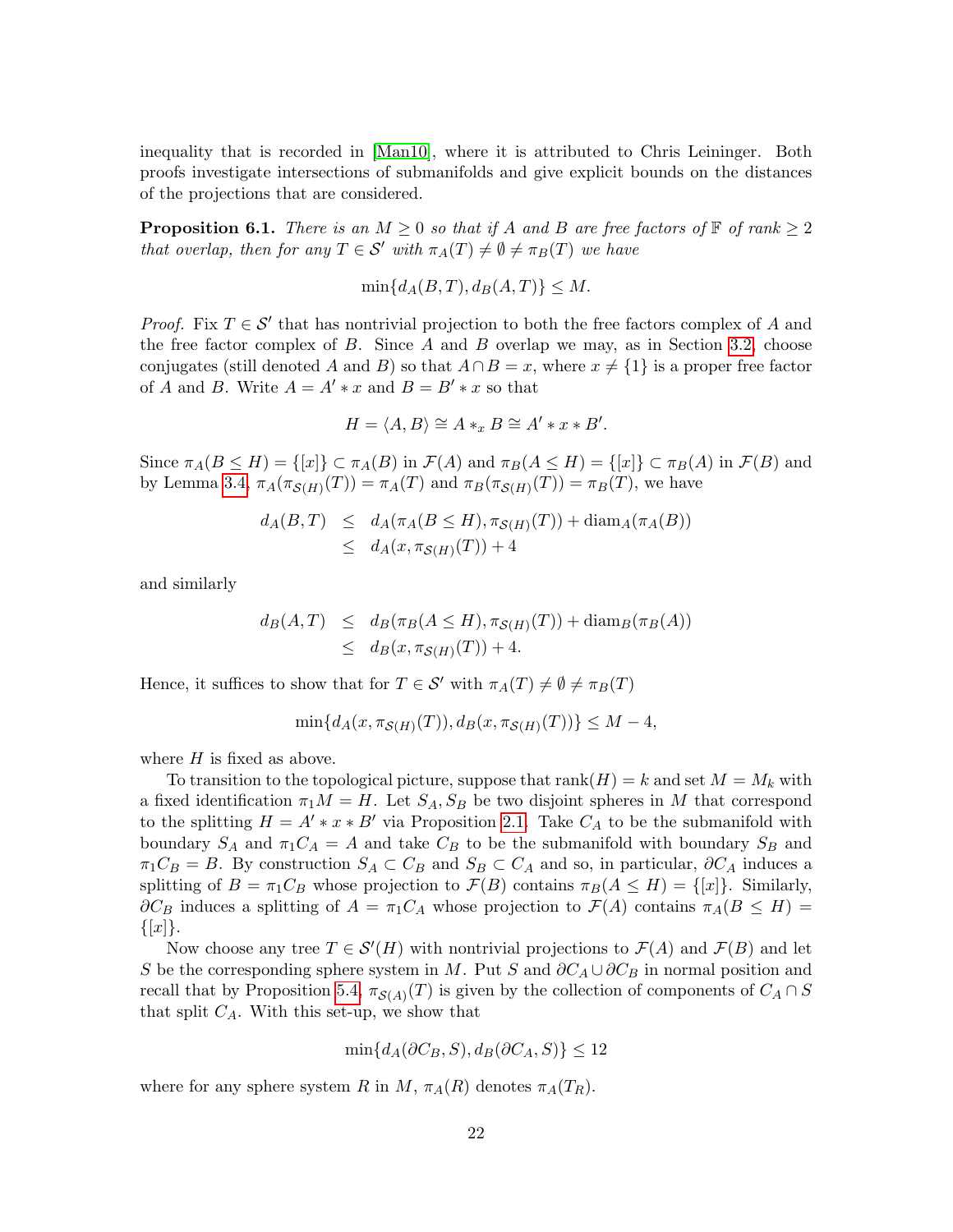inequality that is recorded in [Man10], where it is attributed to Chris Leininger. Both proofs investigate intersections of submanifolds and give explicit bounds on the distances of the projections that are considered.

**Proposition 6.1.** *There is an $M \geq 0$ so that if $A$ and $B$ are free factors of $\mathbb{F}$ of rank $\geq 2$ that overlap, then for any $T \in \mathcal{S}'$ with $\pi_A(T) \neq \emptyset \neq \pi_B(T)$ we have*

$$\min\{d_A(B,T), d_B(A,T)\} \leq M.$$

*Proof.* Fix $T \in \mathcal{S}'$ that has nontrivial projection to both the free factors complex of $A$ and the free factor complex of $B$. Since $A$ and $B$ overlap we may, as in Section 3.2, choose conjugates (still denoted $A$ and $B$) so that $A \cap B = x$, where $x \neq \{1\}$ is a proper free factor of $A$ and $B$. Write $A = A' * x$ and $B = B' * x$ so that

$$H = \langle A, B\rangle \cong A *_x B \cong A' * x * B'.$$

Since $\pi_A(B \leq H) = \{[x]\} \subset \pi_A(B)$ in $\mathcal{F}(A)$ and $\pi_B(A \leq H) = \{[x]\} \subset \pi_B(A)$ in $\mathcal{F}(B)$ and by Lemma 3.4, $\pi_A(\pi_{\mathcal{S}(H)}(T)) = \pi_A(T)$ and $\pi_B(\pi_{\mathcal{S}(H)}(T)) = \pi_B(T)$, we have

$$\begin{aligned} d_A(B,T) &\leq d_A(\pi_A(B \leq H), \pi_{\mathcal{S}(H)}(T)) + \mathrm{diam}_A(\pi_A(B)) \\ &\leq d_A(x, \pi_{\mathcal{S}(H)}(T)) + 4 \end{aligned}$$

and similarly

$$\begin{aligned} d_B(A,T) &\leq d_B(\pi_B(A \leq H), \pi_{\mathcal{S}(H)}(T)) + \mathrm{diam}_B(\pi_B(A)) \\ &\leq d_B(x, \pi_{\mathcal{S}(H)}(T)) + 4. \end{aligned}$$

Hence, it suffices to show that for $T \in \mathcal{S}'$ with $\pi_A(T) \neq \emptyset \neq \pi_B(T)$

$$\min\{d_A(x, \pi_{\mathcal{S}(H)}(T)), d_B(x, \pi_{\mathcal{S}(H)}(T))\} \leq M - 4,$$

where $H$ is fixed as above.

To transition to the topological picture, suppose that $\mathrm{rank}(H) = k$ and set $M = M_k$ with a fixed identification $\pi_1 M = H$. Let $S_A, S_B$ be two disjoint spheres in $M$ that correspond to the splitting $H = A' * x * B'$ via Proposition 2.1. Take $C_A$ to be the submanifold with boundary $S_A$ and $\pi_1 C_A = A$ and take $C_B$ to be the submanifold with boundary $S_B$ and $\pi_1 C_B = B$. By construction $S_A \subset C_B$ and $S_B \subset C_A$ and so, in particular, $\partial C_A$ induces a splitting of $B = \pi_1 C_B$ whose projection to $\mathcal{F}(B)$ contains $\pi_B(A \leq H) = \{[x]\}$. Similarly, $\partial C_B$ induces a splitting of $A = \pi_1 C_A$ whose projection to $\mathcal{F}(A)$ contains $\pi_A(B \leq H) = \{[x]\}$.

Now choose any tree $T \in \mathcal{S}'(H)$ with nontrivial projections to $\mathcal{F}(A)$ and $\mathcal{F}(B)$ and let $S$ be the corresponding sphere system in $M$. Put $S$ and $\partial C_A \cup \partial C_B$ in normal position and recall that by Proposition 5.4, $\pi_{\mathcal{S}(A)}(T)$ is given by the collection of components of $C_A \cap S$ that split $C_A$. With this set-up, we show that

$$\min\{d_A(\partial C_B, S), d_B(\partial C_A, S)\} \leq 12$$

where for any sphere system $R$ in $M$, $\pi_A(R)$ denotes $\pi_A(T_R)$.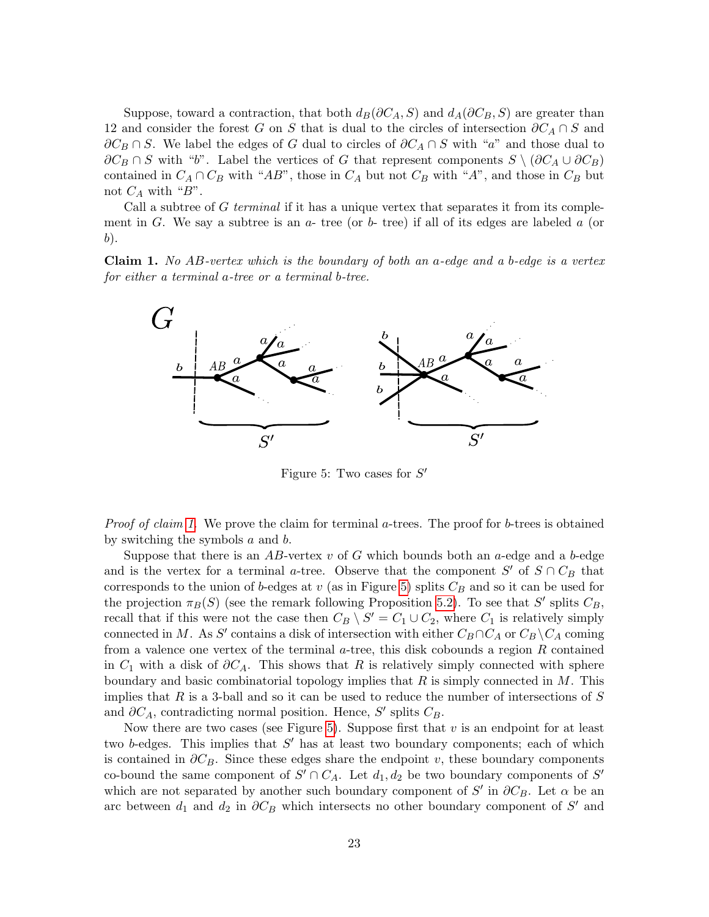Suppose, toward a contraction, that both $d_B(\partial C_A, S)$ and $d_A(\partial C_B, S)$ are greater than 12 and consider the forest $G$ on $S$ that is dual to the circles of intersection $\partial C_A \cap S$ and $\partial C_B \cap S$. We label the edges of $G$ dual to circles of $\partial C_A \cap S$ with "$a$" and those dual to $\partial C_B \cap S$ with "$b$". Label the vertices of $G$ that represent components $S \setminus (\partial C_A \cup \partial C_B)$ contained in $C_A \cap C_B$ with "$AB$", those in $C_A$ but not $C_B$ with "$A$", and those in $C_B$ but not $C_A$ with "$B$".

Call a subtree of $G$ *terminal* if it has a unique vertex that separates it from its complement in $G$. We say a subtree is an $a$- tree (or $b$- tree) if all of its edges are labeled $a$ (or $b$).

**Claim 1.** *No $AB$-vertex which is the boundary of both an $a$-edge and a $b$-edge is a vertex for either a terminal $a$-tree or a terminal $b$-tree.*

Figure 5: Two cases for $S'$

*Proof of claim 1.* We prove the claim for terminal $a$-trees. The proof for $b$-trees is obtained by switching the symbols $a$ and $b$.

Suppose that there is an $AB$-vertex $v$ of $G$ which bounds both an $a$-edge and a $b$-edge and is the vertex for a terminal $a$-tree. Observe that the component $S'$ of $S \cap C_B$ that corresponds to the union of $b$-edges at $v$ (as in Figure 5) splits $C_B$ and so it can be used for the projection $\pi_B(S)$ (see the remark following Proposition 5.2). To see that $S'$ splits $C_B$, recall that if this were not the case then $C_B \setminus S' = C_1 \cup C_2$, where $C_1$ is relatively simply connected in $M$. As $S'$ contains a disk of intersection with either $C_B \cap C_A$ or $C_B \setminus C_A$ coming from a valence one vertex of the terminal $a$-tree, this disk cobounds a region $R$ contained in $C_1$ with a disk of $\partial C_A$. This shows that $R$ is relatively simply connected with sphere boundary and basic combinatorial topology implies that $R$ is simply connected in $M$. This implies that $R$ is a 3-ball and so it can be used to reduce the number of intersections of $S$ and $\partial C_A$, contradicting normal position. Hence, $S'$ splits $C_B$.

Now there are two cases (see Figure 5). Suppose first that $v$ is an endpoint for at least two $b$-edges. This implies that $S'$ has at least two boundary components; each of which is contained in $\partial C_B$. Since these edges share the endpoint $v$, these boundary components co-bound the same component of $S' \cap C_A$. Let $d_1, d_2$ be two boundary components of $S'$ which are not separated by another such boundary component of $S'$ in $\partial C_B$. Let $\alpha$ be an arc between $d_1$ and $d_2$ in $\partial C_B$ which intersects no other boundary component of $S'$ and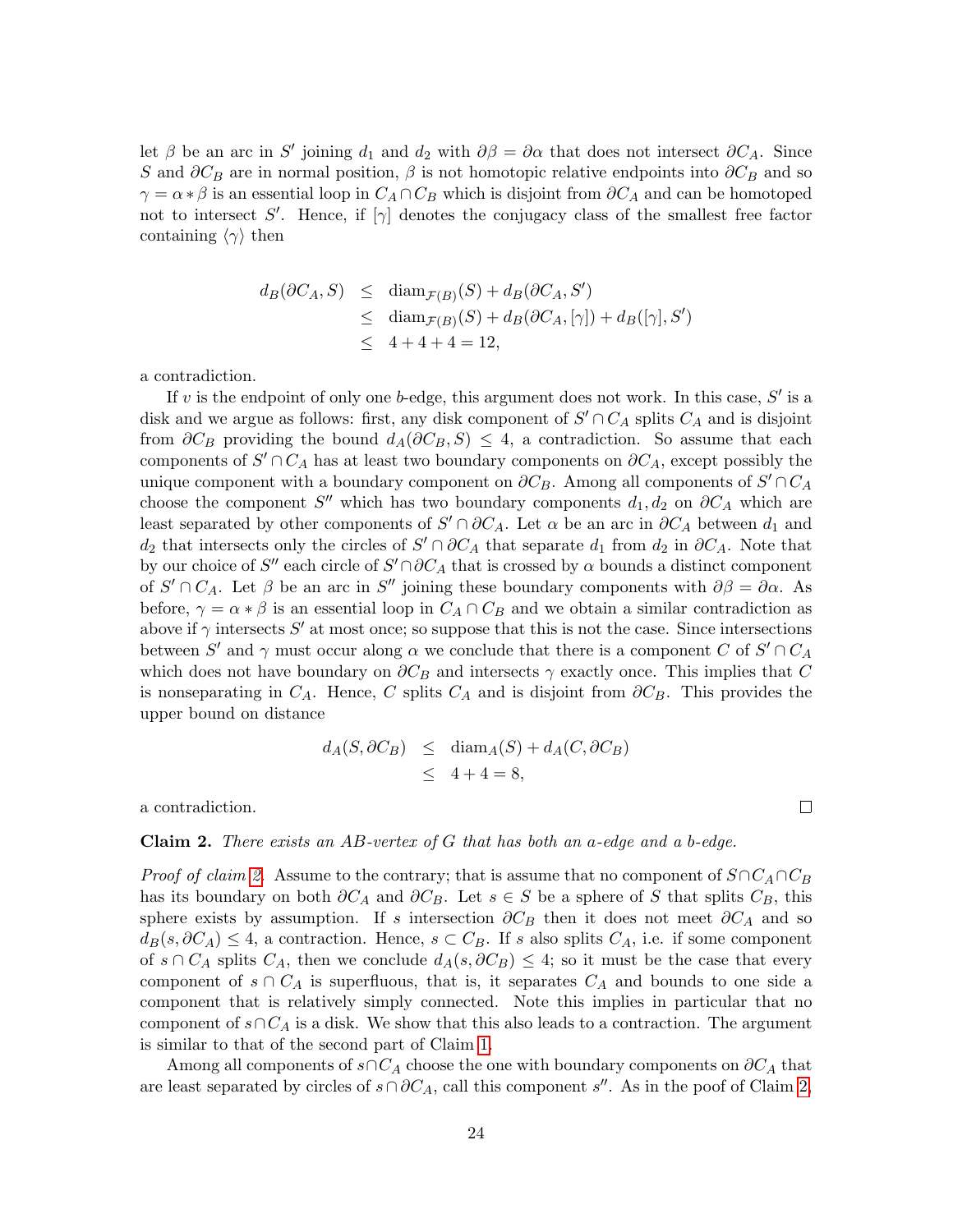let $\beta$ be an arc in $S'$ joining $d_1$ and $d_2$ with $\partial\beta = \partial\alpha$ that does not intersect $\partial C_A$. Since $S$ and $\partial C_B$ are in normal position, $\beta$ is not homotopic relative endpoints into $\partial C_B$ and so $\gamma = \alpha * \beta$ is an essential loop in $C_A \cap C_B$ which is disjoint from $\partial C_A$ and can be homotoped not to intersect $S'$. Hence, if $[\gamma]$ denotes the conjugacy class of the smallest free factor containing $\langle\gamma\rangle$ then

$$
\begin{aligned}
d_B(\partial C_A, S) &\leq \operatorname{diam}_{\mathcal{F}(B)}(S) + d_B(\partial C_A, S') \\
&\leq \operatorname{diam}_{\mathcal{F}(B)}(S) + d_B(\partial C_A, [\gamma]) + d_B([\gamma], S') \\
&\leq 4 + 4 + 4 = 12,
\end{aligned}
$$

a contradiction.

If $v$ is the endpoint of only one $b$-edge, this argument does not work. In this case, $S'$ is a disk and we argue as follows: first, any disk component of $S' \cap C_A$ splits $C_A$ and is disjoint from $\partial C_B$ providing the bound $d_A(\partial C_B, S) \leq 4$, a contradiction. So assume that each components of $S' \cap C_A$ has at least two boundary components on $\partial C_A$, except possibly the unique component with a boundary component on $\partial C_B$. Among all components of $S' \cap C_A$ choose the component $S''$ which has two boundary components $d_1, d_2$ on $\partial C_A$ which are least separated by other components of $S' \cap \partial C_A$. Let $\alpha$ be an arc in $\partial C_A$ between $d_1$ and $d_2$ that intersects only the circles of $S' \cap \partial C_A$ that separate $d_1$ from $d_2$ in $\partial C_A$. Note that by our choice of $S''$ each circle of $S' \cap \partial C_A$ that is crossed by $\alpha$ bounds a distinct component of $S' \cap C_A$. Let $\beta$ be an arc in $S''$ joining these boundary components with $\partial\beta = \partial\alpha$. As before, $\gamma = \alpha * \beta$ is an essential loop in $C_A \cap C_B$ and we obtain a similar contradiction as above if $\gamma$ intersects $S'$ at most once; so suppose that this is not the case. Since intersections between $S'$ and $\gamma$ must occur along $\alpha$ we conclude that there is a component $C$ of $S' \cap C_A$ which does not have boundary on $\partial C_B$ and intersects $\gamma$ exactly once. This implies that $C$ is nonseparating in $C_A$. Hence, $C$ splits $C_A$ and is disjoint from $\partial C_B$. This provides the upper bound on distance

$$
\begin{aligned}
d_A(S, \partial C_B) &\leq \operatorname{diam}_A(S) + d_A(C, \partial C_B) \\
&\leq 4 + 4 = 8,
\end{aligned}
$$

a contradiction. □

**Claim 2.** *There exists an $AB$-vertex of $G$ that has both an $a$-edge and a $b$-edge.*

*Proof of claim 2.* Assume to the contrary; that is assume that no component of $S \cap C_A \cap C_B$ has its boundary on both $\partial C_A$ and $\partial C_B$. Let $s \in S$ be a sphere of $S$ that splits $C_B$, this sphere exists by assumption. If $s$ intersection $\partial C_B$ then it does not meet $\partial C_A$ and so $d_B(s, \partial C_A) \leq 4$, a contraction. Hence, $s \subset C_B$. If $s$ also splits $C_A$, i.e. if some component of $s \cap C_A$ splits $C_A$, then we conclude $d_A(s, \partial C_B) \leq 4$; so it must be the case that every component of $s \cap C_A$ is superfluous, that is, it separates $C_A$ and bounds to one side a component that is relatively simply connected. Note this implies in particular that no component of $s \cap C_A$ is a disk. We show that this also leads to a contraction. The argument is similar to that of the second part of Claim 1.

Among all components of $s \cap C_A$ choose the one with boundary components on $\partial C_A$ that are least separated by circles of $s \cap \partial C_A$, call this component $s''$. As in the poof of Claim 2,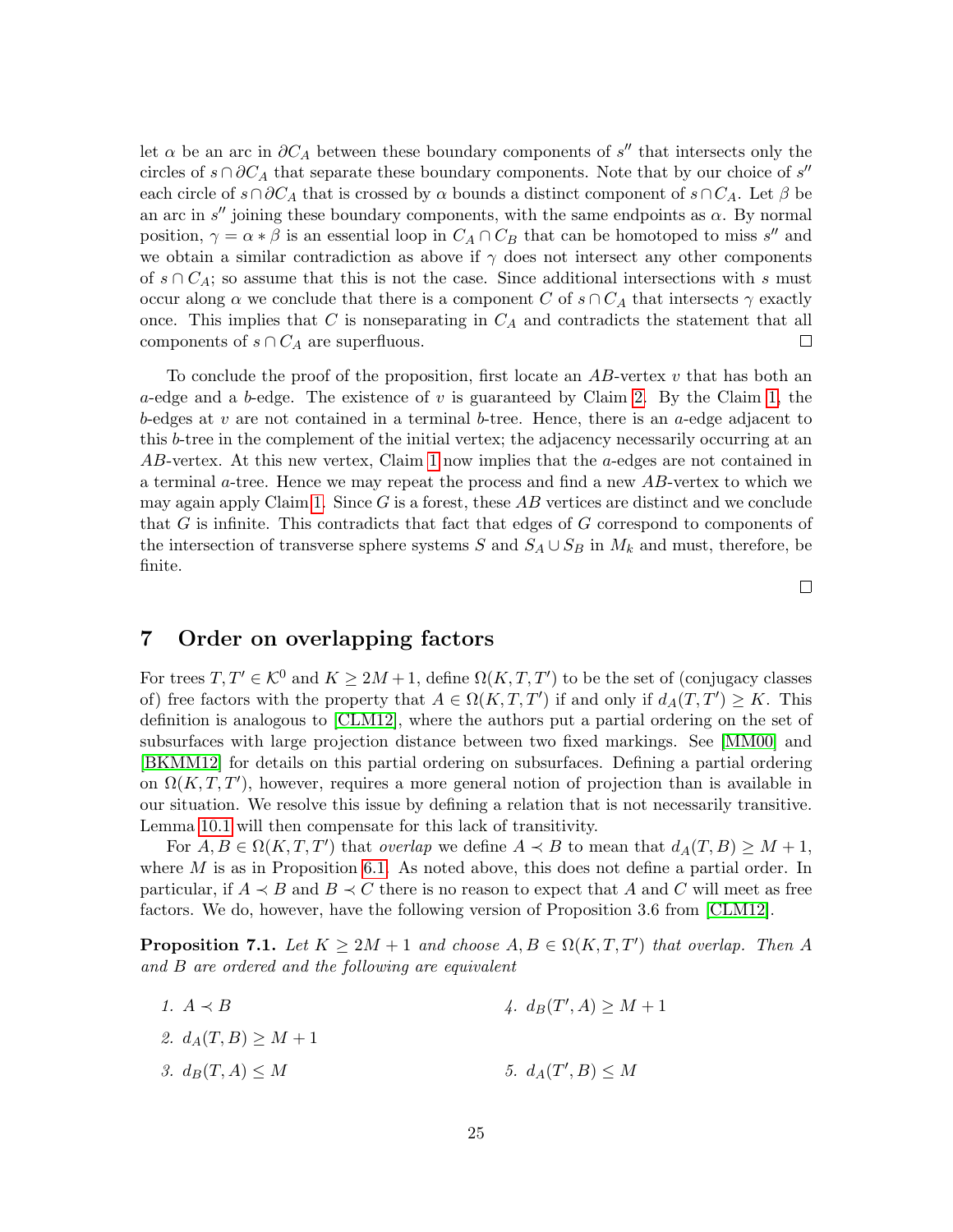let $\alpha$ be an arc in $\partial C_A$ between these boundary components of $s''$ that intersects only the circles of $s \cap \partial C_A$ that separate these boundary components. Note that by our choice of $s''$ each circle of $s \cap \partial C_A$ that is crossed by $\alpha$ bounds a distinct component of $s \cap C_A$. Let $\beta$ be an arc in $s''$ joining these boundary components, with the same endpoints as $\alpha$. By normal position, $\gamma = \alpha * \beta$ is an essential loop in $C_A \cap C_B$ that can be homotoped to miss $s''$ and we obtain a similar contradiction as above if $\gamma$ does not intersect any other components of $s \cap C_A$; so assume that this is not the case. Since additional intersections with $s$ must occur along $\alpha$ we conclude that there is a component $C$ of $s \cap C_A$ that intersects $\gamma$ exactly once. This implies that $C$ is nonseparating in $C_A$ and contradicts the statement that all components of $s \cap C_A$ are superfluous. $\square$

To conclude the proof of the proposition, first locate an $AB$-vertex $v$ that has both an $a$-edge and a $b$-edge. The existence of $v$ is guaranteed by Claim 2. By the Claim 1, the $b$-edges at $v$ are not contained in a terminal $b$-tree. Hence, there is an $a$-edge adjacent to this $b$-tree in the complement of the initial vertex; the adjacency necessarily occurring at an $AB$-vertex. At this new vertex, Claim 1 now implies that the $a$-edges are not contained in a terminal $a$-tree. Hence we may repeat the process and find a new $AB$-vertex to which we may again apply Claim 1. Since $G$ is a forest, these $AB$ vertices are distinct and we conclude that $G$ is infinite. This contradicts that fact that edges of $G$ correspond to components of the intersection of transverse sphere systems $S$ and $S_A \cup S_B$ in $M_k$ and must, therefore, be finite.

$\square$

# 7 Order on overlapping factors

For trees $T, T' \in \mathcal{K}^0$ and $K \geq 2M+1$, define $\Omega(K, T, T')$ to be the set of (conjugacy classes of) free factors with the property that $A \in \Omega(K, T, T')$ if and only if $d_A(T, T') \geq K$. This definition is analogous to [CLM12], where the authors put a partial ordering on the set of subsurfaces with large projection distance between two fixed markings. See [MM00] and [BKMM12] for details on this partial ordering on subsurfaces. Defining a partial ordering on $\Omega(K, T, T')$, however, requires a more general notion of projection than is available in our situation. We resolve this issue by defining a relation that is not necessarily transitive. Lemma 10.1 will then compensate for this lack of transitivity.

For $A, B \in \Omega(K, T, T')$ that *overlap* we define $A \prec B$ to mean that $d_A(T, B) \geq M + 1$, where $M$ is as in Proposition 6.1. As noted above, this does not define a partial order. In particular, if $A \prec B$ and $B \prec C$ there is no reason to expect that $A$ and $C$ will meet as free factors. We do, however, have the following version of Proposition 3.6 from [CLM12].

**Proposition 7.1.** *Let $K \geq 2M + 1$ and choose $A, B \in \Omega(K, T, T')$ that overlap. Then $A$ and $B$ are ordered and the following are equivalent*

1. $A \prec B$
2. $d_A(T, B) \geq M + 1$
3. $d_B(T, A) \leq M$
4. $d_B(T', A) \geq M + 1$
5. $d_A(T', B) \leq M$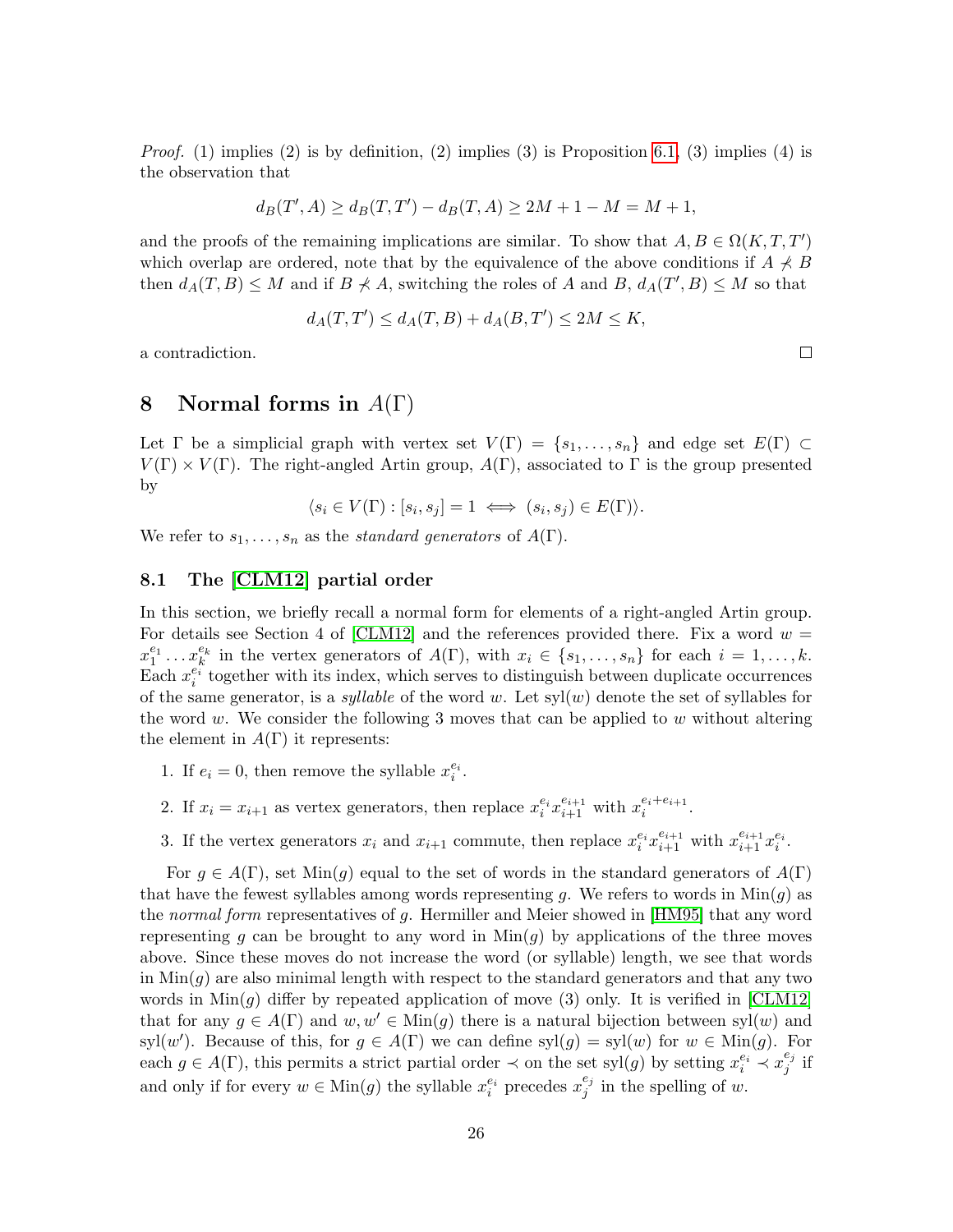*Proof.* (1) implies (2) is by definition, (2) implies (3) is Proposition 6.1, (3) implies (4) is the observation that

$$d_B(T', A) \geq d_B(T, T') - d_B(T, A) \geq 2M + 1 - M = M + 1,$$

and the proofs of the remaining implications are similar. To show that $A, B \in \Omega(K, T, T')$ which overlap are ordered, note that by the equivalence of the above conditions if $A \not\prec B$ then $d_A(T, B) \leq M$ and if $B \not\prec A$, switching the roles of $A$ and $B$, $d_A(T', B) \leq M$ so that

$$d_A(T, T') \leq d_A(T, B) + d_A(B, T') \leq 2M \leq K,$$

a contradiction. □

# 8 Normal forms in $A(\Gamma)$

Let $\Gamma$ be a simplicial graph with vertex set $V(\Gamma) = \{s_1, \ldots, s_n\}$ and edge set $E(\Gamma) \subset V(\Gamma) \times V(\Gamma)$. The right-angled Artin group, $A(\Gamma)$, associated to $\Gamma$ is the group presented by

$$\langle s_i \in V(\Gamma) : [s_i, s_j] = 1 \iff (s_i, s_j) \in E(\Gamma) \rangle.$$

We refer to $s_1, \ldots, s_n$ as the *standard generators* of $A(\Gamma)$.

## 8.1 The [CLM12] partial order

In this section, we briefly recall a normal form for elements of a right-angled Artin group. For details see Section 4 of [CLM12] and the references provided there. Fix a word $w = x_1^{e_1} \ldots x_k^{e_k}$ in the vertex generators of $A(\Gamma)$, with $x_i \in \{s_1, \ldots, s_n\}$ for each $i = 1, \ldots, k$. Each $x_i^{e_i}$ together with its index, which serves to distinguish between duplicate occurrences of the same generator, is a *syllable* of the word $w$. Let $\mathrm{syl}(w)$ denote the set of syllables for the word $w$. We consider the following 3 moves that can be applied to $w$ without altering the element in $A(\Gamma)$ it represents:

1. If $e_i = 0$, then remove the syllable $x_i^{e_i}$.
2. If $x_i = x_{i+1}$ as vertex generators, then replace $x_i^{e_i} x_{i+1}^{e_{i+1}}$ with $x_i^{e_i + e_{i+1}}$.
3. If the vertex generators $x_i$ and $x_{i+1}$ commute, then replace $x_i^{e_i} x_{i+1}^{e_{i+1}}$ with $x_{i+1}^{e_{i+1}} x_i^{e_i}$.

For $g \in A(\Gamma)$, set $\mathrm{Min}(g)$ equal to the set of words in the standard generators of $A(\Gamma)$ that have the fewest syllables among words representing $g$. We refers to words in $\mathrm{Min}(g)$ as the *normal form* representatives of $g$. Hermiller and Meier showed in [HM95] that any word representing $g$ can be brought to any word in $\mathrm{Min}(g)$ by applications of the three moves above. Since these moves do not increase the word (or syllable) length, we see that words in $\mathrm{Min}(g)$ are also minimal length with respect to the standard generators and that any two words in $\mathrm{Min}(g)$ differ by repeated application of move (3) only. It is verified in [CLM12] that for any $g \in A(\Gamma)$ and $w, w' \in \mathrm{Min}(g)$ there is a natural bijection between $\mathrm{syl}(w)$ and $\mathrm{syl}(w')$. Because of this, for $g \in A(\Gamma)$ we can define $\mathrm{syl}(g) = \mathrm{syl}(w)$ for $w \in \mathrm{Min}(g)$. For each $g \in A(\Gamma)$, this permits a strict partial order $\prec$ on the set $\mathrm{syl}(g)$ by setting $x_i^{e_i} \prec x_j^{e_j}$ if and only if for every $w \in \mathrm{Min}(g)$ the syllable $x_i^{e_i}$ precedes $x_j^{e_j}$ in the spelling of $w$.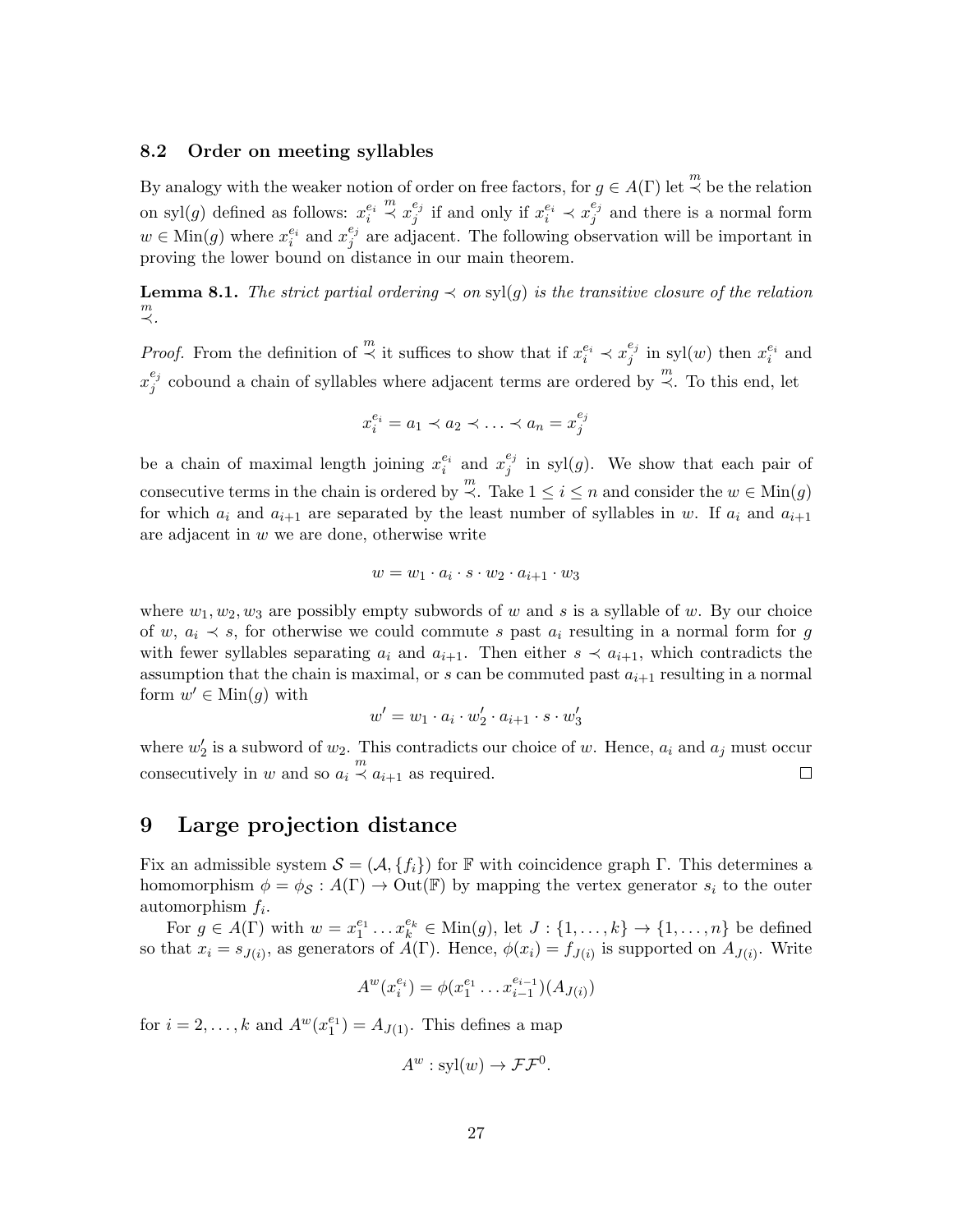### 8.2 Order on meeting syllables

By analogy with the weaker notion of order on free factors, for $g \in A(\Gamma)$ let $\overset{m}{\prec}$ be the relation on $\mathrm{syl}(g)$ defined as follows: $x_i^{e_i} \overset{m}{\prec} x_j^{e_j}$ if and only if $x_i^{e_i} \prec x_j^{e_j}$ and there is a normal form $w \in \mathrm{Min}(g)$ where $x_i^{e_i}$ and $x_j^{e_j}$ are adjacent. The following observation will be important in proving the lower bound on distance in our main theorem.

**Lemma 8.1.** *The strict partial ordering $\prec$ on $\mathrm{syl}(g)$ is the transitive closure of the relation $\overset{m}{\prec}$.*

*Proof.* From the definition of $\overset{m}{\prec}$ it suffices to show that if $x_i^{e_i} \prec x_j^{e_j}$ in $\mathrm{syl}(w)$ then $x_i^{e_i}$ and $x_j^{e_j}$ cobound a chain of syllables where adjacent terms are ordered by $\overset{m}{\prec}$. To this end, let

$$x_i^{e_i} = a_1 \prec a_2 \prec \ldots \prec a_n = x_j^{e_j}$$

be a chain of maximal length joining $x_i^{e_i}$ and $x_j^{e_j}$ in $\mathrm{syl}(g)$. We show that each pair of consecutive terms in the chain is ordered by $\overset{m}{\prec}$. Take $1 \leq i \leq n$ and consider the $w \in \mathrm{Min}(g)$ for which $a_i$ and $a_{i+1}$ are separated by the least number of syllables in $w$. If $a_i$ and $a_{i+1}$ are adjacent in $w$ we are done, otherwise write

$$w = w_1 \cdot a_i \cdot s \cdot w_2 \cdot a_{i+1} \cdot w_3$$

where $w_1, w_2, w_3$ are possibly empty subwords of $w$ and $s$ is a syllable of $w$. By our choice of $w$, $a_i \prec s$, for otherwise we could commute $s$ past $a_i$ resulting in a normal form for $g$ with fewer syllables separating $a_i$ and $a_{i+1}$. Then either $s \prec a_{i+1}$, which contradicts the assumption that the chain is maximal, or $s$ can be commuted past $a_{i+1}$ resulting in a normal form $w' \in \mathrm{Min}(g)$ with

$$w' = w_1 \cdot a_i \cdot w_2' \cdot a_{i+1} \cdot s \cdot w_3'$$

where $w_2'$ is a subword of $w_2$. This contradicts our choice of $w$. Hence, $a_i$ and $a_j$ must occur consecutively in $w$ and so $a_i \overset{m}{\prec} a_{i+1}$ as required. ◻

# 9 Large projection distance

Fix an admissible system $\mathcal{S} = (\mathcal{A}, \{f_i\})$ for $\mathbb{F}$ with coincidence graph $\Gamma$. This determines a homomorphism $\phi = \phi_{\mathcal{S}} : A(\Gamma) \to \mathrm{Out}(\mathbb{F})$ by mapping the vertex generator $s_i$ to the outer automorphism $f_i$.

For $g \in A(\Gamma)$ with $w = x_1^{e_1} \ldots x_k^{e_k} \in \mathrm{Min}(g)$, let $J : \{1, \ldots, k\} \to \{1, \ldots, n\}$ be defined so that $x_i = s_{J(i)}$, as generators of $A(\Gamma)$. Hence, $\phi(x_i) = f_{J(i)}$ is supported on $A_{J(i)}$. Write

$$A^w(x_i^{e_i}) = \phi(x_1^{e_1} \ldots x_{i-1}^{e_{i-1}})(A_{J(i)})$$

for $i = 2, \ldots, k$ and $A^w(x_1^{e_1}) = A_{J(1)}$. This defines a map

$$A^w : \mathrm{syl}(w) \to \mathcal{FF}^0.$$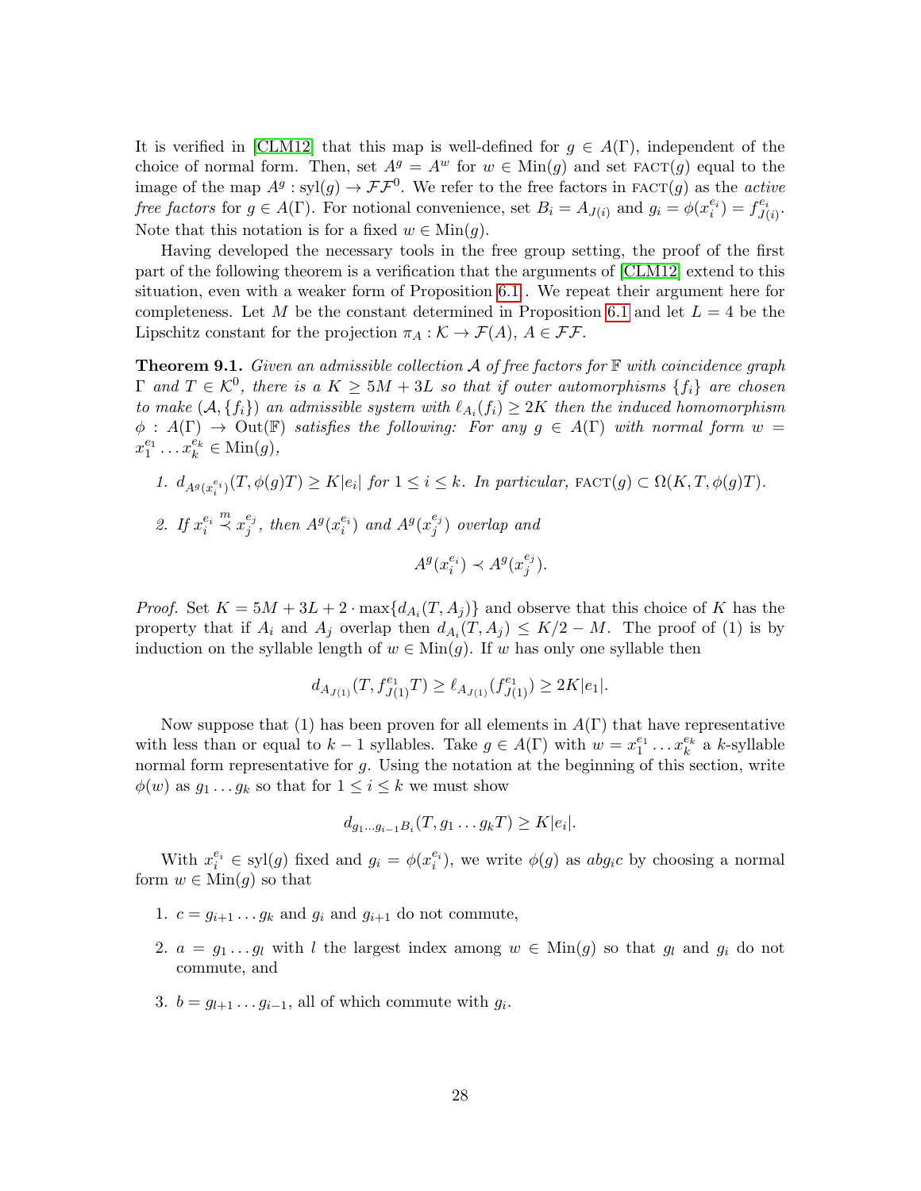It is verified in [CLM12] that this map is well-defined for $g \in A(\Gamma)$, independent of the choice of normal form. Then, set $A^g = A^w$ for $w \in \mathrm{Min}(g)$ and set $\textsc{fact}(g)$ equal to the image of the map $A^g : \mathrm{syl}(g) \to \mathcal{FF}^0$. We refer to the free factors in $\textsc{fact}(g)$ as the *active free factors* for $g \in A(\Gamma)$. For notional convenience, set $B_i = A_{J(i)}$ and $g_i = \phi(x_i^{e_i}) = f_{J(i)}^{e_i}$. Note that this notation is for a fixed $w \in \mathrm{Min}(g)$.

Having developed the necessary tools in the free group setting, the proof of the first part of the following theorem is a verification that the arguments of [CLM12] extend to this situation, even with a weaker form of Proposition 6.1 . We repeat their argument here for completeness. Let $M$ be the constant determined in Proposition 6.1 and let $L = 4$ be the Lipschitz constant for the projection $\pi_A : \mathcal{K} \to \mathcal{F}(A)$, $A \in \mathcal{FF}$.

**Theorem 9.1.** *Given an admissible collection $\mathcal{A}$ of free factors for $\mathbb{F}$ with coincidence graph $\Gamma$ and $T \in \mathcal{K}^0$, there is a $K \geq 5M + 3L$ so that if outer automorphisms $\{f_i\}$ are chosen to make $(\mathcal{A}, \{f_i\})$ an admissible system with $\ell_{A_i}(f_i) \geq 2K$ then the induced homomorphism $\phi : A(\Gamma) \to \mathrm{Out}(\mathbb{F})$ satisfies the following: For any $g \in A(\Gamma)$ with normal form $w = x_1^{e_1} \dots x_k^{e_k} \in \mathrm{Min}(g)$,*

1. *$d_{A^g(x_i^{e_i})}(T, \phi(g)T) \geq K|e_i|$ for $1 \leq i \leq k$. In particular, $\textsc{fact}(g) \subset \Omega(K, T, \phi(g)T)$.*
2. *If $x_i^{e_i} \overset{m}{\prec} x_j^{e_j}$, then $A^g(x_i^{e_i})$ and $A^g(x_j^{e_j})$ overlap and*

$$A^g(x_i^{e_i}) \prec A^g(x_j^{e_j}).$$

*Proof.* Set $K = 5M + 3L + 2 \cdot \max\{d_{A_i}(T, A_j)\}$ and observe that this choice of $K$ has the property that if $A_i$ and $A_j$ overlap then $d_{A_i}(T, A_j) \leq K/2 - M$. The proof of (1) is by induction on the syllable length of $w \in \mathrm{Min}(g)$. If $w$ has only one syllable then

$$d_{A_{J(1)}}(T, f_{J(1)}^{e_1} T) \geq \ell_{A_{J(1)}}(f_{J(1)}^{e_1}) \geq 2K|e_1|.$$

Now suppose that (1) has been proven for all elements in $A(\Gamma)$ that have representative with less than or equal to $k-1$ syllables. Take $g \in A(\Gamma)$ with $w = x_1^{e_1} \dots x_k^{e_k}$ a $k$-syllable normal form representative for $g$. Using the notation at the beginning of this section, write $\phi(w)$ as $g_1 \dots g_k$ so that for $1 \leq i \leq k$ we must show

$$d_{g_1 \dots g_{i-1} B_i}(T, g_1 \dots g_k T) \geq K|e_i|.$$

With $x_i^{e_i} \in \mathrm{syl}(g)$ fixed and $g_i = \phi(x_i^{e_i})$, we write $\phi(g)$ as $abg_ic$ by choosing a normal form $w \in \mathrm{Min}(g)$ so that

1. $c = g_{i+1} \dots g_k$ and $g_i$ and $g_{i+1}$ do not commute,
2. $a = g_1 \dots g_l$ with $l$ the largest index among $w \in \mathrm{Min}(g)$ so that $g_l$ and $g_i$ do not commute, and
3. $b = g_{l+1} \dots g_{i-1}$, all of which commute with $g_i$.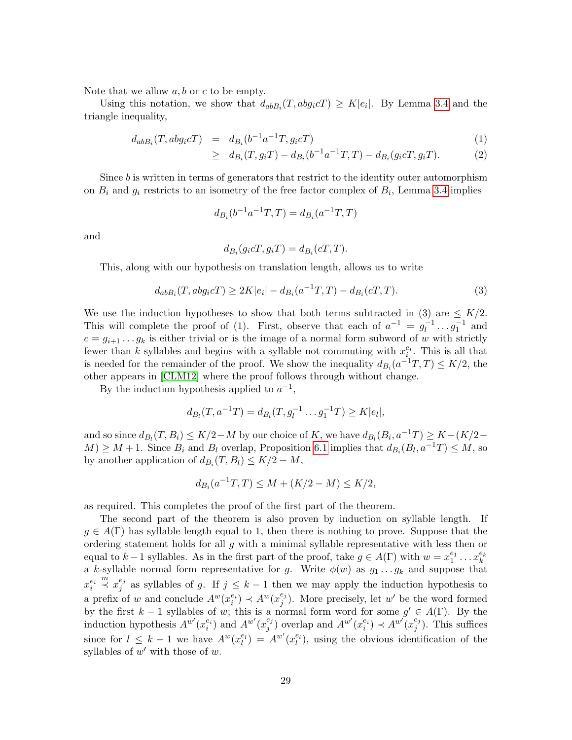Note that we allow $a, b$ or $c$ to be empty.

Using this notation, we show that $d_{abB_i}(T, abg_icT) \geq K|e_i|$. By Lemma 3.4 and the triangle inequality,

$$
\begin{aligned}
d_{abB_i}(T, abg_icT) &= d_{B_i}(b^{-1}a^{-1}T, g_icT) \quad (1)\\
&\geq d_{B_i}(T, g_iT) - d_{B_i}(b^{-1}a^{-1}T, T) - d_{B_i}(g_icT, g_iT). \quad (2)
\end{aligned}
$$

Since $b$ is written in terms of generators that restrict to the identity outer automorphism on $B_i$ and $g_i$ restricts to an isometry of the free factor complex of $B_i$, Lemma 3.4 implies

$$d_{B_i}(b^{-1}a^{-1}T, T) = d_{B_i}(a^{-1}T, T)$$

and

$$d_{B_i}(g_icT, g_iT) = d_{B_i}(cT, T).$$

This, along with our hypothesis on translation length, allows us to write

$$d_{abB_i}(T, abg_icT) \geq 2K|e_i| - d_{B_i}(a^{-1}T, T) - d_{B_i}(cT, T). \quad (3)$$

We use the induction hypotheses to show that both terms subtracted in (3) are $\leq K/2$. This will complete the proof of (1). First, observe that each of $a^{-1} = g_l^{-1} \dots g_1^{-1}$ and $c = g_{i+1} \dots g_k$ is either trivial or is the image of a normal form subword of $w$ with strictly fewer than $k$ syllables and begins with a syllable not commuting with $x_i^{e_i}$. This is all that is needed for the remainder of the proof. We show the inequality $d_{B_i}(a^{-1}T, T) \leq K/2$, the other appears in [CLM12] where the proof follows through without change.

By the induction hypothesis applied to $a^{-1}$,

$$d_{B_l}(T, a^{-1}T) = d_{B_l}(T, g_l^{-1} \dots g_1^{-1}T) \geq K|e_l|,$$

and so since $d_{B_l}(T, B_i) \leq K/2 - M$ by our choice of $K$, we have $d_{B_l}(B_i, a^{-1}T) \geq K - (K/2 - M) \geq M + 1$. Since $B_i$ and $B_l$ overlap, Proposition 6.1 implies that $d_{B_i}(B_l, a^{-1}T) \leq M$, so by another application of $d_{B_i}(T, B_l) \leq K/2 - M$,

$$d_{B_i}(a^{-1}T, T) \leq M + (K/2 - M) \leq K/2,$$

as required. This completes the proof of the first part of the theorem.

The second part of the theorem is also proven by induction on syllable length. If $g \in A(\Gamma)$ has syllable length equal to 1, then there is nothing to prove. Suppose that the ordering statement holds for all $g$ with a minimal syllable representative with less then or equal to $k-1$ syllables. As in the first part of the proof, take $g \in A(\Gamma)$ with $w = x_1^{e_1} \dots x_k^{e_k}$ a $k$-syllable normal form representative for $g$. Write $\phi(w)$ as $g_1 \dots g_k$ and suppose that $x_i^{e_i} \overset{m}{\prec} x_j^{e_j}$ as syllables of $g$. If $j \leq k-1$ then we may apply the induction hypothesis to a prefix of $w$ and conclude $A^w(x_i^{e_i}) \prec A^w(x_j^{e_j})$. More precisely, let $w'$ be the word formed by the first $k-1$ syllables of $w$; this is a normal form word for some $g' \in A(\Gamma)$. By the induction hypothesis $A^{w'}(x_i^{e_i})$ and $A^{w'}(x_j^{e_j})$ overlap and $A^{w'}(x_i^{e_i}) \prec A^{w'}(x_j^{e_j})$. This suffices since for $l \leq k-1$ we have $A^w(x_l^{e_l}) = A^{w'}(x_l^{e_l})$, using the obvious identification of the syllables of $w'$ with those of $w$.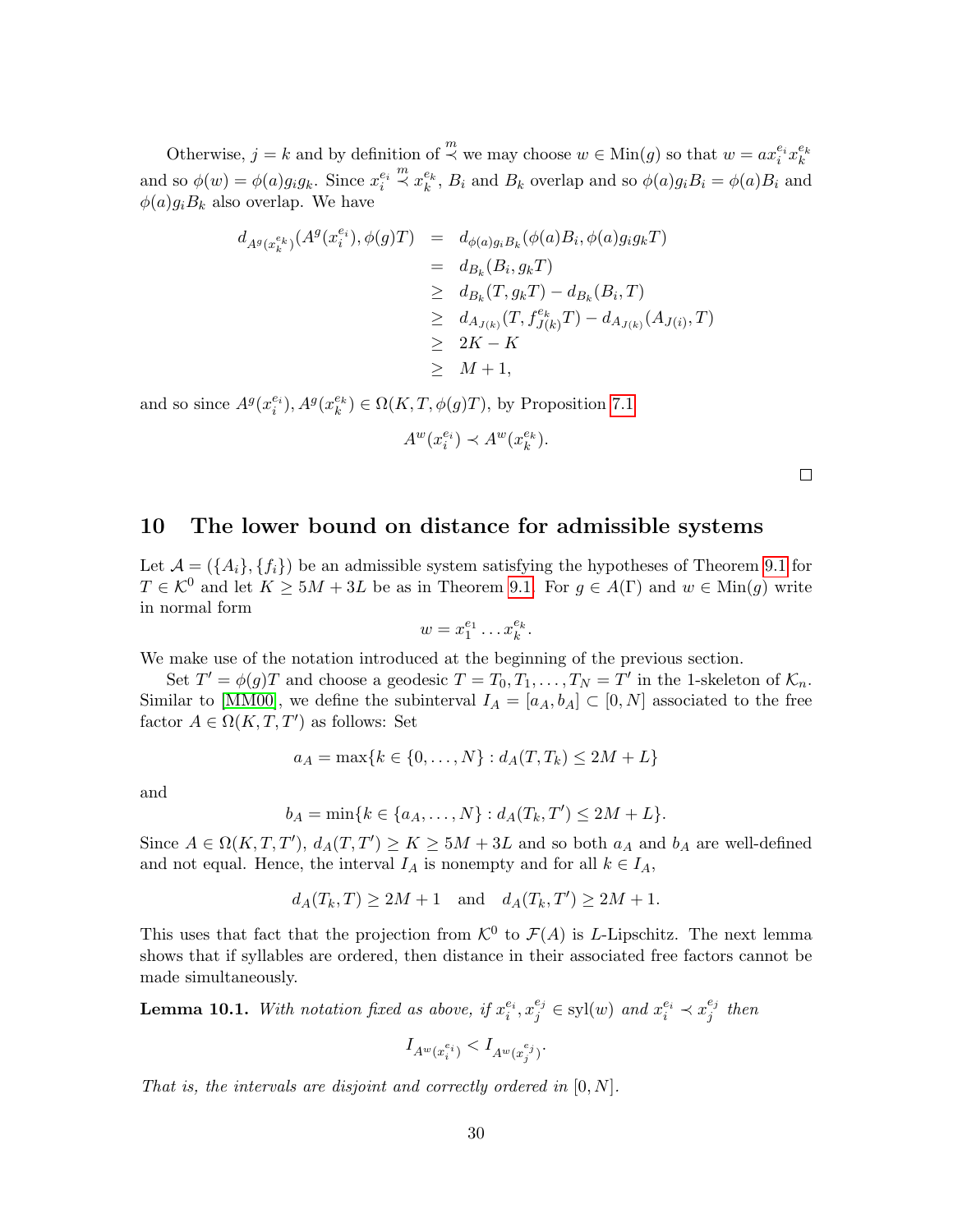Otherwise, $j = k$ and by definition of $\overset{m}{\prec}$ we may choose $w \in \mathrm{Min}(g)$ so that $w = a x_i^{e_i} x_k^{e_k}$ and so $\phi(w) = \phi(a) g_i g_k$. Since $x_i^{e_i} \overset{m}{\prec} x_k^{e_k}$, $B_i$ and $B_k$ overlap and so $\phi(a) g_i B_i = \phi(a) B_i$ and $\phi(a) g_i B_k$ also overlap. We have

$$
\begin{aligned}
d_{A^g(x_k^{e_k})}(A^g(x_i^{e_i}), \phi(g)T) &= d_{\phi(a) g_i B_k}(\phi(a) B_i, \phi(a) g_i g_k T) \\
&= d_{B_k}(B_i, g_k T) \\
&\geq d_{B_k}(T, g_k T) - d_{B_k}(B_i, T) \\
&\geq d_{A_{J(k)}}(T, f_{J(k)}^{e_k} T) - d_{A_{J(k)}}(A_{J(i)}, T) \\
&\geq 2K - K \\
&\geq M + 1,
\end{aligned}
$$

and so since $A^g(x_i^{e_i}), A^g(x_k^{e_k}) \in \Omega(K, T, \phi(g)T)$, by Proposition 7.1

$$A^w(x_i^{e_i}) \prec A^w(x_k^{e_k}).$$

□

## 10 The lower bound on distance for admissible systems

Let $\mathcal{A} = (\{A_i\}, \{f_i\})$ be an admissible system satisfying the hypotheses of Theorem 9.1 for $T \in \mathcal{K}^0$ and let $K \geq 5M + 3L$ be as in Theorem 9.1. For $g \in A(\Gamma)$ and $w \in \mathrm{Min}(g)$ write in normal form

$$w = x_1^{e_1} \dots x_k^{e_k}.$$

We make use of the notation introduced at the beginning of the previous section.

Set $T' = \phi(g)T$ and choose a geodesic $T = T_0, T_1, \dots, T_N = T'$ in the 1-skeleton of $\mathcal{K}_n$. Similar to [MM00], we define the subinterval $I_A = [a_A, b_A] \subset [0, N]$ associated to the free factor $A \in \Omega(K, T, T')$ as follows: Set

$$a_A = \max\{k \in \{0, \dots, N\} : d_A(T, T_k) \leq 2M + L\}$$

and

$$b_A = \min\{k \in \{a_A, \dots, N\} : d_A(T_k, T') \leq 2M + L\}.$$

Since $A \in \Omega(K, T, T')$, $d_A(T, T') \geq K \geq 5M + 3L$ and so both $a_A$ and $b_A$ are well-defined and not equal. Hence, the interval $I_A$ is nonempty and for all $k \in I_A$,

$$d_A(T_k, T) \geq 2M + 1 \quad \text{and} \quad d_A(T_k, T') \geq 2M + 1.$$

This uses that fact that the projection from $\mathcal{K}^0$ to $\mathcal{F}(A)$ is $L$-Lipschitz. The next lemma shows that if syllables are ordered, then distance in their associated free factors cannot be made simultaneously.

**Lemma 10.1.** *With notation fixed as above, if $x_i^{e_i}, x_j^{e_j} \in \mathrm{syl}(w)$ and $x_i^{e_i} \prec x_j^{e_j}$ then*

$$I_{A^w(x_i^{e_i})} < I_{A^w(x_j^{e_j})}.$$

*That is, the intervals are disjoint and correctly ordered in $[0, N]$.*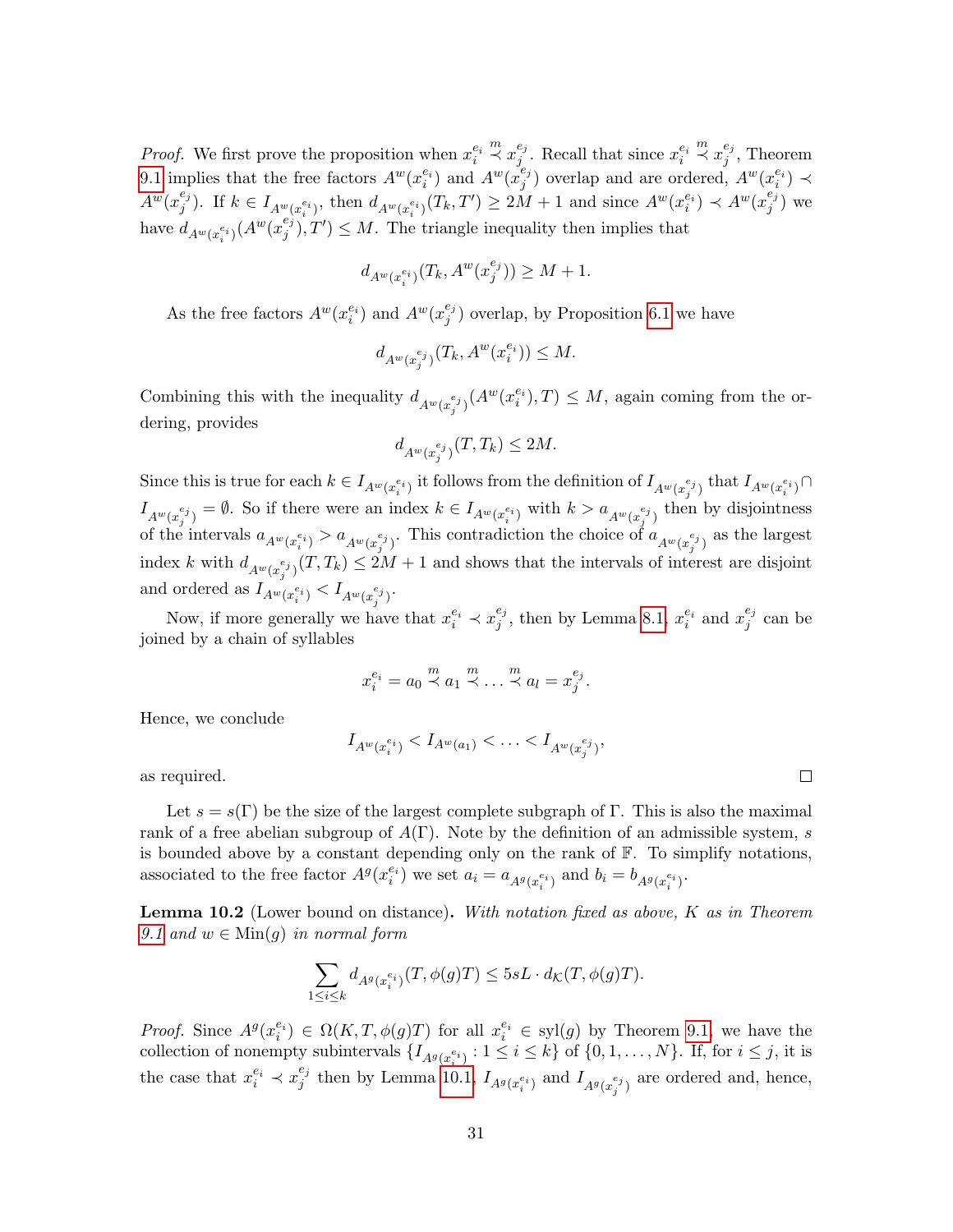*Proof.* We first prove the proposition when $x_i^{e_i} \overset{m}{\prec} x_j^{e_j}$. Recall that since $x_i^{e_i} \overset{m}{\prec} x_j^{e_j}$, Theorem 9.1 implies that the free factors $A^w(x_i^{e_i})$ and $A^w(x_j^{e_j})$ overlap and are ordered, $A^w(x_i^{e_i}) \prec A^w(x_j^{e_j})$. If $k \in I_{A^w(x_i^{e_i})}$, then $d_{A^w(x_i^{e_i})}(T_k, T') \geq 2M+1$ and since $A^w(x_i^{e_i}) \prec A^w(x_j^{e_j})$ we have $d_{A^w(x_i^{e_i})}(A^w(x_j^{e_j}), T') \leq M$. The triangle inequality then implies that

$$d_{A^w(x_i^{e_i})}(T_k, A^w(x_j^{e_j})) \geq M+1.$$

As the free factors $A^w(x_i^{e_i})$ and $A^w(x_j^{e_j})$ overlap, by Proposition 6.1 we have

$$d_{A^w(x_j^{e_j})}(T_k, A^w(x_i^{e_i})) \leq M.$$

Combining this with the inequality $d_{A^w(x_j^{e_j})}(A^w(x_i^{e_i}), T) \leq M$, again coming from the ordering, provides

$$d_{A^w(x_j^{e_j})}(T, T_k) \leq 2M.$$

Since this is true for each $k \in I_{A^w(x_i^{e_i})}$ it follows from the definition of $I_{A^w(x_j^{e_j})}$ that $I_{A^w(x_i^{e_i})} \cap I_{A^w(x_j^{e_j})} = \emptyset$. So if there were an index $k \in I_{A^w(x_i^{e_i})}$ with $k > a_{A^w(x_j^{e_j})}$ then by disjointness of the intervals $a_{A^w(x_i^{e_i})} > a_{A^w(x_j^{e_j})}$. This contradiction the choice of $a_{A^w(x_j^{e_j})}$ as the largest index $k$ with $d_{A^w(x_j^{e_j})}(T, T_k) \leq 2M+1$ and shows that the intervals of interest are disjoint and ordered as $I_{A^w(x_i^{e_i})} < I_{A^w(x_j^{e_j})}$.

Now, if more generally we have that $x_i^{e_i} \prec x_j^{e_j}$, then by Lemma 8.1, $x_i^{e_i}$ and $x_j^{e_j}$ can be joined by a chain of syllables

$$x_i^{e_i} = a_0 \overset{m}{\prec} a_1 \overset{m}{\prec} \ldots \overset{m}{\prec} a_l = x_j^{e_j}.$$

Hence, we conclude

$$I_{A^w(x_i^{e_i})} < I_{A^w(a_1)} < \ldots < I_{A^w(x_j^{e_j})},$$

as required. $\square$

Let $s = s(\Gamma)$ be the size of the largest complete subgraph of $\Gamma$. This is also the maximal rank of a free abelian subgroup of $A(\Gamma)$. Note by the definition of an admissible system, $s$ is bounded above by a constant depending only on the rank of $\mathbb{F}$. To simplify notations, associated to the free factor $A^g(x_i^{e_i})$ we set $a_i = a_{A^g(x_i^{e_i})}$ and $b_i = b_{A^g(x_i^{e_i})}$.

**Lemma 10.2** (Lower bound on distance)**.** *With notation fixed as above, $K$ as in Theorem 9.1 and $w \in \mathrm{Min}(g)$ in normal form*

$$\sum_{1 \leq i \leq k} d_{A^g(x_i^{e_i})}(T, \phi(g)T) \leq 5sL \cdot d_{\mathcal{K}}(T, \phi(g)T).$$

*Proof.* Since $A^g(x_i^{e_i}) \in \Omega(K, T, \phi(g)T)$ for all $x_i^{e_i} \in \mathrm{syl}(g)$ by Theorem 9.1, we have the collection of nonempty subintervals $\{I_{A^g(x_i^{e_i})} : 1 \leq i \leq k\}$ of $\{0, 1, \ldots, N\}$. If, for $i \leq j$, it is the case that $x_i^{e_i} \prec x_j^{e_j}$ then by Lemma 10.1, $I_{A^g(x_i^{e_i})}$ and $I_{A^g(x_j^{e_j})}$ are ordered and, hence,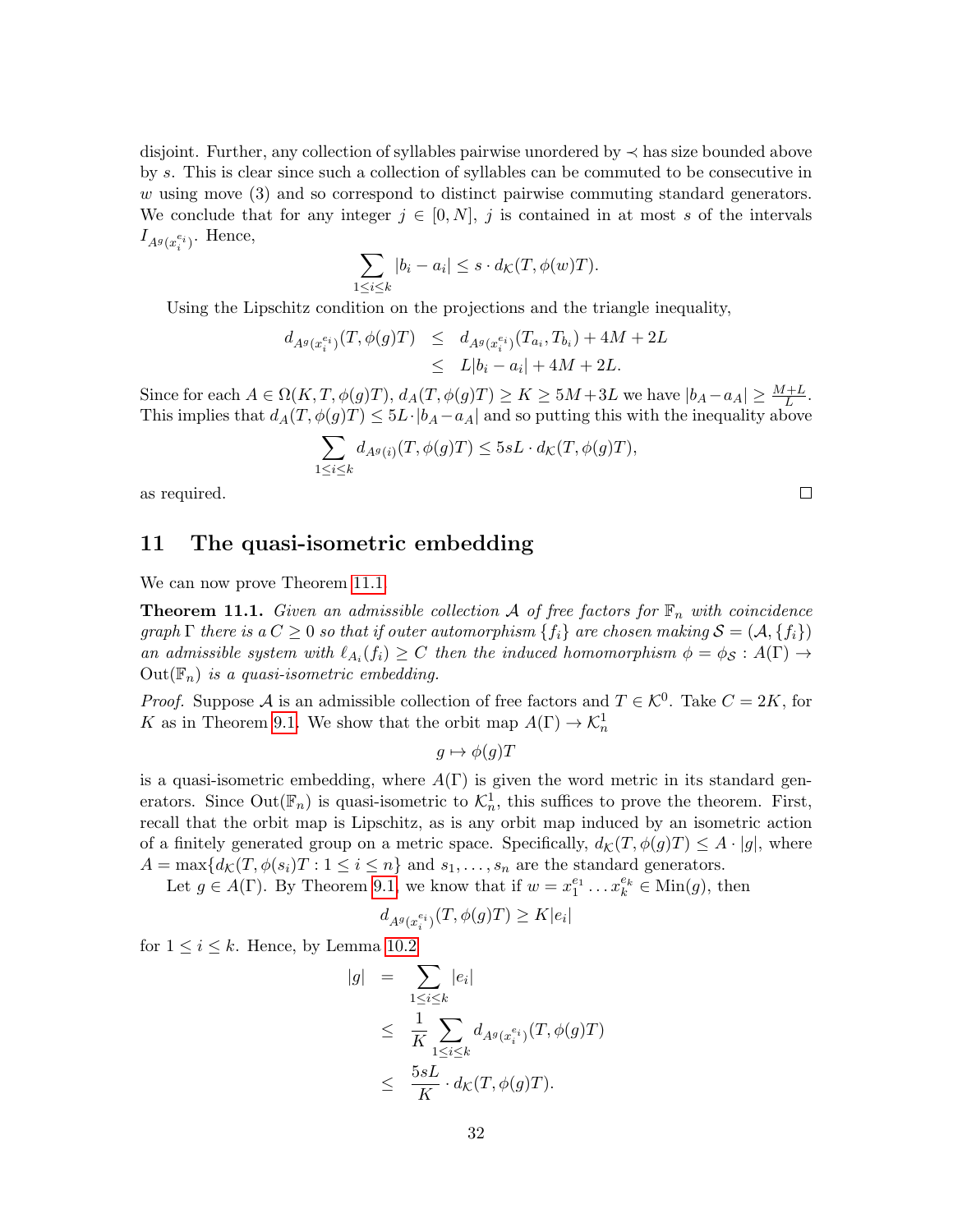disjoint. Further, any collection of syllables pairwise unordered by $\prec$ has size bounded above by $s$. This is clear since such a collection of syllables can be commuted to be consecutive in $w$ using move (3) and so correspond to distinct pairwise commuting standard generators. We conclude that for any integer $j \in [0, N]$, $j$ is contained in at most $s$ of the intervals $I_{A^g(x_i^{e_i})}$. Hence,

$$\sum_{1 \le i \le k} |b_i - a_i| \le s \cdot d_{\mathcal{K}}(T, \phi(w)T).$$

Using the Lipschitz condition on the projections and the triangle inequality,

$$\begin{aligned} d_{A^g(x_i^{e_i})}(T, \phi(g)T) &\le d_{A^g(x_i^{e_i})}(T_{a_i}, T_{b_i}) + 4M + 2L \\ &\le L|b_i - a_i| + 4M + 2L. \end{aligned}$$

Since for each $A \in \Omega(K, T, \phi(g)T)$, $d_A(T, \phi(g)T) \ge K \ge 5M + 3L$ we have $|b_A - a_A| \ge \frac{M+L}{L}$. This implies that $d_A(T, \phi(g)T) \le 5L \cdot |b_A - a_A|$ and so putting this with the inequality above

$$\sum_{1 \le i \le k} d_{A^g(i)}(T, \phi(g)T) \le 5sL \cdot d_{\mathcal{K}}(T, \phi(g)T),$$

as required. ∎

## 11 The quasi-isometric embedding

We can now prove Theorem 11.1.

**Theorem 11.1.** *Given an admissible collection $\mathcal{A}$ of free factors for $\mathbb{F}_n$ with coincidence graph $\Gamma$ there is a $C \ge 0$ so that if outer automorphism $\{f_i\}$ are chosen making $\mathcal{S} = (\mathcal{A}, \{f_i\})$ an admissible system with $\ell_{A_i}(f_i) \ge C$ then the induced homomorphism $\phi = \phi_{\mathcal{S}} : A(\Gamma) \to \mathrm{Out}(\mathbb{F}_n)$ is a quasi-isometric embedding.*

*Proof.* Suppose $\mathcal{A}$ is an admissible collection of free factors and $T \in \mathcal{K}^0$. Take $C = 2K$, for $K$ as in Theorem 9.1. We show that the orbit map $A(\Gamma) \to \mathcal{K}_n^1$

$$g \mapsto \phi(g)T$$

is a quasi-isometric embedding, where $A(\Gamma)$ is given the word metric in its standard generators. Since $\mathrm{Out}(\mathbb{F}_n)$ is quasi-isometric to $\mathcal{K}_n^1$, this suffices to prove the theorem. First, recall that the orbit map is Lipschitz, as is any orbit map induced by an isometric action of a finitely generated group on a metric space. Specifically, $d_{\mathcal{K}}(T, \phi(g)T) \le A \cdot |g|$, where $A = \max\{d_{\mathcal{K}}(T, \phi(s_i)T : 1 \le i \le n\}$ and $s_1, \ldots, s_n$ are the standard generators.

Let $g \in A(\Gamma)$. By Theorem 9.1, we know that if $w = x_1^{e_1} \ldots x_k^{e_k} \in \mathrm{Min}(g)$, then

$$d_{A^g(x_i^{e_i})}(T, \phi(g)T) \ge K|e_i|$$

for $1 \le i \le k$. Hence, by Lemma 10.2

$$\begin{aligned} |g| &= \sum_{1 \le i \le k} |e_i| \\ &\le \frac{1}{K} \sum_{1 \le i \le k} d_{A^g(x_i^{e_i})}(T, \phi(g)T) \\ &\le \frac{5sL}{K} \cdot d_{\mathcal{K}}(T, \phi(g)T). \end{aligned}$$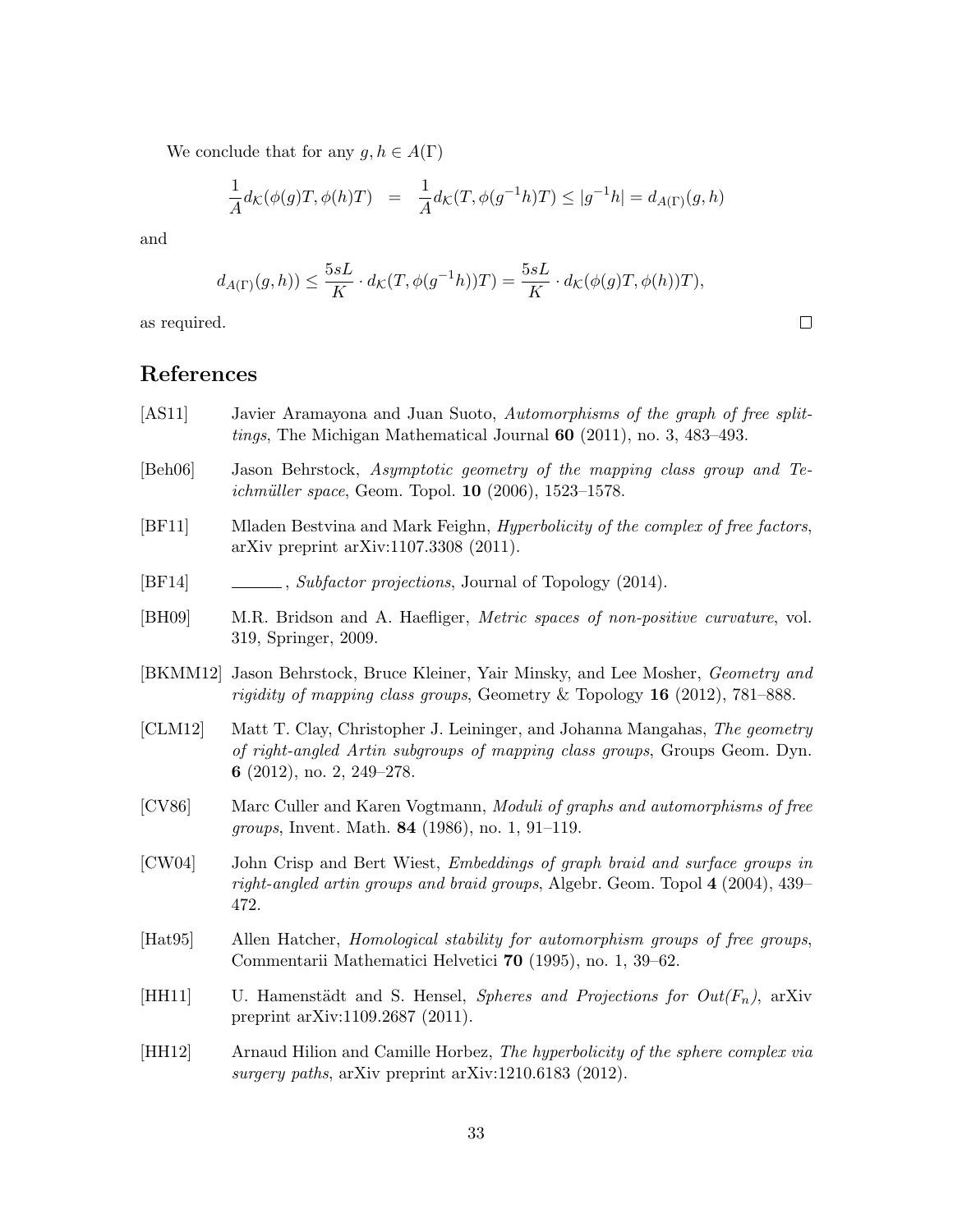We conclude that for any $g, h \in A(\Gamma)$

$$\frac{1}{A} d_{\mathcal{K}}(\phi(g)T, \phi(h)T) \;=\; \frac{1}{A} d_{\mathcal{K}}(T, \phi(g^{-1}h)T) \leq |g^{-1}h| = d_{A(\Gamma)}(g, h)$$

and

$$d_{A(\Gamma)}(g,h)) \leq \frac{5sL}{K} \cdot d_{\mathcal{K}}(T, \phi(g^{-1}h))T) = \frac{5sL}{K} \cdot d_{\mathcal{K}}(\phi(g)T, \phi(h))T),$$

as required. □

# References

[AS11] Javier Aramayona and Juan Suoto, *Automorphisms of the graph of free splittings*, The Michigan Mathematical Journal **60** (2011), no. 3, 483–493.

[Beh06] Jason Behrstock, *Asymptotic geometry of the mapping class group and Teichmüller space*, Geom. Topol. **10** (2006), 1523–1578.

[BF11] Mladen Bestvina and Mark Feighn, *Hyperbolicity of the complex of free factors*, arXiv preprint arXiv:1107.3308 (2011).

[BF14] ______, *Subfactor projections*, Journal of Topology (2014).

[BH09] M.R. Bridson and A. Haefliger, *Metric spaces of non-positive curvature*, vol. 319, Springer, 2009.

[BKMM12] Jason Behrstock, Bruce Kleiner, Yair Minsky, and Lee Mosher, *Geometry and rigidity of mapping class groups*, Geometry & Topology **16** (2012), 781–888.

[CLM12] Matt T. Clay, Christopher J. Leininger, and Johanna Mangahas, *The geometry of right-angled Artin subgroups of mapping class groups*, Groups Geom. Dyn. **6** (2012), no. 2, 249–278.

[CV86] Marc Culler and Karen Vogtmann, *Moduli of graphs and automorphisms of free groups*, Invent. Math. **84** (1986), no. 1, 91–119.

[CW04] John Crisp and Bert Wiest, *Embeddings of graph braid and surface groups in right-angled artin groups and braid groups*, Algebr. Geom. Topol **4** (2004), 439–472.

[Hat95] Allen Hatcher, *Homological stability for automorphism groups of free groups*, Commentarii Mathematici Helvetici **70** (1995), no. 1, 39–62.

[HH11] U. Hamenstädt and S. Hensel, *Spheres and Projections for Out($F_n$)*, arXiv preprint arXiv:1109.2687 (2011).

[HH12] Arnaud Hilion and Camille Horbez, *The hyperbolicity of the sphere complex via surgery paths*, arXiv preprint arXiv:1210.6183 (2012).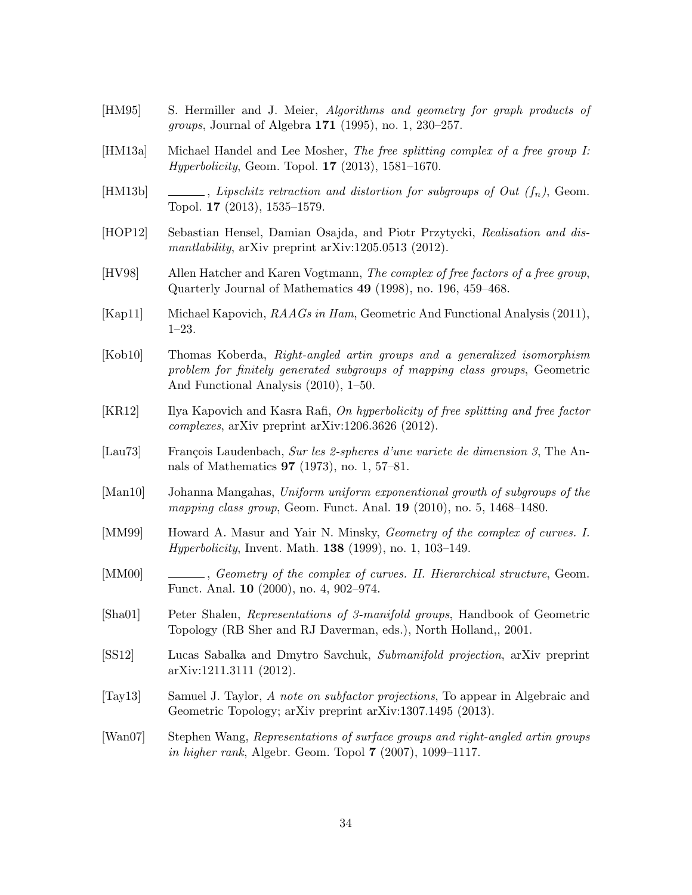[HM95] S. Hermiller and J. Meier, *Algorithms and geometry for graph products of groups*, Journal of Algebra **171** (1995), no. 1, 230–257.

[HM13a] Michael Handel and Lee Mosher, *The free splitting complex of a free group I: Hyperbolicity*, Geom. Topol. **17** (2013), 1581–1670.

[HM13b] ———, *Lipschitz retraction and distortion for subgroups of Out $(f_n)$*, Geom. Topol. **17** (2013), 1535–1579.

[HOP12] Sebastian Hensel, Damian Osajda, and Piotr Przytycki, *Realisation and dismantlability*, arXiv preprint arXiv:1205.0513 (2012).

[HV98] Allen Hatcher and Karen Vogtmann, *The complex of free factors of a free group*, Quarterly Journal of Mathematics **49** (1998), no. 196, 459–468.

[Kap11] Michael Kapovich, *RAAGs in Ham*, Geometric And Functional Analysis (2011), 1–23.

[Kob10] Thomas Koberda, *Right-angled artin groups and a generalized isomorphism problem for finitely generated subgroups of mapping class groups*, Geometric And Functional Analysis (2010), 1–50.

[KR12] Ilya Kapovich and Kasra Rafi, *On hyperbolicity of free splitting and free factor complexes*, arXiv preprint arXiv:1206.3626 (2012).

[Lau73] François Laudenbach, *Sur les 2-spheres d'une variete de dimension 3*, The Annals of Mathematics **97** (1973), no. 1, 57–81.

[Man10] Johanna Mangahas, *Uniform uniform exponentional growth of subgroups of the mapping class group*, Geom. Funct. Anal. **19** (2010), no. 5, 1468–1480.

[MM99] Howard A. Masur and Yair N. Minsky, *Geometry of the complex of curves. I. Hyperbolicity*, Invent. Math. **138** (1999), no. 1, 103–149.

[MM00] ———, *Geometry of the complex of curves. II. Hierarchical structure*, Geom. Funct. Anal. **10** (2000), no. 4, 902–974.

[Sha01] Peter Shalen, *Representations of 3-manifold groups*, Handbook of Geometric Topology (RB Sher and RJ Daverman, eds.), North Holland,, 2001.

[SS12] Lucas Sabalka and Dmytro Savchuk, *Submanifold projection*, arXiv preprint arXiv:1211.3111 (2012).

[Tay13] Samuel J. Taylor, *A note on subfactor projections*, To appear in Algebraic and Geometric Topology; arXiv preprint arXiv:1307.1495 (2013).

[Wan07] Stephen Wang, *Representations of surface groups and right-angled artin groups in higher rank*, Algebr. Geom. Topol **7** (2007), 1099–1117.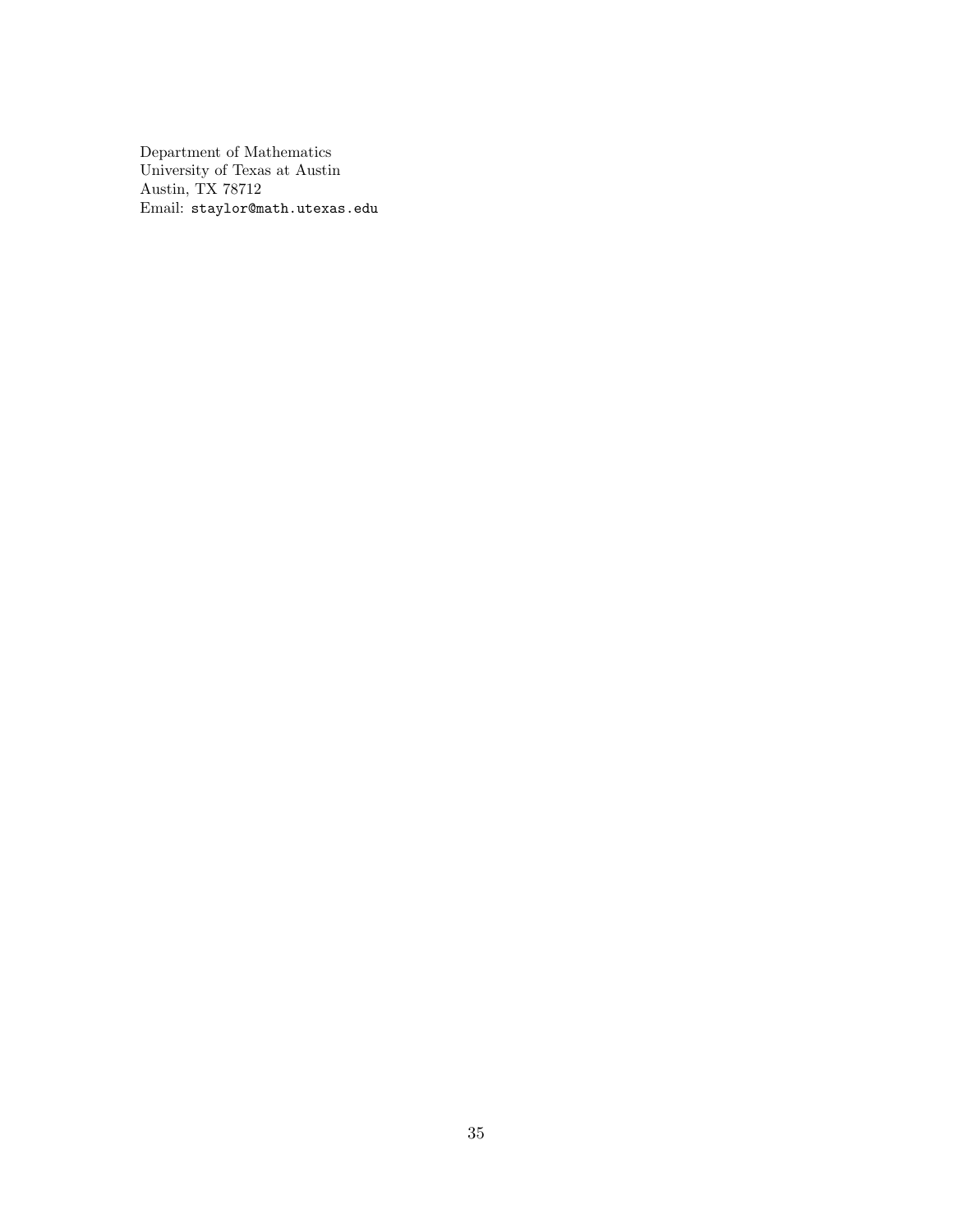Department of Mathematics
University of Texas at Austin
Austin, TX 78712
Email: `staylor@math.utexas.edu`